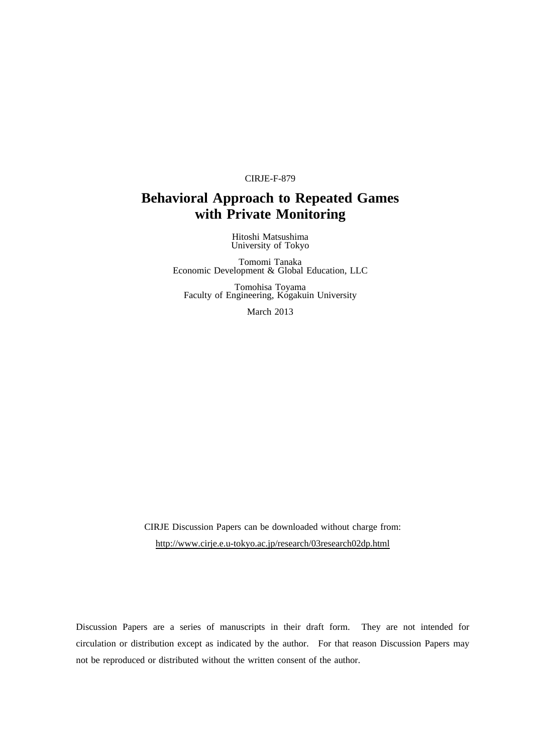CIRJE-F-879

# Behavioral Approach to Repeated Games with Private Monitoring

Hitoshi Matsushima
University of Tokyo

Tomomi Tanaka
Economic Development & Global Education, LLC

Tomohisa Toyama
Faculty of Engineering, Kogakuin University

March 2013

CIRJE Discussion Papers can be downloaded without charge from:

http://www.cirje.e.u-tokyo.ac.jp/research/03research02dp.html

Discussion Papers are a series of manuscripts in their draft form. They are not intended for circulation or distribution except as indicated by the author. For that reason Discussion Papers may not be reproduced or distributed without the written consent of the author.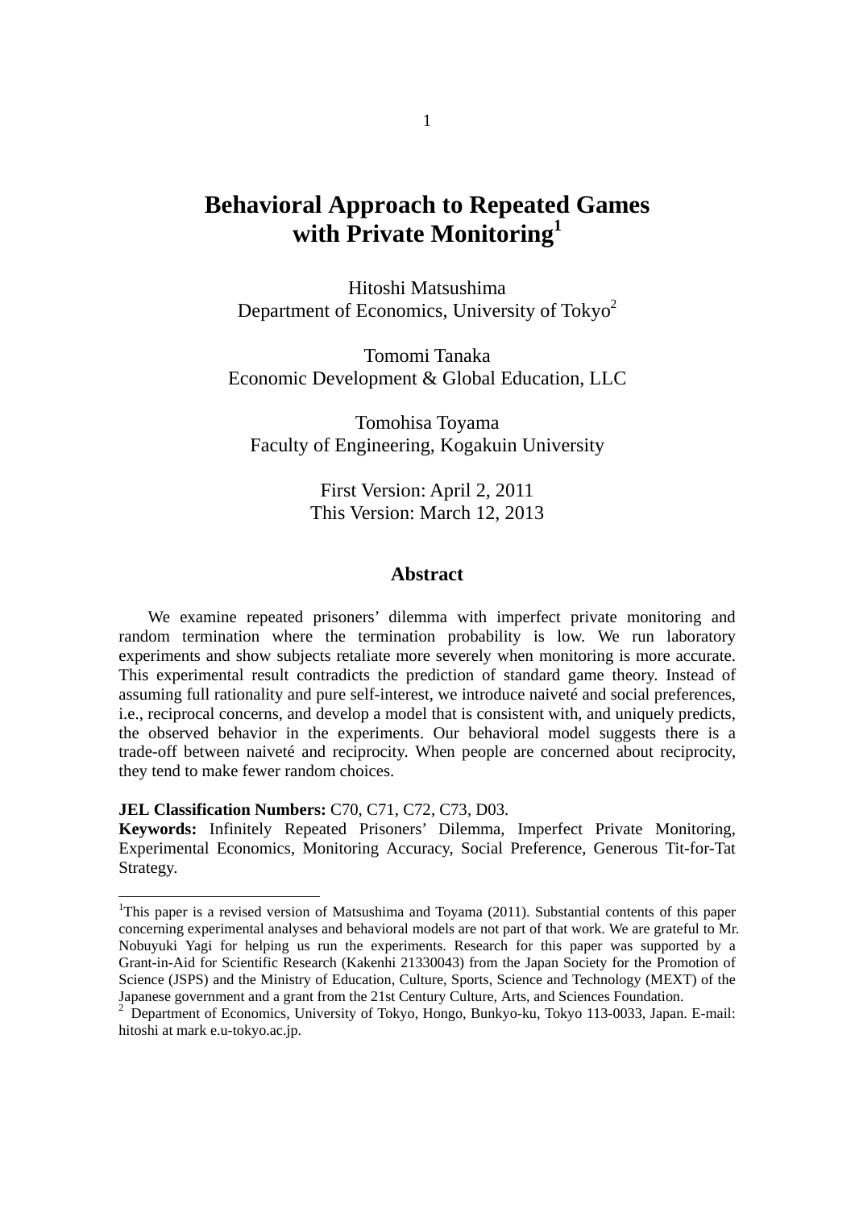# Behavioral Approach to Repeated Games with Private Monitoring[1]

Hitoshi Matsushima
Department of Economics, University of Tokyo[2]

Tomomi Tanaka
Economic Development & Global Education, LLC

Tomohisa Toyama
Faculty of Engineering, Kogakuin University

First Version: April 2, 2011
This Version: March 12, 2013

## Abstract

We examine repeated prisoners' dilemma with imperfect private monitoring and random termination where the termination probability is low. We run laboratory experiments and show subjects retaliate more severely when monitoring is more accurate. This experimental result contradicts the prediction of standard game theory. Instead of assuming full rationality and pure self-interest, we introduce naiveté and social preferences, i.e., reciprocal concerns, and develop a model that is consistent with, and uniquely predicts, the observed behavior in the experiments. Our behavioral model suggests there is a trade-off between naiveté and reciprocity. When people are concerned about reciprocity, they tend to make fewer random choices.

**JEL Classification Numbers:** C70, C71, C72, C73, D03.

**Keywords:** Infinitely Repeated Prisoners' Dilemma, Imperfect Private Monitoring, Experimental Economics, Monitoring Accuracy, Social Preference, Generous Tit-for-Tat Strategy.

---

[1]This paper is a revised version of Matsushima and Toyama (2011). Substantial contents of this paper concerning experimental analyses and behavioral models are not part of that work. We are grateful to Mr. Nobuyuki Yagi for helping us run the experiments. Research for this paper was supported by a Grant-in-Aid for Scientific Research (Kakenhi 21330043) from the Japan Society for the Promotion of Science (JSPS) and the Ministry of Education, Culture, Sports, Science and Technology (MEXT) of the Japanese government and a grant from the 21st Century Culture, Arts, and Sciences Foundation.

[2] Department of Economics, University of Tokyo, Hongo, Bunkyo-ku, Tokyo 113-0033, Japan. E-mail: hitoshi at mark e.u-tokyo.ac.jp.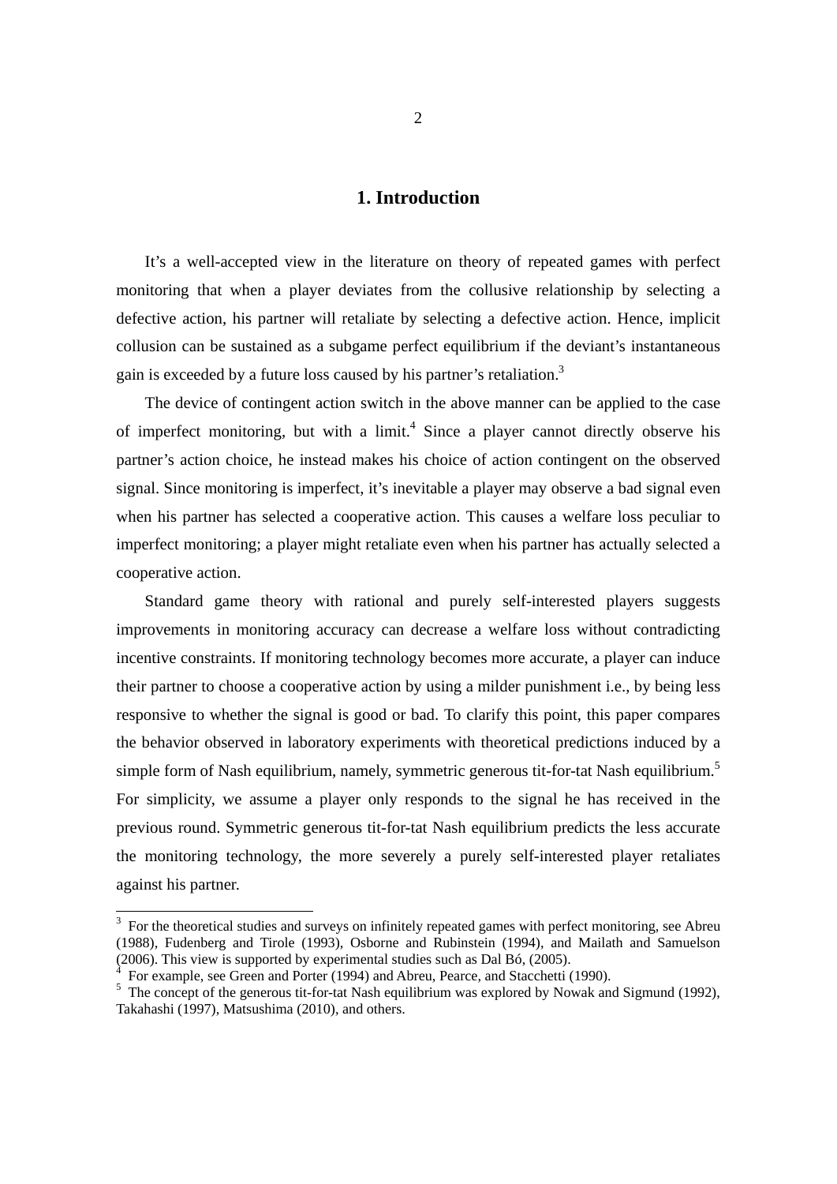# 1. Introduction

It's a well-accepted view in the literature on theory of repeated games with perfect monitoring that when a player deviates from the collusive relationship by selecting a defective action, his partner will retaliate by selecting a defective action. Hence, implicit collusion can be sustained as a subgame perfect equilibrium if the deviant's instantaneous gain is exceeded by a future loss caused by his partner's retaliation.[3]

The device of contingent action switch in the above manner can be applied to the case of imperfect monitoring, but with a limit.[4] Since a player cannot directly observe his partner's action choice, he instead makes his choice of action contingent on the observed signal. Since monitoring is imperfect, it's inevitable a player may observe a bad signal even when his partner has selected a cooperative action. This causes a welfare loss peculiar to imperfect monitoring; a player might retaliate even when his partner has actually selected a cooperative action.

Standard game theory with rational and purely self-interested players suggests improvements in monitoring accuracy can decrease a welfare loss without contradicting incentive constraints. If monitoring technology becomes more accurate, a player can induce their partner to choose a cooperative action by using a milder punishment i.e., by being less responsive to whether the signal is good or bad. To clarify this point, this paper compares the behavior observed in laboratory experiments with theoretical predictions induced by a simple form of Nash equilibrium, namely, symmetric generous tit-for-tat Nash equilibrium.[5] For simplicity, we assume a player only responds to the signal he has received in the previous round. Symmetric generous tit-for-tat Nash equilibrium predicts the less accurate the monitoring technology, the more severely a purely self-interested player retaliates against his partner.

---

[3] For the theoretical studies and surveys on infinitely repeated games with perfect monitoring, see Abreu (1988), Fudenberg and Tirole (1993), Osborne and Rubinstein (1994), and Mailath and Samuelson (2006). This view is supported by experimental studies such as Dal Bó, (2005).

[4] For example, see Green and Porter (1994) and Abreu, Pearce, and Stacchetti (1990).

[5] The concept of the generous tit-for-tat Nash equilibrium was explored by Nowak and Sigmund (1992), Takahashi (1997), Matsushima (2010), and others.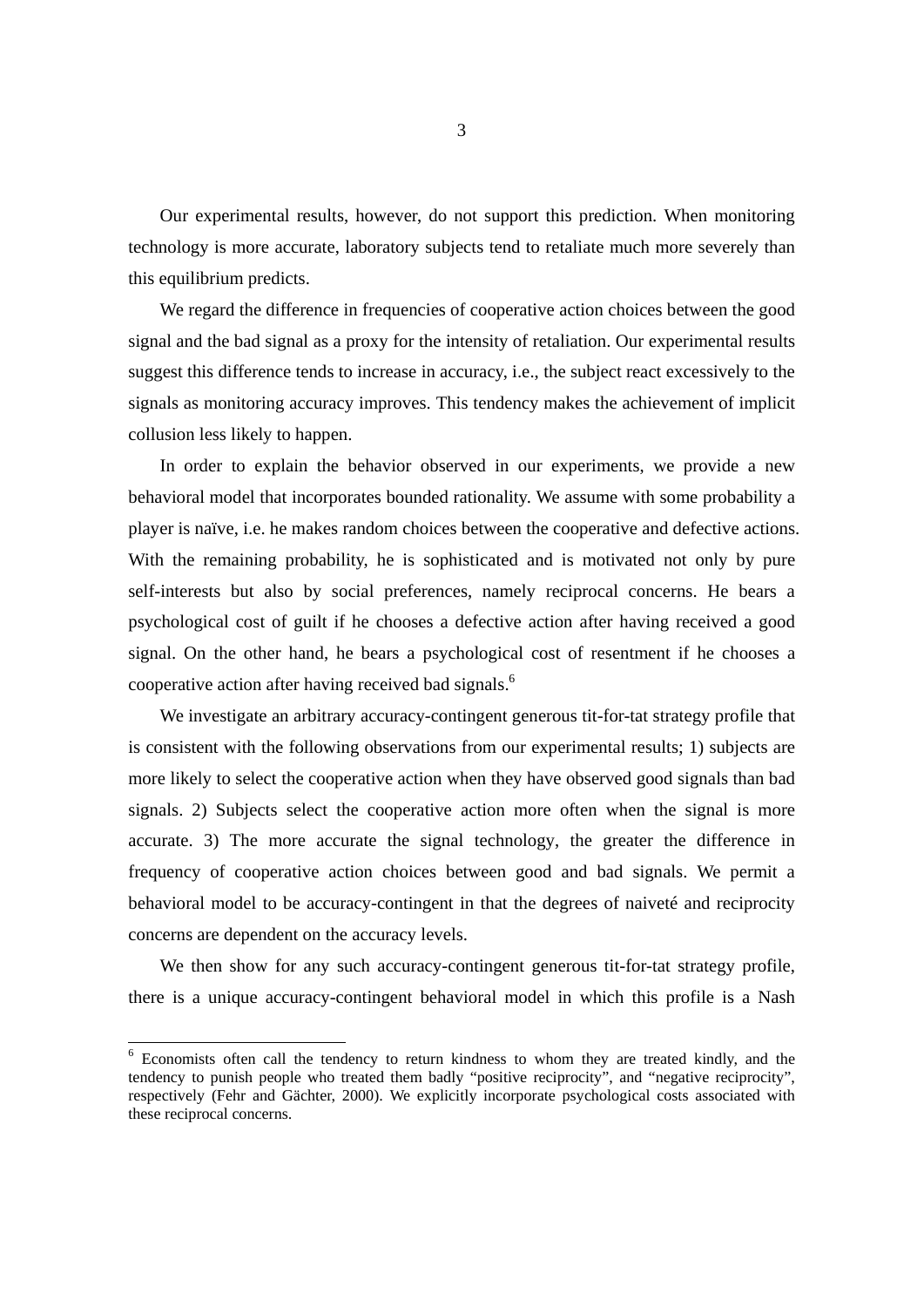Our experimental results, however, do not support this prediction. When monitoring technology is more accurate, laboratory subjects tend to retaliate much more severely than this equilibrium predicts.

We regard the difference in frequencies of cooperative action choices between the good signal and the bad signal as a proxy for the intensity of retaliation. Our experimental results suggest this difference tends to increase in accuracy, i.e., the subject react excessively to the signals as monitoring accuracy improves. This tendency makes the achievement of implicit collusion less likely to happen.

In order to explain the behavior observed in our experiments, we provide a new behavioral model that incorporates bounded rationality. We assume with some probability a player is naïve, i.e. he makes random choices between the cooperative and defective actions. With the remaining probability, he is sophisticated and is motivated not only by pure self-interests but also by social preferences, namely reciprocal concerns. He bears a psychological cost of guilt if he chooses a defective action after having received a good signal. On the other hand, he bears a psychological cost of resentment if he chooses a cooperative action after having received bad signals.[6]

We investigate an arbitrary accuracy-contingent generous tit-for-tat strategy profile that is consistent with the following observations from our experimental results; 1) subjects are more likely to select the cooperative action when they have observed good signals than bad signals. 2) Subjects select the cooperative action more often when the signal is more accurate. 3) The more accurate the signal technology, the greater the difference in frequency of cooperative action choices between good and bad signals. We permit a behavioral model to be accuracy-contingent in that the degrees of naiveté and reciprocity concerns are dependent on the accuracy levels.

We then show for any such accuracy-contingent generous tit-for-tat strategy profile, there is a unique accuracy-contingent behavioral model in which this profile is a Nash

---

[6] Economists often call the tendency to return kindness to whom they are treated kindly, and the tendency to punish people who treated them badly "positive reciprocity", and "negative reciprocity", respectively (Fehr and Gächter, 2000). We explicitly incorporate psychological costs associated with these reciprocal concerns.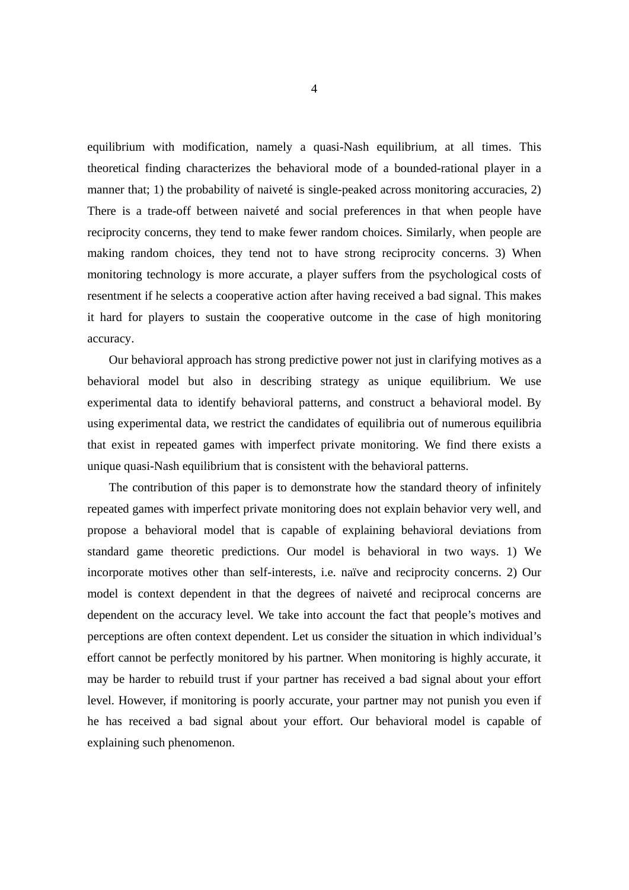equilibrium with modification, namely a quasi-Nash equilibrium, at all times. This theoretical finding characterizes the behavioral mode of a bounded-rational player in a manner that; 1) the probability of naiveté is single-peaked across monitoring accuracies, 2) There is a trade-off between naiveté and social preferences in that when people have reciprocity concerns, they tend to make fewer random choices. Similarly, when people are making random choices, they tend not to have strong reciprocity concerns. 3) When monitoring technology is more accurate, a player suffers from the psychological costs of resentment if he selects a cooperative action after having received a bad signal. This makes it hard for players to sustain the cooperative outcome in the case of high monitoring accuracy.

Our behavioral approach has strong predictive power not just in clarifying motives as a behavioral model but also in describing strategy as unique equilibrium. We use experimental data to identify behavioral patterns, and construct a behavioral model. By using experimental data, we restrict the candidates of equilibria out of numerous equilibria that exist in repeated games with imperfect private monitoring. We find there exists a unique quasi-Nash equilibrium that is consistent with the behavioral patterns.

The contribution of this paper is to demonstrate how the standard theory of infinitely repeated games with imperfect private monitoring does not explain behavior very well, and propose a behavioral model that is capable of explaining behavioral deviations from standard game theoretic predictions. Our model is behavioral in two ways. 1) We incorporate motives other than self-interests, i.e. naïve and reciprocity concerns. 2) Our model is context dependent in that the degrees of naiveté and reciprocal concerns are dependent on the accuracy level. We take into account the fact that people's motives and perceptions are often context dependent. Let us consider the situation in which individual's effort cannot be perfectly monitored by his partner. When monitoring is highly accurate, it may be harder to rebuild trust if your partner has received a bad signal about your effort level. However, if monitoring is poorly accurate, your partner may not punish you even if he has received a bad signal about your effort. Our behavioral model is capable of explaining such phenomenon.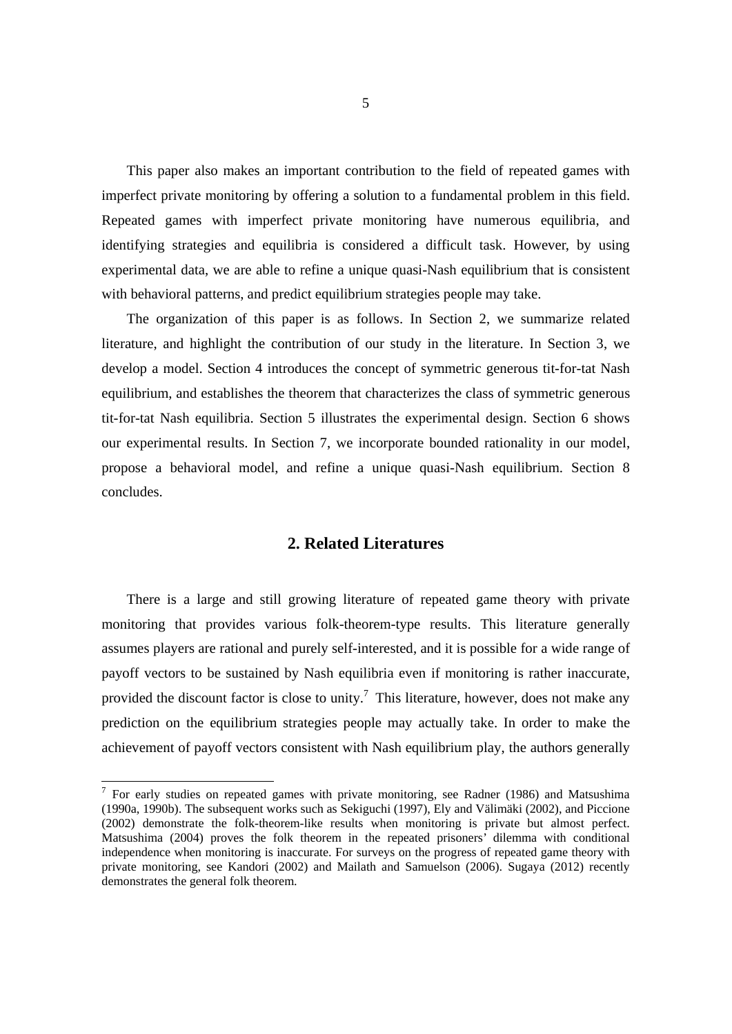This paper also makes an important contribution to the field of repeated games with imperfect private monitoring by offering a solution to a fundamental problem in this field. Repeated games with imperfect private monitoring have numerous equilibria, and identifying strategies and equilibria is considered a difficult task. However, by using experimental data, we are able to refine a unique quasi-Nash equilibrium that is consistent with behavioral patterns, and predict equilibrium strategies people may take.

The organization of this paper is as follows. In Section 2, we summarize related literature, and highlight the contribution of our study in the literature. In Section 3, we develop a model. Section 4 introduces the concept of symmetric generous tit-for-tat Nash equilibrium, and establishes the theorem that characterizes the class of symmetric generous tit-for-tat Nash equilibria. Section 5 illustrates the experimental design. Section 6 shows our experimental results. In Section 7, we incorporate bounded rationality in our model, propose a behavioral model, and refine a unique quasi-Nash equilibrium. Section 8 concludes.

## 2. Related Literatures

There is a large and still growing literature of repeated game theory with private monitoring that provides various folk-theorem-type results. This literature generally assumes players are rational and purely self-interested, and it is possible for a wide range of payoff vectors to be sustained by Nash equilibria even if monitoring is rather inaccurate, provided the discount factor is close to unity.[7] This literature, however, does not make any prediction on the equilibrium strategies people may actually take. In order to make the achievement of payoff vectors consistent with Nash equilibrium play, the authors generally

---

[7] For early studies on repeated games with private monitoring, see Radner (1986) and Matsushima (1990a, 1990b). The subsequent works such as Sekiguchi (1997), Ely and Välimäki (2002), and Piccione (2002) demonstrate the folk-theorem-like results when monitoring is private but almost perfect. Matsushima (2004) proves the folk theorem in the repeated prisoners' dilemma with conditional independence when monitoring is inaccurate. For surveys on the progress of repeated game theory with private monitoring, see Kandori (2002) and Mailath and Samuelson (2006). Sugaya (2012) recently demonstrates the general folk theorem.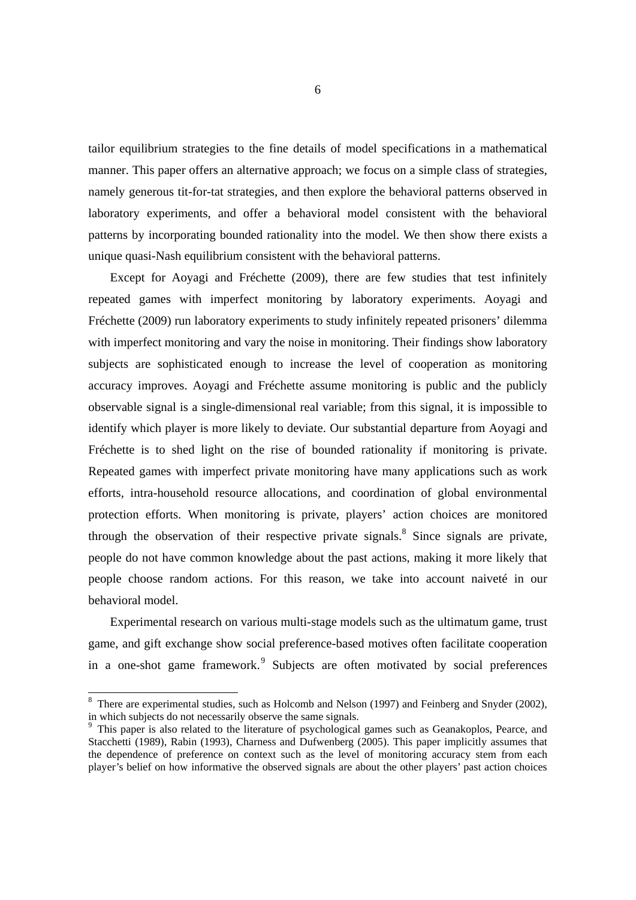tailor equilibrium strategies to the fine details of model specifications in a mathematical manner. This paper offers an alternative approach; we focus on a simple class of strategies, namely generous tit-for-tat strategies, and then explore the behavioral patterns observed in laboratory experiments, and offer a behavioral model consistent with the behavioral patterns by incorporating bounded rationality into the model. We then show there exists a unique quasi-Nash equilibrium consistent with the behavioral patterns.

Except for Aoyagi and Fréchette (2009), there are few studies that test infinitely repeated games with imperfect monitoring by laboratory experiments. Aoyagi and Fréchette (2009) run laboratory experiments to study infinitely repeated prisoners' dilemma with imperfect monitoring and vary the noise in monitoring. Their findings show laboratory subjects are sophisticated enough to increase the level of cooperation as monitoring accuracy improves. Aoyagi and Fréchette assume monitoring is public and the publicly observable signal is a single-dimensional real variable; from this signal, it is impossible to identify which player is more likely to deviate. Our substantial departure from Aoyagi and Fréchette is to shed light on the rise of bounded rationality if monitoring is private. Repeated games with imperfect private monitoring have many applications such as work efforts, intra-household resource allocations, and coordination of global environmental protection efforts. When monitoring is private, players' action choices are monitored through the observation of their respective private signals.[8] Since signals are private, people do not have common knowledge about the past actions, making it more likely that people choose random actions. For this reason, we take into account naiveté in our behavioral model.

Experimental research on various multi-stage models such as the ultimatum game, trust game, and gift exchange show social preference-based motives often facilitate cooperation in a one-shot game framework.[9] Subjects are often motivated by social preferences

[8] There are experimental studies, such as Holcomb and Nelson (1997) and Feinberg and Snyder (2002), in which subjects do not necessarily observe the same signals.

[9] This paper is also related to the literature of psychological games such as Geanakoplos, Pearce, and Stacchetti (1989), Rabin (1993), Charness and Dufwenberg (2005). This paper implicitly assumes that the dependence of preference on context such as the level of monitoring accuracy stem from each player's belief on how informative the observed signals are about the other players' past action choices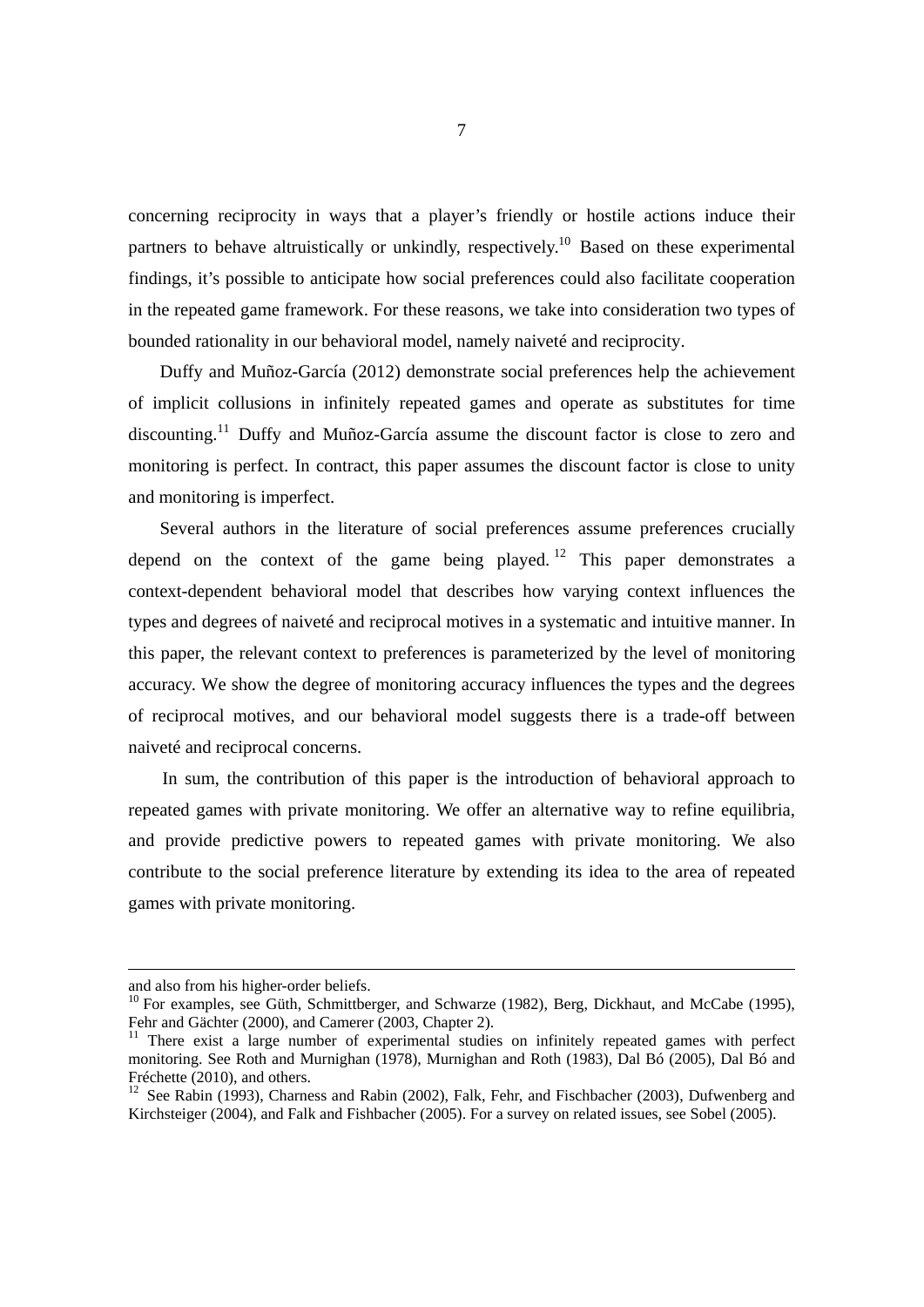concerning reciprocity in ways that a player's friendly or hostile actions induce their partners to behave altruistically or unkindly, respectively.[10] Based on these experimental findings, it's possible to anticipate how social preferences could also facilitate cooperation in the repeated game framework. For these reasons, we take into consideration two types of bounded rationality in our behavioral model, namely naiveté and reciprocity.

Duffy and Muñoz-García (2012) demonstrate social preferences help the achievement of implicit collusions in infinitely repeated games and operate as substitutes for time discounting.[11] Duffy and Muñoz-García assume the discount factor is close to zero and monitoring is perfect. In contract, this paper assumes the discount factor is close to unity and monitoring is imperfect.

Several authors in the literature of social preferences assume preferences crucially depend on the context of the game being played.[12] This paper demonstrates a context-dependent behavioral model that describes how varying context influences the types and degrees of naiveté and reciprocal motives in a systematic and intuitive manner. In this paper, the relevant context to preferences is parameterized by the level of monitoring accuracy. We show the degree of monitoring accuracy influences the types and the degrees of reciprocal motives, and our behavioral model suggests there is a trade-off between naiveté and reciprocal concerns.

In sum, the contribution of this paper is the introduction of behavioral approach to repeated games with private monitoring. We offer an alternative way to refine equilibria, and provide predictive powers to repeated games with private monitoring. We also contribute to the social preference literature by extending its idea to the area of repeated games with private monitoring.

---

and also from his higher-order beliefs.

[10] For examples, see Güth, Schmittberger, and Schwarze (1982), Berg, Dickhaut, and McCabe (1995), Fehr and Gächter (2000), and Camerer (2003, Chapter 2).

[11] There exist a large number of experimental studies on infinitely repeated games with perfect monitoring. See Roth and Murnighan (1978), Murnighan and Roth (1983), Dal Bó (2005), Dal Bó and Fréchette (2010), and others.

[12] See Rabin (1993), Charness and Rabin (2002), Falk, Fehr, and Fischbacher (2003), Dufwenberg and Kirchsteiger (2004), and Falk and Fishbacher (2005). For a survey on related issues, see Sobel (2005).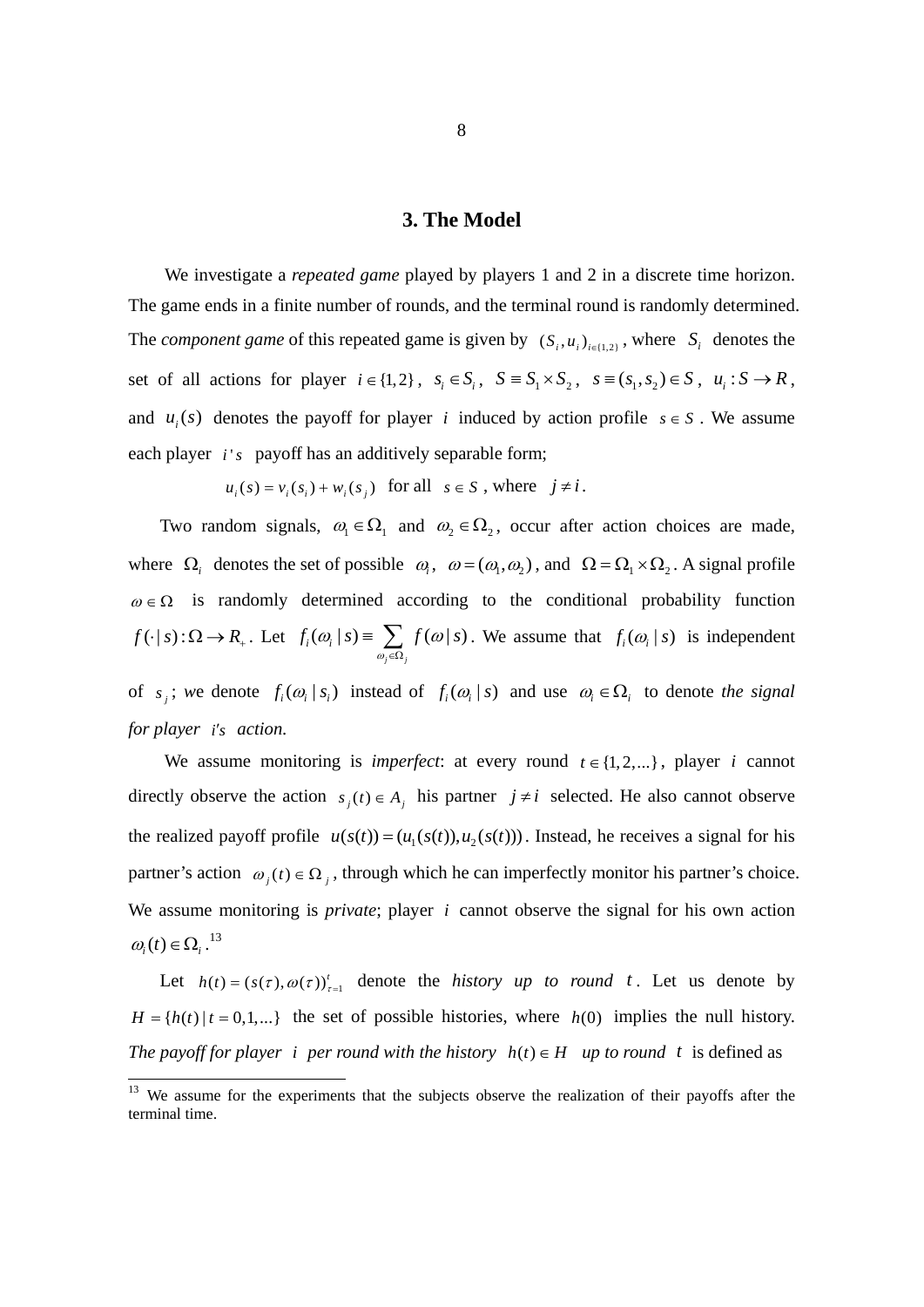## 3. The Model

We investigate a *repeated game* played by players 1 and 2 in a discrete time horizon. The game ends in a finite number of rounds, and the terminal round is randomly determined. The *component game* of this repeated game is given by $(S_i, u_i)_{i\in\{1,2\}}$, where $S_i$ denotes the set of all actions for player $i \in \{1,2\}$, $s_i \in S_i$, $S \equiv S_1 \times S_2$, $s \equiv (s_1, s_2) \in S$, $u_i : S \to R$, and $u_i(s)$ denotes the payoff for player $i$ induced by action profile $s \in S$. We assume each player $i$'s payoff has an additively separable form;

$$u_i(s) = v_i(s_i) + w_i(s_j) \text{ for all } s \in S \text{, where } j \neq i.$$

Two random signals, $\omega_1 \in \Omega_1$ and $\omega_2 \in \Omega_2$, occur after action choices are made, where $\Omega_i$ denotes the set of possible $\omega_i$, $\omega = (\omega_1, \omega_2)$, and $\Omega = \Omega_1 \times \Omega_2$. A signal profile $\omega \in \Omega$ is randomly determined according to the conditional probability function $f(\cdot \mid s) : \Omega \to R_+$. Let $f_i(\omega_i \mid s) \equiv \sum_{\omega_j \in \Omega_j} f(\omega \mid s)$. We assume that $f_i(\omega_i \mid s)$ is independent of $s_j$; we denote $f_i(\omega_i \mid s_i)$ instead of $f_i(\omega_i \mid s)$ and use $\omega_i \in \Omega_i$ to denote *the signal for player* $i$'s *action.*

We assume monitoring is *imperfect*: at every round $t \in \{1,2,...\}$, player $i$ cannot directly observe the action $s_j(t) \in A_j$ his partner $j \neq i$ selected. He also cannot observe the realized payoff profile $u(s(t)) = (u_1(s(t)), u_2(s(t)))$. Instead, he receives a signal for his partner's action $\omega_j(t) \in \Omega_j$, through which he can imperfectly monitor his partner's choice. We assume monitoring is *private*; player $i$ cannot observe the signal for his own action $\omega_i(t) \in \Omega_i$.[13]

Let $h(t) = (s(\tau), \omega(\tau))_{\tau=1}^{t}$ denote the *history up to round* $t$. Let us denote by $H = \{h(t) \mid t = 0,1,...\}$ the set of possible histories, where $h(0)$ implies the null history. *The payoff for player* $i$ *per round with the history* $h(t) \in H$ *up to round* $t$ is defined as

[13] We assume for the experiments that the subjects observe the realization of their payoffs after the terminal time.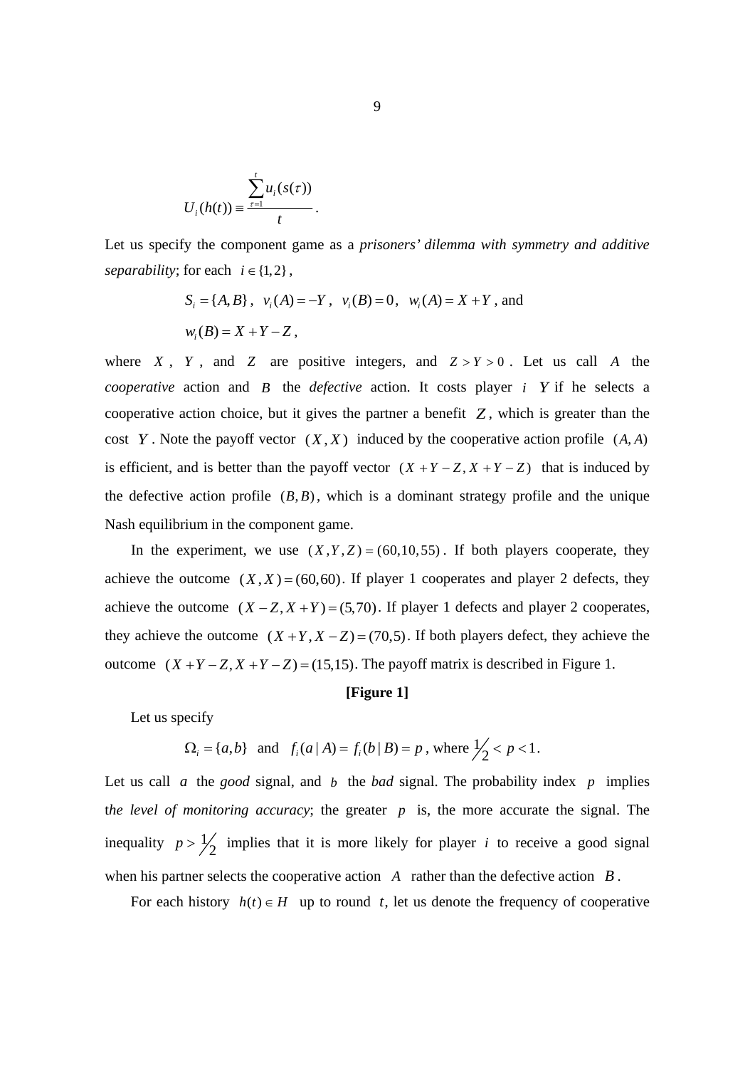$$U_i(h(t)) \equiv \frac{\sum_{\tau=1}^{t} u_i(s(\tau))}{t}.$$

Let us specify the component game as a *prisoners' dilemma with symmetry and additive separability*; for each $i \in \{1,2\}$,

$$S_i = \{A, B\},\ \ v_i(A) = -Y,\ \ v_i(B) = 0,\ \ w_i(A) = X + Y, \text{ and}$$

$$w_i(B) = X + Y - Z,$$

where $X$, $Y$, and $Z$ are positive integers, and $Z > Y > 0$. Let us call $A$ the *cooperative* action and $B$ the *defective* action. It costs player $i$ $Y$ if he selects a cooperative action choice, but it gives the partner a benefit $Z$, which is greater than the cost $Y$. Note the payoff vector $(X, X)$ induced by the cooperative action profile $(A, A)$ is efficient, and is better than the payoff vector $(X+Y-Z, X+Y-Z)$ that is induced by the defective action profile $(B, B)$, which is a dominant strategy profile and the unique Nash equilibrium in the component game.

In the experiment, we use $(X, Y, Z) = (60, 10, 55)$. If both players cooperate, they achieve the outcome $(X, X) = (60, 60)$. If player 1 cooperates and player 2 defects, they achieve the outcome $(X - Z, X + Y) = (5, 70)$. If player 1 defects and player 2 cooperates, they achieve the outcome $(X + Y, X - Z) = (70, 5)$. If both players defect, they achieve the outcome $(X + Y - Z, X + Y - Z) = (15, 15)$. The payoff matrix is described in Figure 1.

**[Figure 1]**

Let us specify

$$\Omega_i = \{a, b\} \ \text{ and } \ f_i(a \mid A) = f_i(b \mid B) = p, \text{ where } \tfrac{1}{2} < p < 1.$$

Let us call $a$ the *good* signal, and $b$ the *bad* signal. The probability index $p$ implies t*he level of monitoring accuracy*; the greater $p$ is, the more accurate the signal. The inequality $p > \tfrac{1}{2}$ implies that it is more likely for player $i$ to receive a good signal when his partner selects the cooperative action $A$ rather than the defective action $B$.

For each history $h(t) \in H$ up to round $t$, let us denote the frequency of cooperative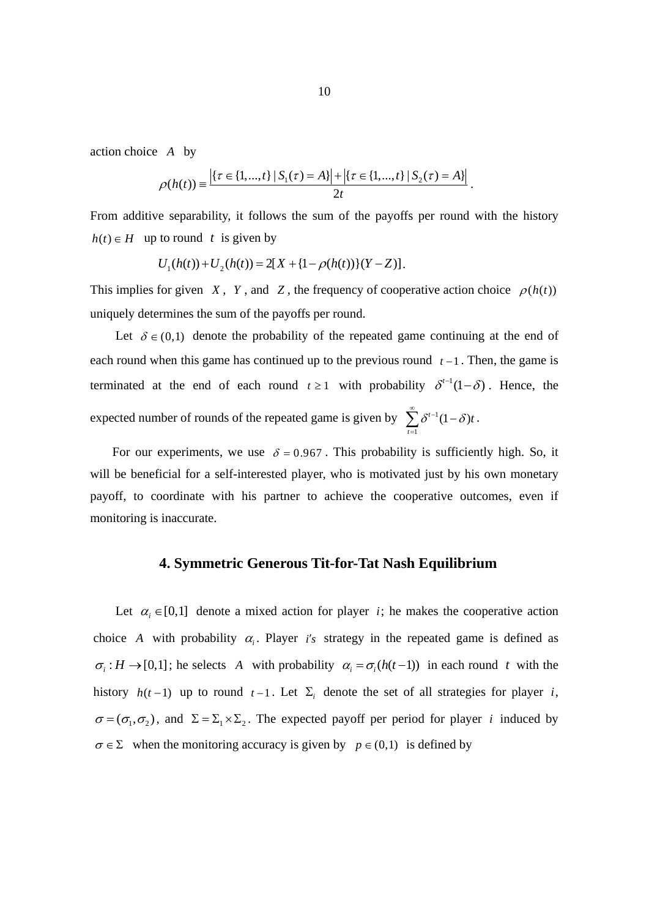action choice $A$ by

$$\rho(h(t)) \equiv \frac{\left|\{\tau \in \{1,...,t\} \mid S_1(\tau) = A\}\right| + \left|\{\tau \in \{1,...,t\} \mid S_2(\tau) = A\}\right|}{2t}.$$

From additive separability, it follows the sum of the payoffs per round with the history $h(t) \in H$ up to round $t$ is given by

$$U_1(h(t)) + U_2(h(t)) = 2[X + \{1 - \rho(h(t))\}(Y - Z)].$$

This implies for given $X$, $Y$, and $Z$, the frequency of cooperative action choice $\rho(h(t))$ uniquely determines the sum of the payoffs per round.

Let $\delta \in (0,1)$ denote the probability of the repeated game continuing at the end of each round when this game has continued up to the previous round $t-1$. Then, the game is terminated at the end of each round $t \geq 1$ with probability $\delta^{t-1}(1-\delta)$. Hence, the expected number of rounds of the repeated game is given by $\sum_{t=1}^{\infty} \delta^{t-1}(1-\delta)t$.

For our experiments, we use $\delta = 0.967$. This probability is sufficiently high. So, it will be beneficial for a self-interested player, who is motivated just by his own monetary payoff, to coordinate with his partner to achieve the cooperative outcomes, even if monitoring is inaccurate.

## 4. Symmetric Generous Tit-for-Tat Nash Equilibrium

Let $\alpha_i \in [0,1]$ denote a mixed action for player $i$; he makes the cooperative action choice $A$ with probability $\alpha_i$. Player $i's$ strategy in the repeated game is defined as $\sigma_i : H \to [0,1]$; he selects $A$ with probability $\alpha_i = \sigma_i(h(t-1))$ in each round $t$ with the history $h(t-1)$ up to round $t-1$. Let $\Sigma_i$ denote the set of all strategies for player $i$, $\sigma = (\sigma_1, \sigma_2)$, and $\Sigma = \Sigma_1 \times \Sigma_2$. The expected payoff per period for player $i$ induced by $\sigma \in \Sigma$ when the monitoring accuracy is given by $p \in (0,1)$ is defined by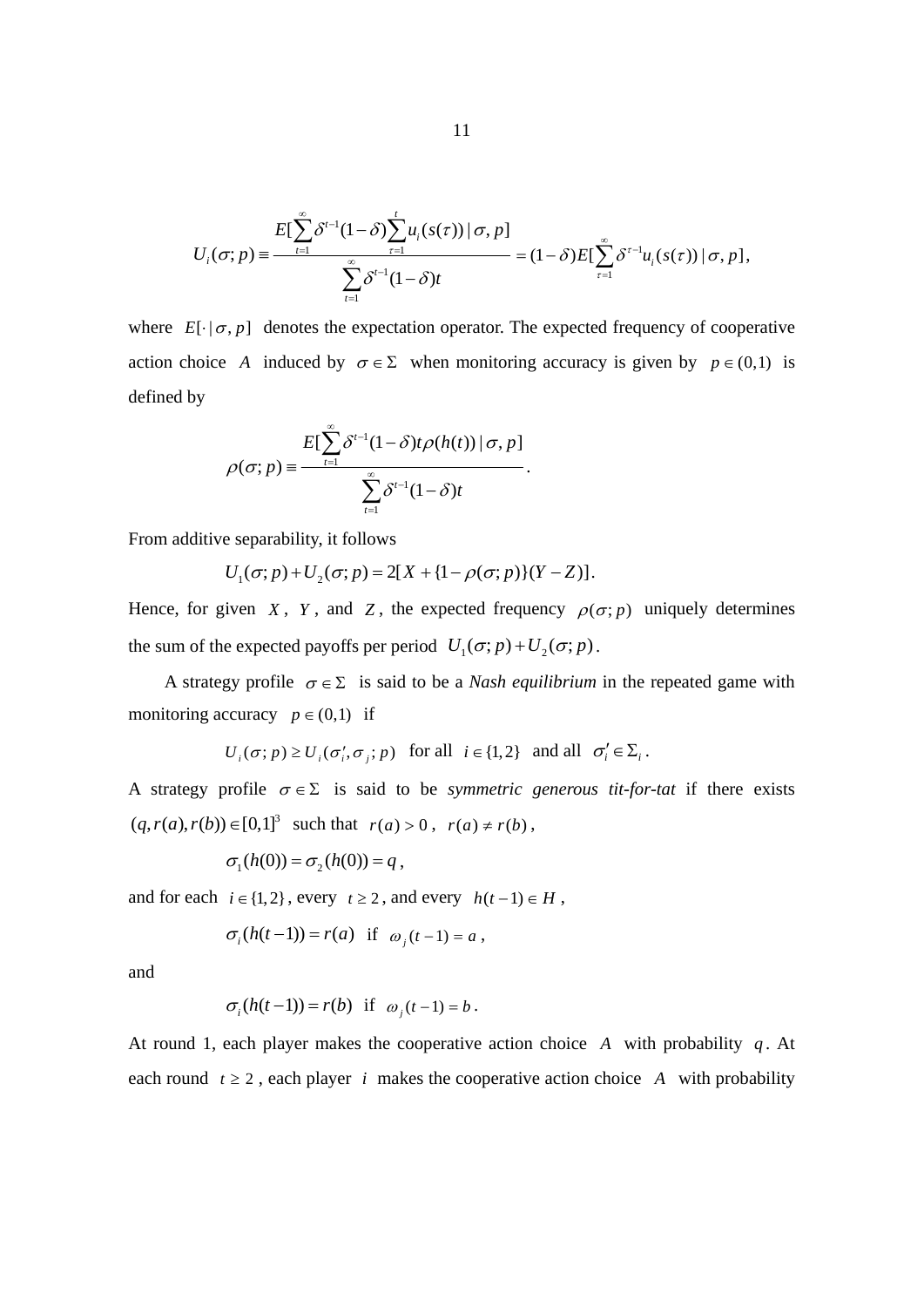$$U_i(\sigma;p) \equiv \frac{E[\sum_{t=1}^{\infty}\delta^{t-1}(1-\delta)\sum_{\tau=1}^{t}u_i(s(\tau)) \mid \sigma, p]}{\sum_{t=1}^{\infty}\delta^{t-1}(1-\delta)t} = (1-\delta)E[\sum_{\tau=1}^{\infty}\delta^{\tau-1}u_i(s(\tau)) \mid \sigma, p],$$

where $E[\cdot \mid \sigma, p]$ denotes the expectation operator. The expected frequency of cooperative action choice $A$ induced by $\sigma \in \Sigma$ when monitoring accuracy is given by $p \in (0,1)$ is defined by

$$\rho(\sigma;p) \equiv \frac{E[\sum_{t=1}^{\infty}\delta^{t-1}(1-\delta)t\rho(h(t)) \mid \sigma, p]}{\sum_{t=1}^{\infty}\delta^{t-1}(1-\delta)t}.$$

From additive separability, it follows

$$U_1(\sigma;p) + U_2(\sigma;p) = 2[X + \{1-\rho(\sigma;p)\}(Y-Z)].$$

Hence, for given $X$, $Y$, and $Z$, the expected frequency $\rho(\sigma;p)$ uniquely determines the sum of the expected payoffs per period $U_1(\sigma;p) + U_2(\sigma;p)$.

A strategy profile $\sigma \in \Sigma$ is said to be a *Nash equilibrium* in the repeated game with monitoring accuracy $p \in (0,1)$ if

$$U_i(\sigma;p) \geq U_i(\sigma_i', \sigma_j; p) \text{ for all } i \in \{1,2\} \text{ and all } \sigma_i' \in \Sigma_i.$$

A strategy profile $\sigma \in \Sigma$ is said to be *symmetric generous tit-for-tat* if there exists $(q, r(a), r(b)) \in [0,1]^3$ such that $r(a) > 0$, $r(a) \neq r(b)$,

$$\sigma_1(h(0)) = \sigma_2(h(0)) = q,$$

and for each $i \in \{1,2\}$, every $t \geq 2$, and every $h(t-1) \in H$,

$$\sigma_i(h(t-1)) = r(a) \text{ if } \omega_j(t-1) = a,$$

and

$$\sigma_i(h(t-1)) = r(b) \text{ if } \omega_j(t-1) = b.$$

At round 1, each player makes the cooperative action choice $A$ with probability $q$. At each round $t \geq 2$, each player $i$ makes the cooperative action choice $A$ with probability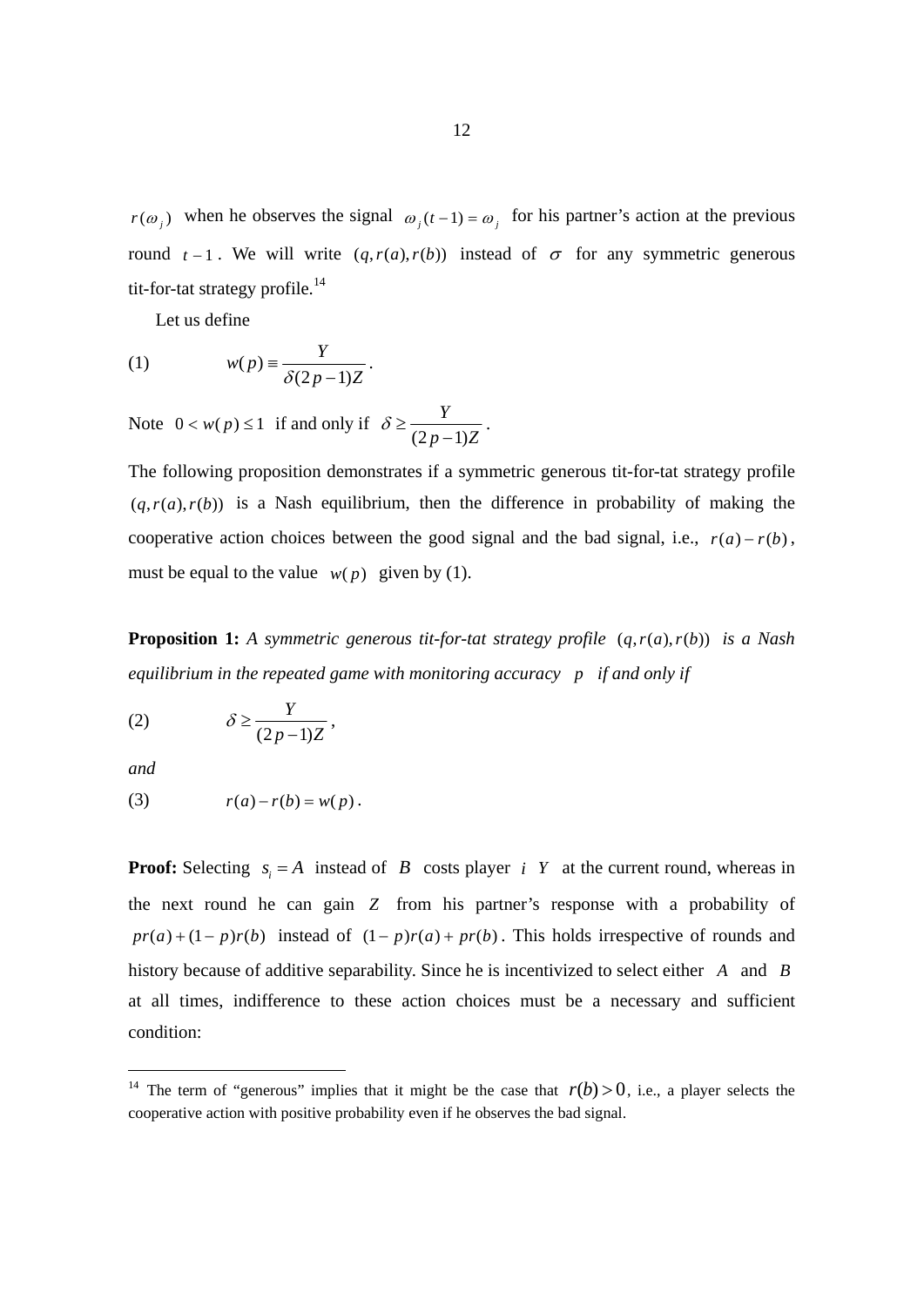$r(\omega_j)$ when he observes the signal $\omega_j(t-1)=\omega_j$ for his partner's action at the previous round $t-1$. We will write $(q, r(a), r(b))$ instead of $\sigma$ for any symmetric generous tit-for-tat strategy profile.[14]

Let us define

$$(1) \qquad w(p) \equiv \frac{Y}{\delta(2p-1)Z}.$$

Note $0 < w(p) \leq 1$ if and only if $\delta \geq \frac{Y}{(2p-1)Z}$.

The following proposition demonstrates if a symmetric generous tit-for-tat strategy profile $(q, r(a), r(b))$ is a Nash equilibrium, then the difference in probability of making the cooperative action choices between the good signal and the bad signal, i.e., $r(a)-r(b)$, must be equal to the value $w(p)$ given by (1).

**Proposition 1:** *A symmetric generous tit-for-tat strategy profile* $(q, r(a), r(b))$ *is a Nash equilibrium in the repeated game with monitoring accuracy* $p$ *if and only if*

$$(2) \qquad \delta \geq \frac{Y}{(2p-1)Z},$$

*and*

$$(3) \qquad r(a)-r(b) = w(p).$$

**Proof:** Selecting $s_i = A$ instead of $B$ costs player $i$ $Y$ at the current round, whereas in the next round he can gain $Z$ from his partner's response with a probability of $pr(a)+(1-p)r(b)$ instead of $(1-p)r(a)+pr(b)$. This holds irrespective of rounds and history because of additive separability. Since he is incentivized to select either $A$ and $B$ at all times, indifference to these action choices must be a necessary and sufficient condition:

[14] The term of "generous" implies that it might be the case that $r(b) > 0$, i.e., a player selects the cooperative action with positive probability even if he observes the bad signal.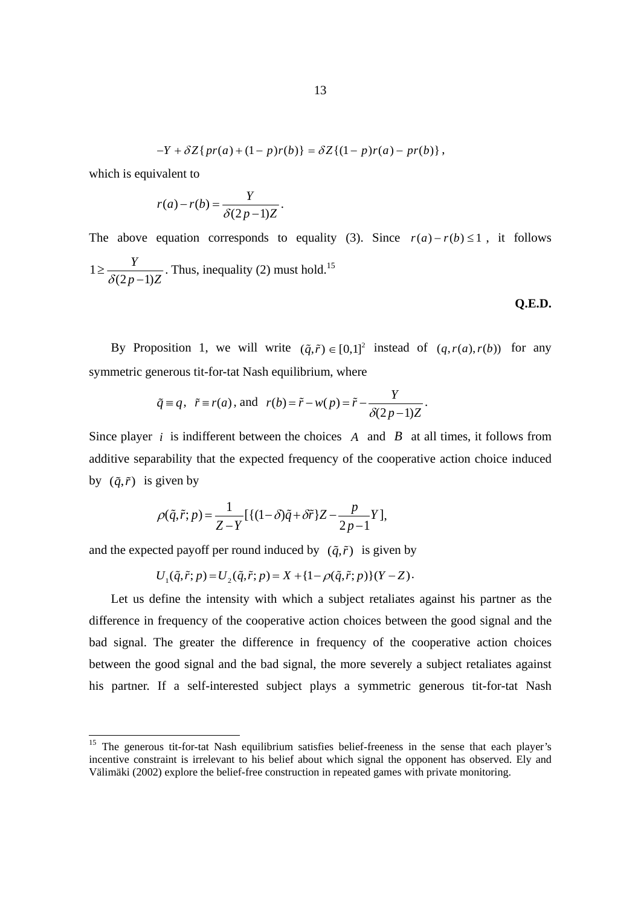$$-Y + \delta Z\{pr(a) + (1-p)r(b)\} = \delta Z\{(1-p)r(a) - pr(b)\},$$

which is equivalent to

$$r(a) - r(b) = \frac{Y}{\delta(2p-1)Z}.$$

The above equation corresponds to equality (3). Since $r(a) - r(b) \leq 1$, it follows $1 \geq \frac{Y}{\delta(2p-1)Z}$. Thus, inequality (2) must hold.[15]

**Q.E.D.**

By Proposition 1, we will write $(\tilde{q}, \tilde{r}) \in [0,1]^2$ instead of $(q, r(a), r(b))$ for any symmetric generous tit-for-tat Nash equilibrium, where

$$\tilde{q} \equiv q, \quad \tilde{r} \equiv r(a), \text{ and } \quad r(b) = \tilde{r} - w(p) = \tilde{r} - \frac{Y}{\delta(2p-1)Z}.$$

Since player $i$ is indifferent between the choices $A$ and $B$ at all times, it follows from additive separability that the expected frequency of the cooperative action choice induced by $(\tilde{q}, \tilde{r})$ is given by

$$\rho(\tilde{q}, \tilde{r}; p) = \frac{1}{Z-Y}[\{(1-\delta)\tilde{q} + \delta\tilde{r}\}Z - \frac{p}{2p-1}Y],$$

and the expected payoff per round induced by $(\tilde{q}, \tilde{r})$ is given by

$$U_1(\tilde{q}, \tilde{r}; p) = U_2(\tilde{q}, \tilde{r}; p) = X + \{1 - \rho(\tilde{q}, \tilde{r}; p)\}(Y - Z).$$

Let us define the intensity with which a subject retaliates against his partner as the difference in frequency of the cooperative action choices between the good signal and the bad signal. The greater the difference in frequency of the cooperative action choices between the good signal and the bad signal, the more severely a subject retaliates against his partner. If a self-interested subject plays a symmetric generous tit-for-tat Nash

---

[15] The generous tit-for-tat Nash equilibrium satisfies belief-freeness in the sense that each player's incentive constraint is irrelevant to his belief about which signal the opponent has observed. Ely and Välimäki (2002) explore the belief-free construction in repeated games with private monitoring.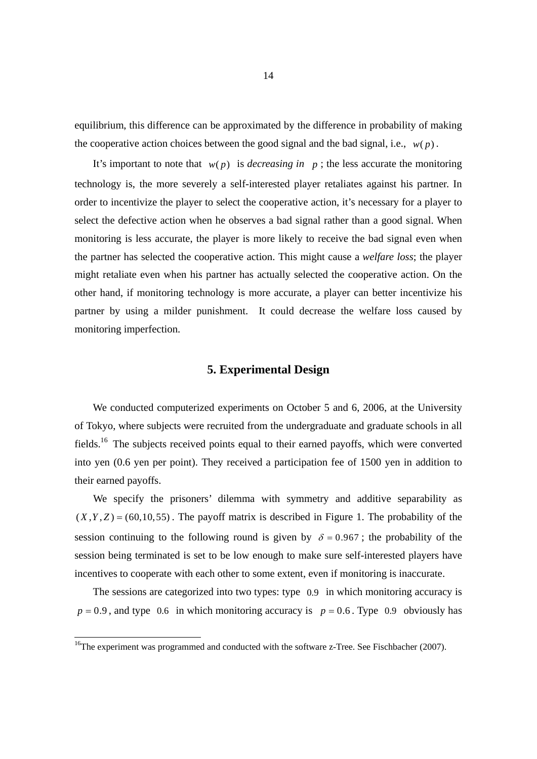equilibrium, this difference can be approximated by the difference in probability of making the cooperative action choices between the good signal and the bad signal, i.e., $w(p)$.

It's important to note that $w(p)$ is *decreasing in* $p$; the less accurate the monitoring technology is, the more severely a self-interested player retaliates against his partner. In order to incentivize the player to select the cooperative action, it's necessary for a player to select the defective action when he observes a bad signal rather than a good signal. When monitoring is less accurate, the player is more likely to receive the bad signal even when the partner has selected the cooperative action. This might cause a *welfare loss*; the player might retaliate even when his partner has actually selected the cooperative action. On the other hand, if monitoring technology is more accurate, a player can better incentivize his partner by using a milder punishment. It could decrease the welfare loss caused by monitoring imperfection.

## 5. Experimental Design

We conducted computerized experiments on October 5 and 6, 2006, at the University of Tokyo, where subjects were recruited from the undergraduate and graduate schools in all fields.[16] The subjects received points equal to their earned payoffs, which were converted into yen (0.6 yen per point). They received a participation fee of 1500 yen in addition to their earned payoffs.

We specify the prisoners' dilemma with symmetry and additive separability as $(X, Y, Z) = (60, 10, 55)$. The payoff matrix is described in Figure 1. The probability of the session continuing to the following round is given by $\delta = 0.967$; the probability of the session being terminated is set to be low enough to make sure self-interested players have incentives to cooperate with each other to some extent, even if monitoring is inaccurate.

The sessions are categorized into two types: type $0.9$ in which monitoring accuracy is $p = 0.9$, and type $0.6$ in which monitoring accuracy is $p = 0.6$. Type $0.9$ obviously has

[16]The experiment was programmed and conducted with the software z-Tree. See Fischbacher (2007).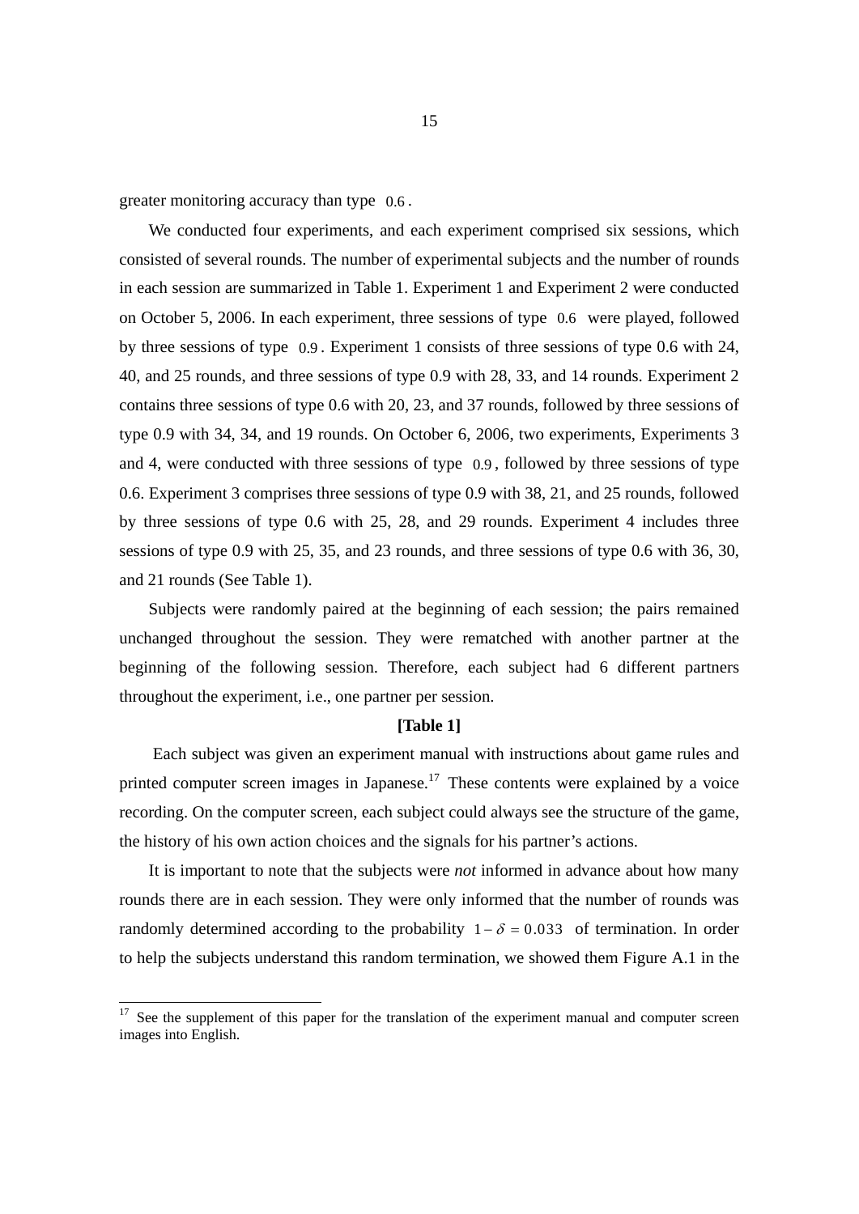greater monitoring accuracy than type $0.6$.

We conducted four experiments, and each experiment comprised six sessions, which consisted of several rounds. The number of experimental subjects and the number of rounds in each session are summarized in Table 1. Experiment 1 and Experiment 2 were conducted on October 5, 2006. In each experiment, three sessions of type $0.6$ were played, followed by three sessions of type $0.9$. Experiment 1 consists of three sessions of type 0.6 with 24, 40, and 25 rounds, and three sessions of type 0.9 with 28, 33, and 14 rounds. Experiment 2 contains three sessions of type 0.6 with 20, 23, and 37 rounds, followed by three sessions of type 0.9 with 34, 34, and 19 rounds. On October 6, 2006, two experiments, Experiments 3 and 4, were conducted with three sessions of type $0.9$, followed by three sessions of type 0.6. Experiment 3 comprises three sessions of type 0.9 with 38, 21, and 25 rounds, followed by three sessions of type 0.6 with 25, 28, and 29 rounds. Experiment 4 includes three sessions of type 0.9 with 25, 35, and 23 rounds, and three sessions of type 0.6 with 36, 30, and 21 rounds (See Table 1).

Subjects were randomly paired at the beginning of each session; the pairs remained unchanged throughout the session. They were rematched with another partner at the beginning of the following session. Therefore, each subject had 6 different partners throughout the experiment, i.e., one partner per session.

**[Table 1]**

Each subject was given an experiment manual with instructions about game rules and printed computer screen images in Japanese.[17] These contents were explained by a voice recording. On the computer screen, each subject could always see the structure of the game, the history of his own action choices and the signals for his partner's actions.

It is important to note that the subjects were *not* informed in advance about how many rounds there are in each session. They were only informed that the number of rounds was randomly determined according to the probability $1-\delta = 0.033$ of termination. In order to help the subjects understand this random termination, we showed them Figure A.1 in the

---

[17] See the supplement of this paper for the translation of the experiment manual and computer screen images into English.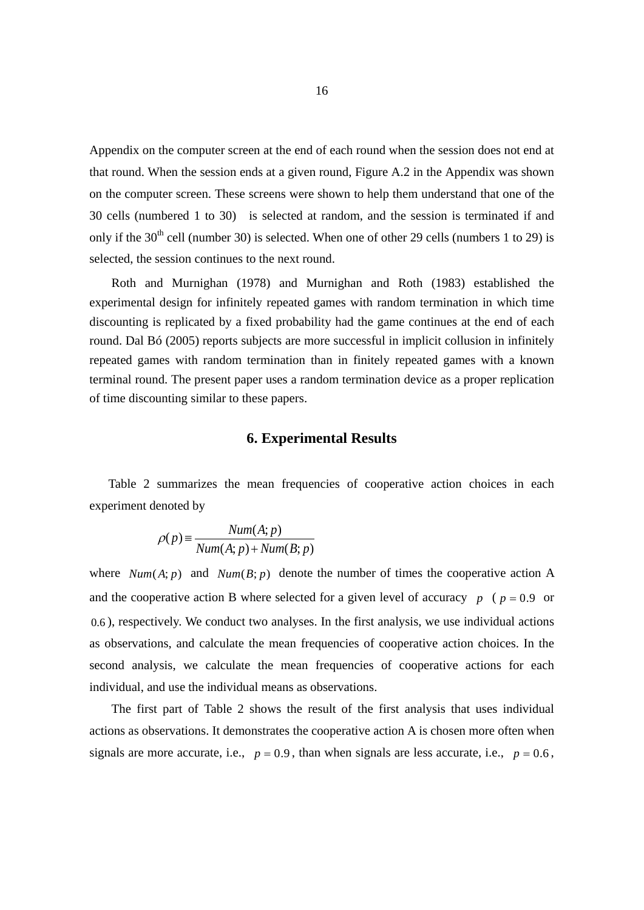Appendix on the computer screen at the end of each round when the session does not end at that round. When the session ends at a given round, Figure A.2 in the Appendix was shown on the computer screen. These screens were shown to help them understand that one of the 30 cells (numbered 1 to 30) is selected at random, and the session is terminated if and only if the 30th cell (number 30) is selected. When one of other 29 cells (numbers 1 to 29) is selected, the session continues to the next round.

Roth and Murnighan (1978) and Murnighan and Roth (1983) established the experimental design for infinitely repeated games with random termination in which time discounting is replicated by a fixed probability had the game continues at the end of each round. Dal Bó (2005) reports subjects are more successful in implicit collusion in infinitely repeated games with random termination than in finitely repeated games with a known terminal round. The present paper uses a random termination device as a proper replication of time discounting similar to these papers.

## 6. Experimental Results

Table 2 summarizes the mean frequencies of cooperative action choices in each experiment denoted by

$$\rho(p) \equiv \frac{Num(A;p)}{Num(A;p)+Num(B;p)}$$

where $Num(A;p)$ and $Num(B;p)$ denote the number of times the cooperative action A and the cooperative action B where selected for a given level of accuracy $p$ ($p = 0.9$ or $0.6$), respectively. We conduct two analyses. In the first analysis, we use individual actions as observations, and calculate the mean frequencies of cooperative action choices. In the second analysis, we calculate the mean frequencies of cooperative actions for each individual, and use the individual means as observations.

The first part of Table 2 shows the result of the first analysis that uses individual actions as observations. It demonstrates the cooperative action A is chosen more often when signals are more accurate, i.e., $p = 0.9$, than when signals are less accurate, i.e., $p = 0.6$,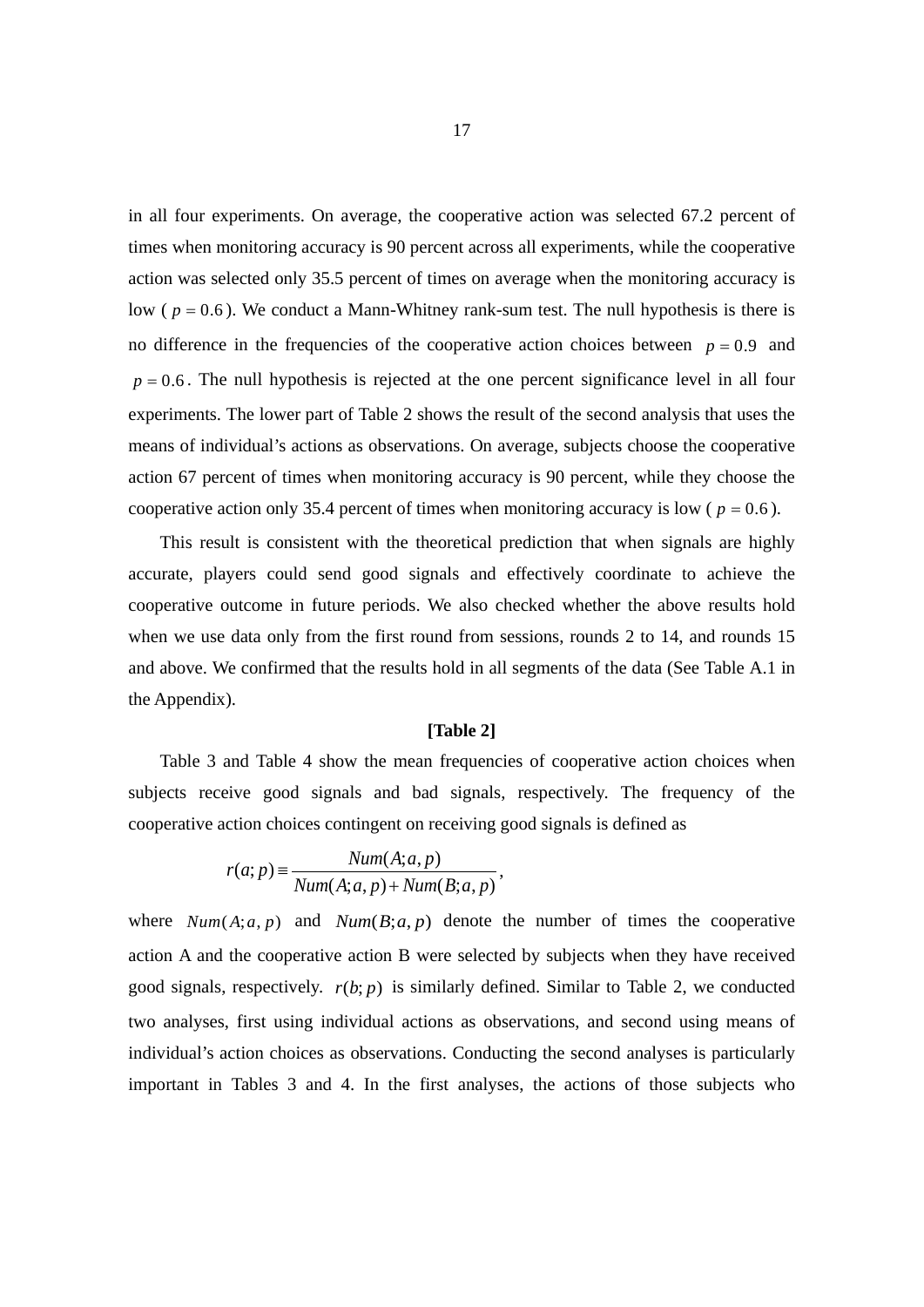in all four experiments. On average, the cooperative action was selected 67.2 percent of times when monitoring accuracy is 90 percent across all experiments, while the cooperative action was selected only 35.5 percent of times on average when the monitoring accuracy is low ( $p = 0.6$ ). We conduct a Mann-Whitney rank-sum test. The null hypothesis is there is no difference in the frequencies of the cooperative action choices between $p = 0.9$ and $p = 0.6$. The null hypothesis is rejected at the one percent significance level in all four experiments. The lower part of Table 2 shows the result of the second analysis that uses the means of individual's actions as observations. On average, subjects choose the cooperative action 67 percent of times when monitoring accuracy is 90 percent, while they choose the cooperative action only 35.4 percent of times when monitoring accuracy is low ( $p = 0.6$ ).

This result is consistent with the theoretical prediction that when signals are highly accurate, players could send good signals and effectively coordinate to achieve the cooperative outcome in future periods. We also checked whether the above results hold when we use data only from the first round from sessions, rounds 2 to 14, and rounds 15 and above. We confirmed that the results hold in all segments of the data (See Table A.1 in the Appendix).

**[Table 2]**

Table 3 and Table 4 show the mean frequencies of cooperative action choices when subjects receive good signals and bad signals, respectively. The frequency of the cooperative action choices contingent on receiving good signals is defined as

$$r(a;p) \equiv \frac{Num(A;a,p)}{Num(A;a,p) + Num(B;a,p)},$$

where $Num(A;a,p)$ and $Num(B;a,p)$ denote the number of times the cooperative action A and the cooperative action B were selected by subjects when they have received good signals, respectively. $r(b;p)$ is similarly defined. Similar to Table 2, we conducted two analyses, first using individual actions as observations, and second using means of individual's action choices as observations. Conducting the second analyses is particularly important in Tables 3 and 4. In the first analyses, the actions of those subjects who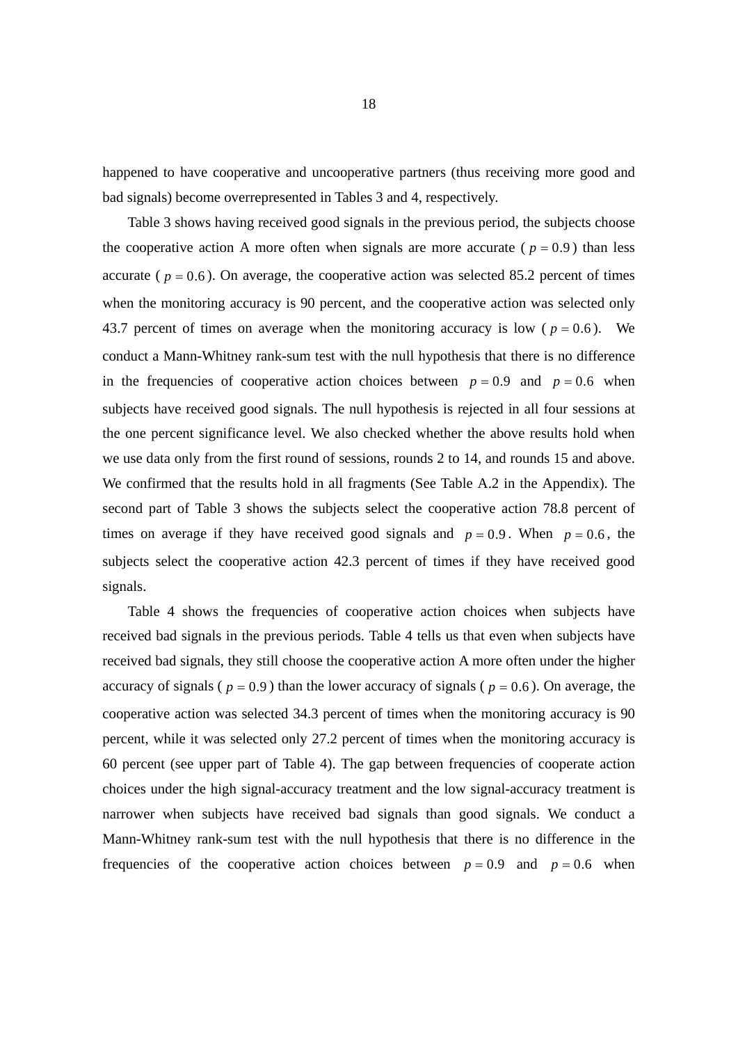happened to have cooperative and uncooperative partners (thus receiving more good and bad signals) become overrepresented in Tables 3 and 4, respectively.

Table 3 shows having received good signals in the previous period, the subjects choose the cooperative action A more often when signals are more accurate ( $p = 0.9$ ) than less accurate ( $p = 0.6$ ). On average, the cooperative action was selected 85.2 percent of times when the monitoring accuracy is 90 percent, and the cooperative action was selected only 43.7 percent of times on average when the monitoring accuracy is low ( $p = 0.6$ ). We conduct a Mann-Whitney rank-sum test with the null hypothesis that there is no difference in the frequencies of cooperative action choices between $p = 0.9$ and $p = 0.6$ when subjects have received good signals. The null hypothesis is rejected in all four sessions at the one percent significance level. We also checked whether the above results hold when we use data only from the first round of sessions, rounds 2 to 14, and rounds 15 and above. We confirmed that the results hold in all fragments (See Table A.2 in the Appendix). The second part of Table 3 shows the subjects select the cooperative action 78.8 percent of times on average if they have received good signals and $p = 0.9$. When $p = 0.6$, the subjects select the cooperative action 42.3 percent of times if they have received good signals.

Table 4 shows the frequencies of cooperative action choices when subjects have received bad signals in the previous periods. Table 4 tells us that even when subjects have received bad signals, they still choose the cooperative action A more often under the higher accuracy of signals ( $p = 0.9$ ) than the lower accuracy of signals ( $p = 0.6$ ). On average, the cooperative action was selected 34.3 percent of times when the monitoring accuracy is 90 percent, while it was selected only 27.2 percent of times when the monitoring accuracy is 60 percent (see upper part of Table 4). The gap between frequencies of cooperate action choices under the high signal-accuracy treatment and the low signal-accuracy treatment is narrower when subjects have received bad signals than good signals. We conduct a Mann-Whitney rank-sum test with the null hypothesis that there is no difference in the frequencies of the cooperative action choices between $p = 0.9$ and $p = 0.6$ when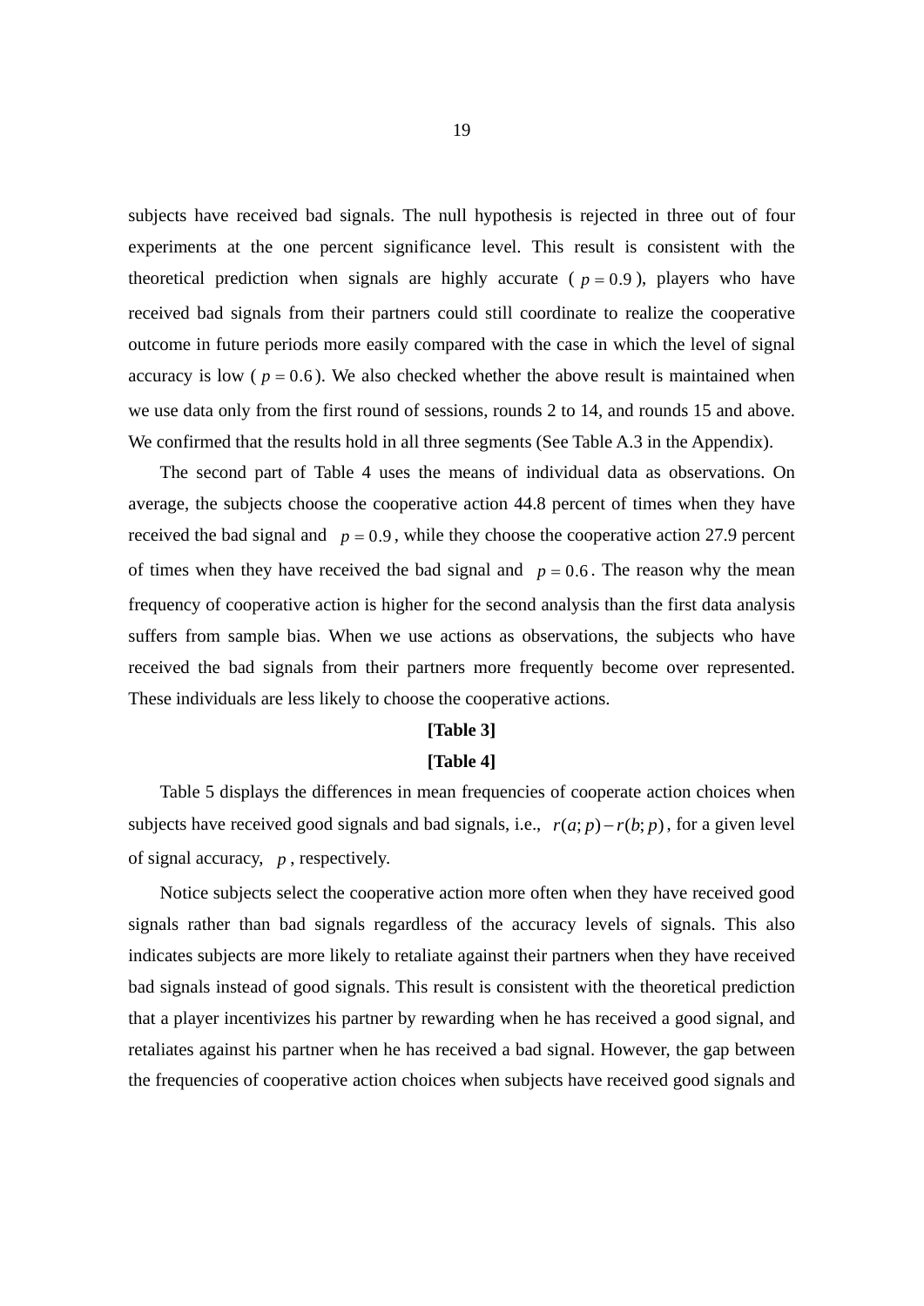subjects have received bad signals. The null hypothesis is rejected in three out of four experiments at the one percent significance level. This result is consistent with the theoretical prediction when signals are highly accurate ( $p = 0.9$ ), players who have received bad signals from their partners could still coordinate to realize the cooperative outcome in future periods more easily compared with the case in which the level of signal accuracy is low ( $p = 0.6$ ). We also checked whether the above result is maintained when we use data only from the first round of sessions, rounds 2 to 14, and rounds 15 and above. We confirmed that the results hold in all three segments (See Table A.3 in the Appendix).

The second part of Table 4 uses the means of individual data as observations. On average, the subjects choose the cooperative action 44.8 percent of times when they have received the bad signal and $p = 0.9$, while they choose the cooperative action 27.9 percent of times when they have received the bad signal and $p = 0.6$. The reason why the mean frequency of cooperative action is higher for the second analysis than the first data analysis suffers from sample bias. When we use actions as observations, the subjects who have received the bad signals from their partners more frequently become over represented. These individuals are less likely to choose the cooperative actions.

**[Table 3]**

**[Table 4]**

Table 5 displays the differences in mean frequencies of cooperate action choices when subjects have received good signals and bad signals, i.e., $r(a; p) - r(b; p)$, for a given level of signal accuracy, $p$, respectively.

Notice subjects select the cooperative action more often when they have received good signals rather than bad signals regardless of the accuracy levels of signals. This also indicates subjects are more likely to retaliate against their partners when they have received bad signals instead of good signals. This result is consistent with the theoretical prediction that a player incentivizes his partner by rewarding when he has received a good signal, and retaliates against his partner when he has received a bad signal. However, the gap between the frequencies of cooperative action choices when subjects have received good signals and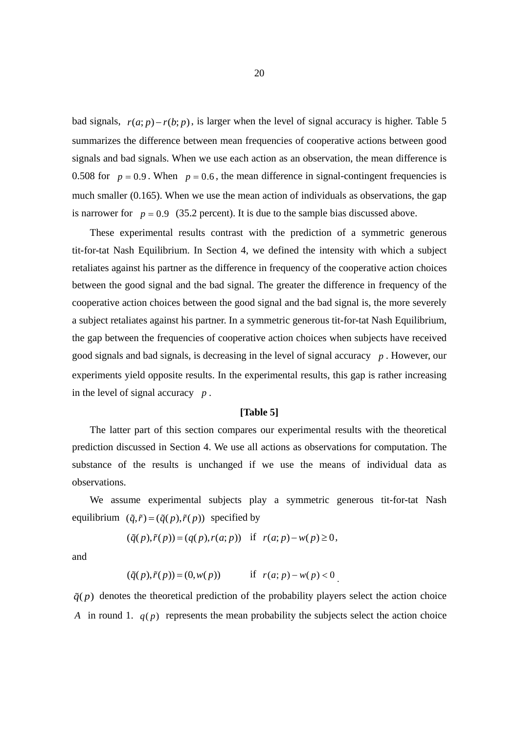bad signals, $r(a;p)-r(b;p)$, is larger when the level of signal accuracy is higher. Table 5 summarizes the difference between mean frequencies of cooperative actions between good signals and bad signals. When we use each action as an observation, the mean difference is 0.508 for $p=0.9$. When $p=0.6$, the mean difference in signal-contingent frequencies is much smaller (0.165). When we use the mean action of individuals as observations, the gap is narrower for $p=0.9$ (35.2 percent). It is due to the sample bias discussed above.

These experimental results contrast with the prediction of a symmetric generous tit-for-tat Nash Equilibrium. In Section 4, we defined the intensity with which a subject retaliates against his partner as the difference in frequency of the cooperative action choices between the good signal and the bad signal. The greater the difference in frequency of the cooperative action choices between the good signal and the bad signal is, the more severely a subject retaliates against his partner. In a symmetric generous tit-for-tat Nash Equilibrium, the gap between the frequencies of cooperative action choices when subjects have received good signals and bad signals, is decreasing in the level of signal accuracy $p$. However, our experiments yield opposite results. In the experimental results, this gap is rather increasing in the level of signal accuracy $p$.

**[Table 5]**

The latter part of this section compares our experimental results with the theoretical prediction discussed in Section 4. We use all actions as observations for computation. The substance of the results is unchanged if we use the means of individual data as observations.

We assume experimental subjects play a symmetric generous tit-for-tat Nash equilibrium $(\tilde{q},\tilde{r})=(\tilde{q}(p),\tilde{r}(p))$ specified by

$$(\tilde{q}(p),\tilde{r}(p))=(q(p),r(a;p)) \quad \text{if} \quad r(a;p)-w(p)\geq 0,$$

and

$$(\tilde{q}(p),\tilde{r}(p))=(0,w(p)) \qquad \text{if} \quad r(a;p)-w(p)<0.$$

$\tilde{q}(p)$ denotes the theoretical prediction of the probability players select the action choice $A$ in round 1. $q(p)$ represents the mean probability the subjects select the action choice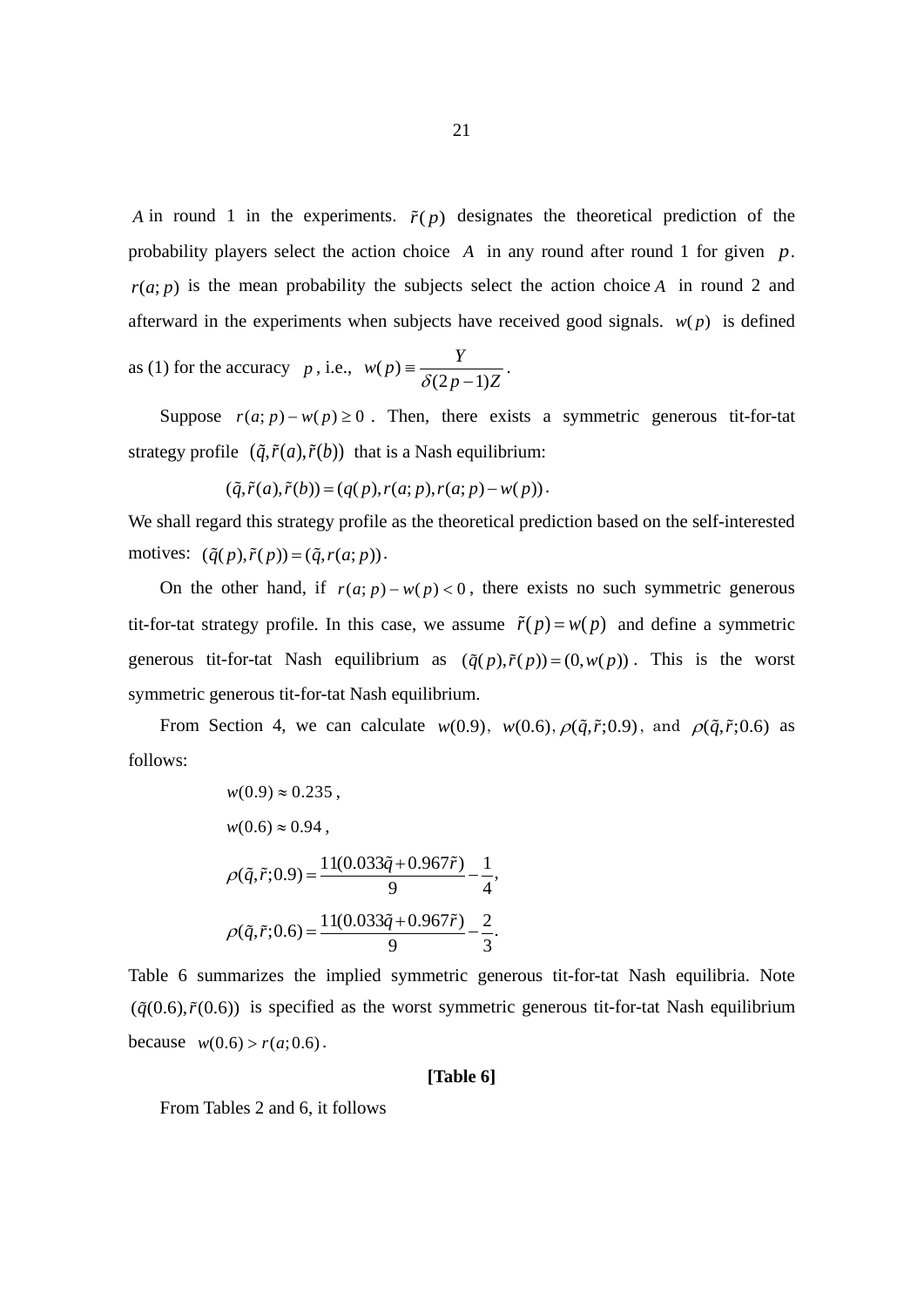$A$ in round 1 in the experiments. $\tilde{r}(p)$ designates the theoretical prediction of the probability players select the action choice $A$ in any round after round 1 for given $p$. $r(a;p)$ is the mean probability the subjects select the action choice $A$ in round 2 and afterward in the experiments when subjects have received good signals. $w(p)$ is defined as (1) for the accuracy $p$, i.e., $w(p) \equiv \dfrac{Y}{\delta(2p-1)Z}$.

Suppose $r(a;p) - w(p) \geq 0$. Then, there exists a symmetric generous tit-for-tat strategy profile $(\tilde{q}, \tilde{r}(a), \tilde{r}(b))$ that is a Nash equilibrium:

$$(\tilde{q}, \tilde{r}(a), \tilde{r}(b)) = (q(p), r(a;p), r(a;p) - w(p)).$$

We shall regard this strategy profile as the theoretical prediction based on the self-interested motives: $(\tilde{q}(p), \tilde{r}(p)) = (\tilde{q}, r(a;p))$.

On the other hand, if $r(a;p) - w(p) < 0$, there exists no such symmetric generous tit-for-tat strategy profile. In this case, we assume $\tilde{r}(p) = w(p)$ and define a symmetric generous tit-for-tat Nash equilibrium as $(\tilde{q}(p), \tilde{r}(p)) = (0, w(p))$. This is the worst symmetric generous tit-for-tat Nash equilibrium.

From Section 4, we can calculate $w(0.9)$, $w(0.6)$, $\rho(\tilde{q}, \tilde{r}; 0.9)$, and $\rho(\tilde{q}, \tilde{r}; 0.6)$ as follows:

$$w(0.9) \approx 0.235,$$

$$w(0.6) \approx 0.94,$$

$$\rho(\tilde{q}, \tilde{r}; 0.9) = \frac{11(0.033\tilde{q} + 0.967\tilde{r})}{9} - \frac{1}{4},$$

$$\rho(\tilde{q}, \tilde{r}; 0.6) = \frac{11(0.033\tilde{q} + 0.967\tilde{r})}{9} - \frac{2}{3}.$$

Table 6 summarizes the implied symmetric generous tit-for-tat Nash equilibria. Note $(\tilde{q}(0.6), \tilde{r}(0.6))$ is specified as the worst symmetric generous tit-for-tat Nash equilibrium because $w(0.6) > r(a;0.6)$.

**[Table 6]**

From Tables 2 and 6, it follows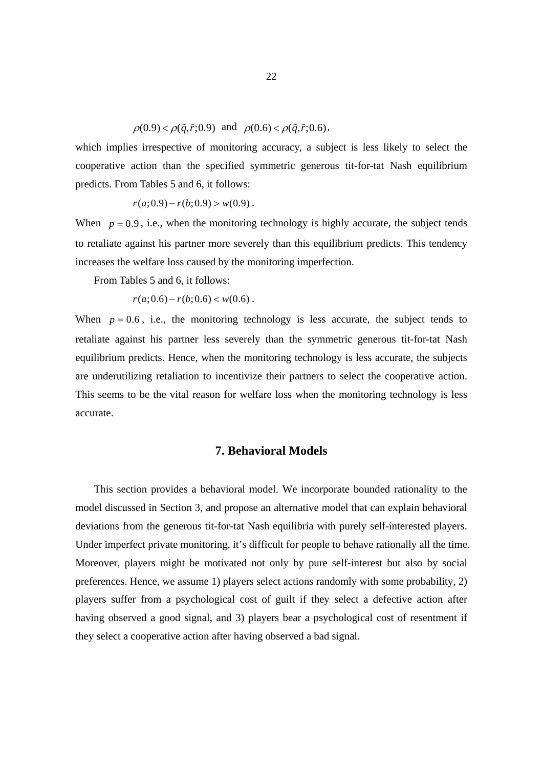$$\rho(0.9) < \rho(\tilde{q}, \tilde{r}; 0.9) \text{ and } \rho(0.6) < \rho(\tilde{q}, \tilde{r}; 0.6),$$

which implies irrespective of monitoring accuracy, a subject is less likely to select the cooperative action than the specified symmetric generous tit-for-tat Nash equilibrium predicts. From Tables 5 and 6, it follows:

$$r(a; 0.9) - r(b; 0.9) > w(0.9).$$

When $p = 0.9$, i.e., when the monitoring technology is highly accurate, the subject tends to retaliate against his partner more severely than this equilibrium predicts. This tendency increases the welfare loss caused by the monitoring imperfection.

From Tables 5 and 6, it follows:

$$r(a; 0.6) - r(b; 0.6) < w(0.6).$$

When $p = 0.6$, i.e., the monitoring technology is less accurate, the subject tends to retaliate against his partner less severely than the symmetric generous tit-for-tat Nash equilibrium predicts. Hence, when the monitoring technology is less accurate, the subjects are underutilizing retaliation to incentivize their partners to select the cooperative action. This seems to be the vital reason for welfare loss when the monitoring technology is less accurate.

## 7. Behavioral Models

This section provides a behavioral model. We incorporate bounded rationality to the model discussed in Section 3, and propose an alternative model that can explain behavioral deviations from the generous tit-for-tat Nash equilibria with purely self-interested players. Under imperfect private monitoring, it's difficult for people to behave rationally all the time. Moreover, players might be motivated not only by pure self-interest but also by social preferences. Hence, we assume 1) players select actions randomly with some probability, 2) players suffer from a psychological cost of guilt if they select a defective action after having observed a good signal, and 3) players bear a psychological cost of resentment if they select a cooperative action after having observed a bad signal.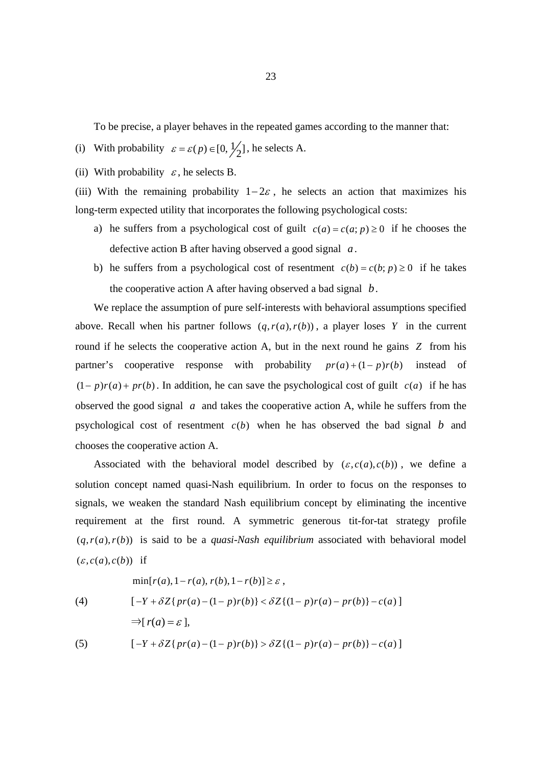To be precise, a player behaves in the repeated games according to the manner that:

(i) With probability $\varepsilon = \varepsilon(p) \in [0, \frac{1}{2}]$, he selects A.

(ii) With probability $\varepsilon$, he selects B.

(iii) With the remaining probability $1-2\varepsilon$, he selects an action that maximizes his long-term expected utility that incorporates the following psychological costs:

a) he suffers from a psychological cost of guilt $c(a) = c(a;p) \geq 0$ if he chooses the defective action B after having observed a good signal $a$.

b) he suffers from a psychological cost of resentment $c(b) = c(b;p) \geq 0$ if he takes the cooperative action A after having observed a bad signal $b$.

We replace the assumption of pure self-interests with behavioral assumptions specified above. Recall when his partner follows $(q, r(a), r(b))$, a player loses $Y$ in the current round if he selects the cooperative action A, but in the next round he gains $Z$ from his partner's cooperative response with probability $pr(a) + (1-p)r(b)$ instead of $(1-p)r(a) + pr(b)$. In addition, he can save the psychological cost of guilt $c(a)$ if he has observed the good signal $a$ and takes the cooperative action A, while he suffers from the psychological cost of resentment $c(b)$ when he has observed the bad signal $b$ and chooses the cooperative action A.

Associated with the behavioral model described by $(\varepsilon, c(a), c(b))$, we define a solution concept named quasi-Nash equilibrium. In order to focus on the responses to signals, we weaken the standard Nash equilibrium concept by eliminating the incentive requirement at the first round. A symmetric generous tit-for-tat strategy profile $(q, r(a), r(b))$ is said to be a *quasi-Nash equilibrium* associated with behavioral model $(\varepsilon, c(a), c(b))$ if

$$\min[r(a), 1-r(a), r(b), 1-r(b)] \geq \varepsilon \,,$$

$$[-Y + \delta Z\{pr(a) - (1-p)r(b)\} < \delta Z\{(1-p)r(a) - pr(b)\} - c(a)] \tag{4}$$

$$\Rightarrow [r(a) = \varepsilon],$$

$$[-Y + \delta Z\{pr(a) - (1-p)r(b)\} > \delta Z\{(1-p)r(a) - pr(b)\} - c(a)] \tag{5}$$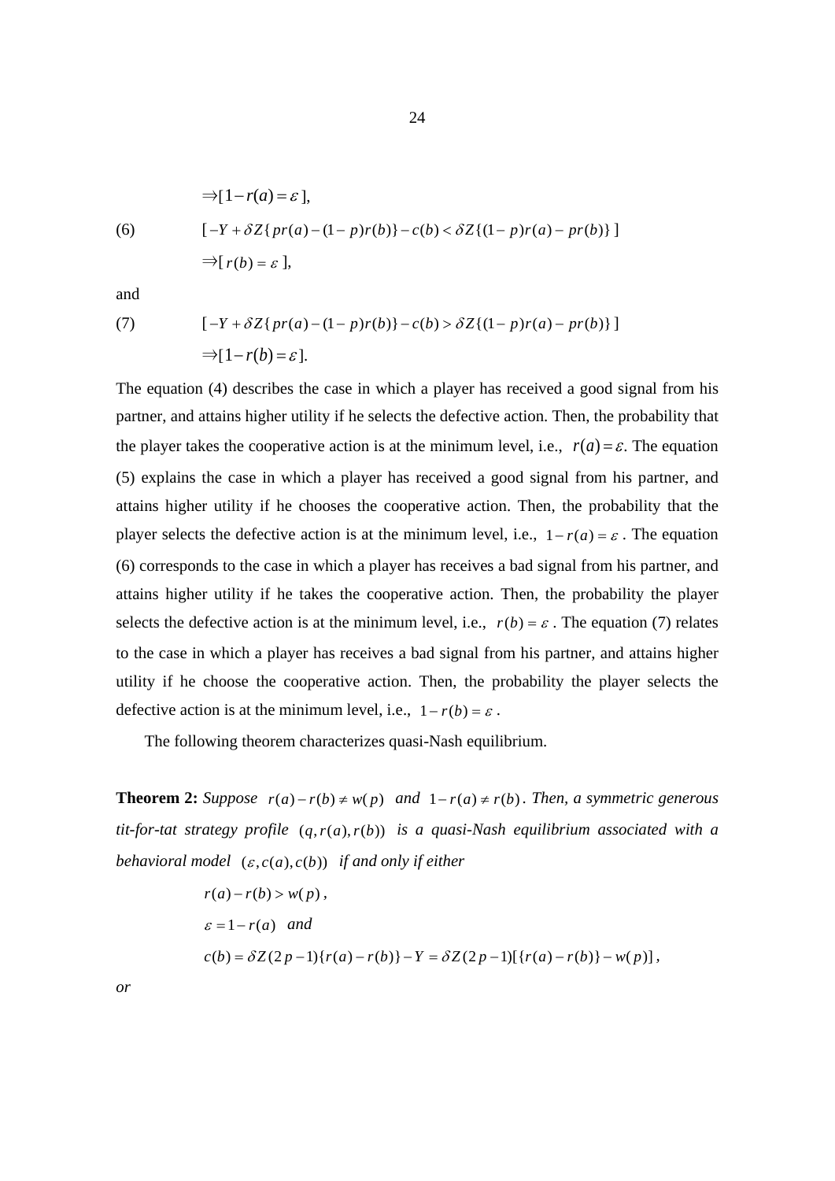$$\Rightarrow [1 - r(a) = \varepsilon],$$

(6) $$[-Y + \delta Z\{pr(a) - (1-p)r(b)\} - c(b) < \delta Z\{(1-p)r(a) - pr(b)\}]$$

$$\Rightarrow [r(b) = \varepsilon],$$

and

(7) $$[-Y + \delta Z\{pr(a) - (1-p)r(b)\} - c(b) > \delta Z\{(1-p)r(a) - pr(b)\}]$$

$$\Rightarrow [1 - r(b) = \varepsilon].$$

The equation (4) describes the case in which a player has received a good signal from his partner, and attains higher utility if he selects the defective action. Then, the probability that the player takes the cooperative action is at the minimum level, i.e., $r(a) = \varepsilon$. The equation (5) explains the case in which a player has received a good signal from his partner, and attains higher utility if he chooses the cooperative action. Then, the probability that the player selects the defective action is at the minimum level, i.e., $1 - r(a) = \varepsilon$. The equation (6) corresponds to the case in which a player has receives a bad signal from his partner, and attains higher utility if he takes the cooperative action. Then, the probability the player selects the defective action is at the minimum level, i.e., $r(b) = \varepsilon$. The equation (7) relates to the case in which a player has receives a bad signal from his partner, and attains higher utility if he choose the cooperative action. Then, the probability the player selects the defective action is at the minimum level, i.e., $1 - r(b) = \varepsilon$.

The following theorem characterizes quasi-Nash equilibrium.

**Theorem 2:** *Suppose* $r(a) - r(b) \neq w(p)$ *and* $1 - r(a) \neq r(b)$. *Then, a symmetric generous tit-for-tat strategy profile* $(q, r(a), r(b))$ *is a quasi-Nash equilibrium associated with a behavioral model* $(\varepsilon, c(a), c(b))$ *if and only if either*

$$r(a) - r(b) > w(p),$$

$$\varepsilon = 1 - r(a) \quad \textit{and}$$

$$c(b) = \delta Z(2p-1)\{r(a) - r(b)\} - Y = \delta Z(2p-1)[\{r(a) - r(b)\} - w(p)],$$

*or*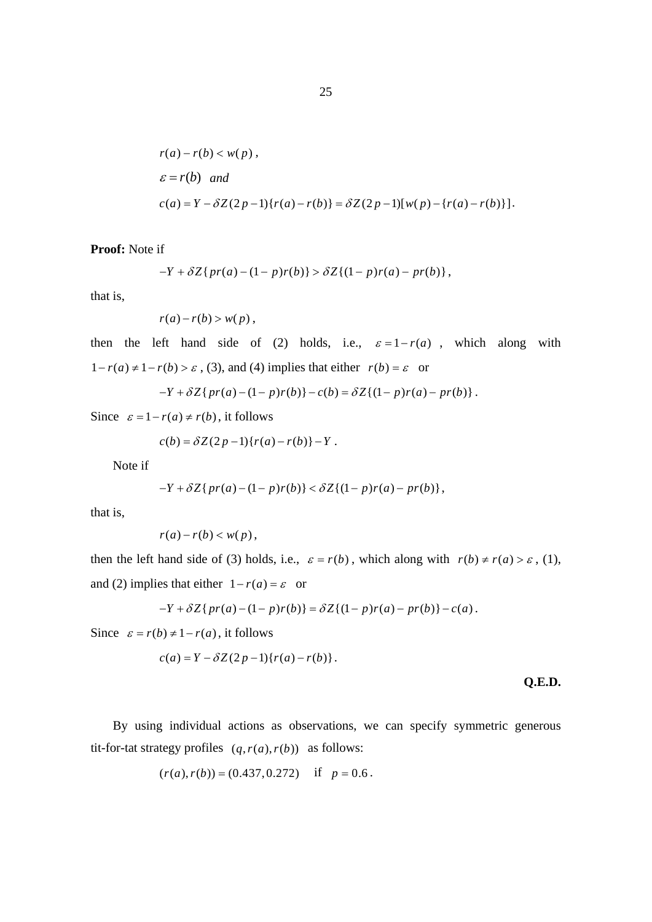$$r(a) - r(b) < w(p),$$

$$\varepsilon = r(b) \quad and$$

$$c(a) = Y - \delta Z(2p-1)\{r(a) - r(b)\} = \delta Z(2p-1)[w(p) - \{r(a) - r(b)\}].$$

**Proof:** Note if

$$-Y + \delta Z\{pr(a) - (1-p)r(b)\} > \delta Z\{(1-p)r(a) - pr(b)\},$$

that is,

$$r(a) - r(b) > w(p),$$

then the left hand side of (2) holds, i.e., $\varepsilon = 1 - r(a)$, which along with $1 - r(a) \neq 1 - r(b) > \varepsilon$, (3), and (4) implies that either $r(b) = \varepsilon$ or

$$-Y + \delta Z\{pr(a) - (1-p)r(b)\} - c(b) = \delta Z\{(1-p)r(a) - pr(b)\}.$$

Since $\varepsilon = 1 - r(a) \neq r(b)$, it follows

$$c(b) = \delta Z(2p-1)\{r(a) - r(b)\} - Y.$$

Note if

$$-Y + \delta Z\{pr(a) - (1-p)r(b)\} < \delta Z\{(1-p)r(a) - pr(b)\},$$

that is,

$$r(a) - r(b) < w(p),$$

then the left hand side of (3) holds, i.e., $\varepsilon = r(b)$, which along with $r(b) \neq r(a) > \varepsilon$, (1), and (2) implies that either $1 - r(a) = \varepsilon$ or

$$-Y + \delta Z\{pr(a) - (1-p)r(b)\} = \delta Z\{(1-p)r(a) - pr(b)\} - c(a).$$

Since $\varepsilon = r(b) \neq 1 - r(a)$, it follows

$$c(a) = Y - \delta Z(2p-1)\{r(a) - r(b)\}.$$

**Q.E.D.**

By using individual actions as observations, we can specify symmetric generous tit-for-tat strategy profiles $(q, r(a), r(b))$ as follows:

$$(r(a), r(b)) = (0.437, 0.272) \quad \text{if} \quad p = 0.6.$$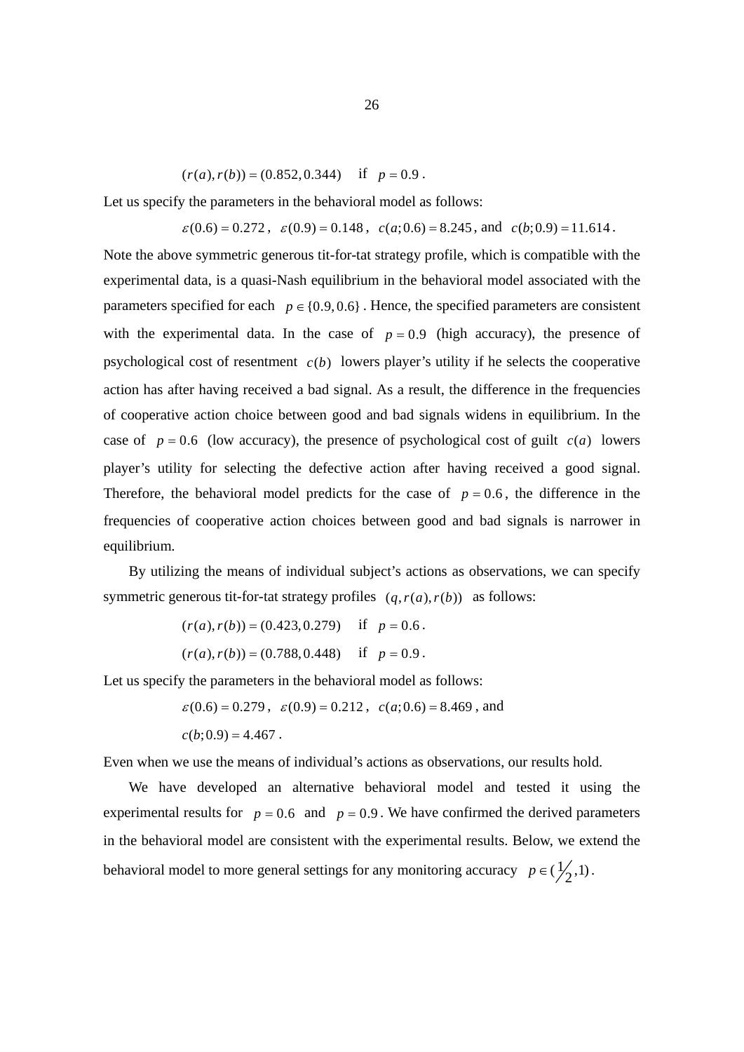$$(r(a), r(b)) = (0.852, 0.344) \quad \text{if} \quad p = 0.9 .$$

Let us specify the parameters in the behavioral model as follows:

$$\varepsilon(0.6) = 0.272 , \quad \varepsilon(0.9) = 0.148 , \quad c(a;0.6) = 8.245 , \text{ and } \quad c(b;0.9) = 11.614 .$$

Note the above symmetric generous tit-for-tat strategy profile, which is compatible with the experimental data, is a quasi-Nash equilibrium in the behavioral model associated with the parameters specified for each $p \in \{0.9, 0.6\}$. Hence, the specified parameters are consistent with the experimental data. In the case of $p = 0.9$ (high accuracy), the presence of psychological cost of resentment $c(b)$ lowers player's utility if he selects the cooperative action has after having received a bad signal. As a result, the difference in the frequencies of cooperative action choice between good and bad signals widens in equilibrium. In the case of $p = 0.6$ (low accuracy), the presence of psychological cost of guilt $c(a)$ lowers player's utility for selecting the defective action after having received a good signal. Therefore, the behavioral model predicts for the case of $p = 0.6$, the difference in the frequencies of cooperative action choices between good and bad signals is narrower in equilibrium.

By utilizing the means of individual subject's actions as observations, we can specify symmetric generous tit-for-tat strategy profiles $(q, r(a), r(b))$ as follows:

$$(r(a), r(b)) = (0.423, 0.279) \quad \text{if} \quad p = 0.6 .$$

$$(r(a), r(b)) = (0.788, 0.448) \quad \text{if} \quad p = 0.9 .$$

Let us specify the parameters in the behavioral model as follows:

$$\varepsilon(0.6) = 0.279 , \quad \varepsilon(0.9) = 0.212 , \quad c(a;0.6) = 8.469 , \text{ and}$$

$$c(b;0.9) = 4.467 .$$

Even when we use the means of individual's actions as observations, our results hold.

We have developed an alternative behavioral model and tested it using the experimental results for $p = 0.6$ and $p = 0.9$. We have confirmed the derived parameters in the behavioral model are consistent with the experimental results. Below, we extend the behavioral model to more general settings for any monitoring accuracy $p \in (\frac{1}{2}, 1)$.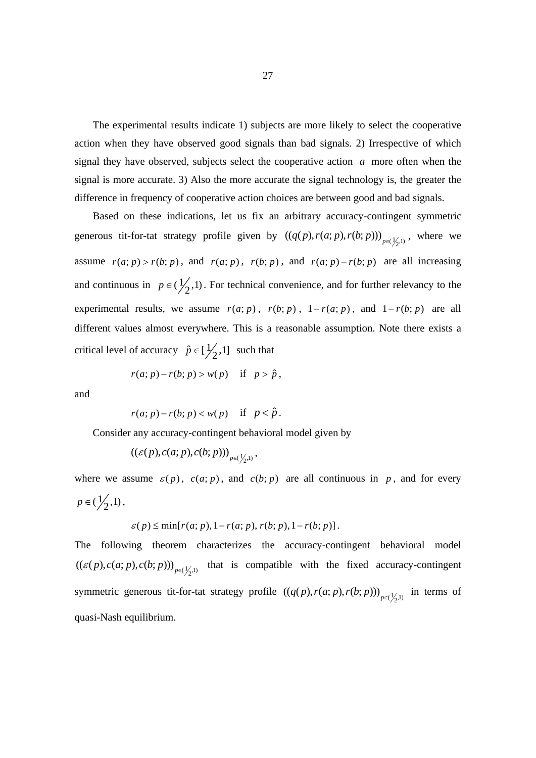The experimental results indicate 1) subjects are more likely to select the cooperative action when they have observed good signals than bad signals. 2) Irrespective of which signal they have observed, subjects select the cooperative action $a$ more often when the signal is more accurate. 3) Also the more accurate the signal technology is, the greater the difference in frequency of cooperative action choices are between good and bad signals.

Based on these indications, let us fix an arbitrary accuracy-contingent symmetric generous tit-for-tat strategy profile given by $((q(p), r(a;p), r(b;p)))_{p\in(\frac{1}{2},1)}$, where we assume $r(a;p) > r(b;p)$, and $r(a;p)$, $r(b;p)$, and $r(a;p) - r(b;p)$ are all increasing and continuous in $p \in (\frac{1}{2},1)$. For technical convenience, and for further relevancy to the experimental results, we assume $r(a;p)$, $r(b;p)$, $1 - r(a;p)$, and $1 - r(b;p)$ are all different values almost everywhere. This is a reasonable assumption. Note there exists a critical level of accuracy $\hat{p} \in [\frac{1}{2},1]$ such that

$$r(a;p) - r(b;p) > w(p) \quad \text{if} \quad p > \hat{p},$$

and

$$r(a;p) - r(b;p) < w(p) \quad \text{if} \quad p < \hat{p}.$$

Consider any accuracy-contingent behavioral model given by

$$((\varepsilon(p), c(a;p), c(b;p)))_{p\in(\frac{1}{2},1)},$$

where we assume $\varepsilon(p)$, $c(a;p)$, and $c(b;p)$ are all continuous in $p$, and for every $p \in (\frac{1}{2},1)$,

$$\varepsilon(p) \le \min[r(a;p), 1 - r(a;p), r(b;p), 1 - r(b;p)].$$

The following theorem characterizes the accuracy-contingent behavioral model $((\varepsilon(p), c(a;p), c(b;p)))_{p\in(\frac{1}{2},1)}$ that is compatible with the fixed accuracy-contingent symmetric generous tit-for-tat strategy profile $((q(p), r(a;p), r(b;p)))_{p\in(\frac{1}{2},1)}$ in terms of quasi-Nash equilibrium.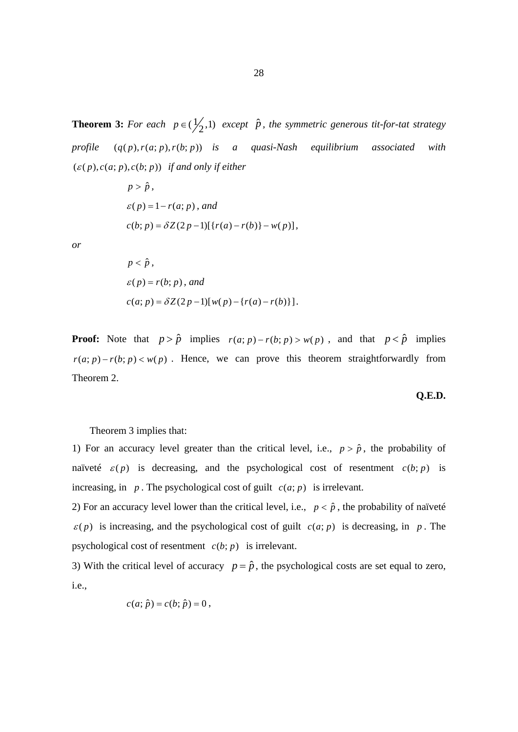**Theorem 3:** *For each* $p \in (\frac{1}{2}, 1)$ *except* $\hat{p}$, *the symmetric generous tit-for-tat strategy profile* $(q(p), r(a;p), r(b;p))$ *is a quasi-Nash equilibrium associated with* $(\varepsilon(p), c(a;p), c(b;p))$ *if and only if either*

$$p > \hat{p},$$

$$\varepsilon(p) = 1 - r(a;p), \text{ and}$$

$$c(b;p) = \delta Z(2p-1)[\{r(a) - r(b)\} - w(p)],$$

*or*

$$p < \hat{p},$$

$$\varepsilon(p) = r(b;p), \text{ and}$$

$$c(a;p) = \delta Z(2p-1)[w(p) - \{r(a) - r(b)\}].$$

**Proof:** Note that $p > \hat{p}$ implies $r(a;p) - r(b;p) > w(p)$, and that $p < \hat{p}$ implies $r(a;p) - r(b;p) < w(p)$. Hence, we can prove this theorem straightforwardly from Theorem 2.

**Q.E.D.**

Theorem 3 implies that:

1) For an accuracy level greater than the critical level, i.e., $p > \hat{p}$, the probability of naïveté $\varepsilon(p)$ is decreasing, and the psychological cost of resentment $c(b;p)$ is increasing, in $p$. The psychological cost of guilt $c(a;p)$ is irrelevant.

2) For an accuracy level lower than the critical level, i.e., $p < \hat{p}$, the probability of naïveté $\varepsilon(p)$ is increasing, and the psychological cost of guilt $c(a;p)$ is decreasing, in $p$. The psychological cost of resentment $c(b;p)$ is irrelevant.

3) With the critical level of accuracy $p = \hat{p}$, the psychological costs are set equal to zero, i.e.,

$$c(a;\hat{p}) = c(b;\hat{p}) = 0,$$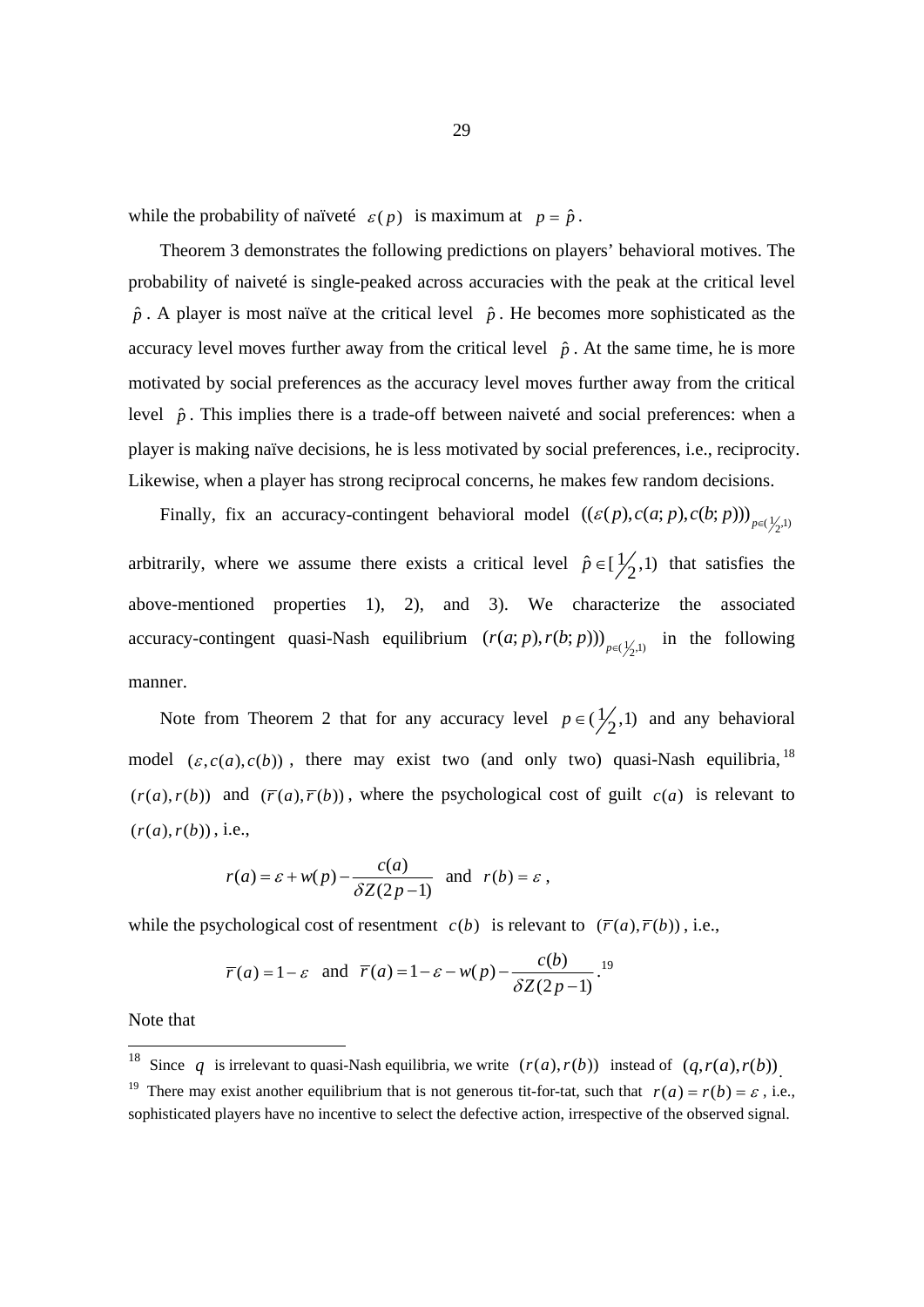while the probability of naïveté $\varepsilon(p)$ is maximum at $p = \hat{p}$.

Theorem 3 demonstrates the following predictions on players' behavioral motives. The probability of naiveté is single-peaked across accuracies with the peak at the critical level $\hat{p}$. A player is most naïve at the critical level $\hat{p}$. He becomes more sophisticated as the accuracy level moves further away from the critical level $\hat{p}$. At the same time, he is more motivated by social preferences as the accuracy level moves further away from the critical level $\hat{p}$. This implies there is a trade-off between naiveté and social preferences: when a player is making naïve decisions, he is less motivated by social preferences, i.e., reciprocity. Likewise, when a player has strong reciprocal concerns, he makes few random decisions.

Finally, fix an accuracy-contingent behavioral model $((\varepsilon(p), c(a;p), c(b;p)))_{p\in(\frac{1}{2},1)}$ arbitrarily, where we assume there exists a critical level $\hat{p} \in [\frac{1}{2},1)$ that satisfies the above-mentioned properties 1), 2), and 3). We characterize the associated accuracy-contingent quasi-Nash equilibrium $(r(a;p), r(b;p)))_{p\in(\frac{1}{2},1)}$ in the following manner.

Note from Theorem 2 that for any accuracy level $p \in (\frac{1}{2},1)$ and any behavioral model $(\varepsilon, c(a), c(b))$, there may exist two (and only two) quasi-Nash equilibria,[18] $(r(a), r(b))$ and $(\bar{r}(a), \bar{r}(b))$, where the psychological cost of guilt $c(a)$ is relevant to $(r(a), r(b))$, i.e.,

$$r(a) = \varepsilon + w(p) - \frac{c(a)}{\delta Z(2p-1)} \quad \text{and} \quad r(b) = \varepsilon ,$$

while the psychological cost of resentment $c(b)$ is relevant to $(\bar{r}(a), \bar{r}(b))$, i.e.,

$$\bar{r}(a) = 1 - \varepsilon \quad \text{and} \quad \bar{r}(a) = 1 - \varepsilon - w(p) - \frac{c(b)}{\delta Z(2p-1)} .$$[19]

Note that

---

[18] Since $q$ is irrelevant to quasi-Nash equilibria, we write $(r(a), r(b))$ instead of $(q, r(a), r(b))$.

[19] There may exist another equilibrium that is not generous tit-for-tat, such that $r(a) = r(b) = \varepsilon$, i.e., sophisticated players have no incentive to select the defective action, irrespective of the observed signal.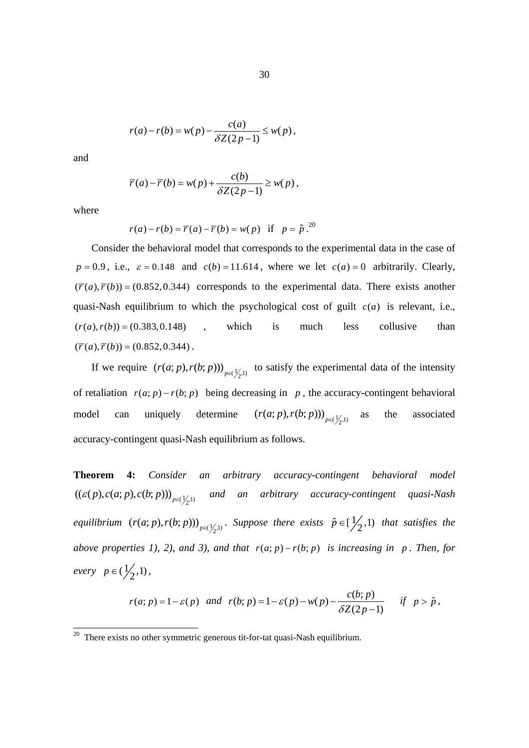$$r(a) - r(b) = w(p) - \frac{c(a)}{\delta Z(2p-1)} \leq w(p),$$

and

$$\bar{r}(a) - \bar{r}(b) = w(p) + \frac{c(b)}{\delta Z(2p-1)} \geq w(p),$$

where

$$r(a) - r(b) = \bar{r}(a) - \bar{r}(b) = w(p) \quad \text{if} \quad p = \hat{p}.$$[20]

Consider the behavioral model that corresponds to the experimental data in the case of $p = 0.9$, i.e., $\varepsilon = 0.148$ and $c(b) = 11.614$, where we let $c(a) = 0$ arbitrarily. Clearly, $(\bar{r}(a), \bar{r}(b)) = (0.852, 0.344)$ corresponds to the experimental data. There exists another quasi-Nash equilibrium to which the psychological cost of guilt $c(a)$ is relevant, i.e., $(r(a), r(b)) = (0.383, 0.148)$, which is much less collusive than $(\bar{r}(a), \bar{r}(b)) = (0.852, 0.344)$.

If we require $(r(a;p), r(b;p)))_{p \in (\frac{1}{2},1)}$ to satisfy the experimental data of the intensity of retaliation $r(a;p) - r(b;p)$ being decreasing in $p$, the accuracy-contingent behavioral model can uniquely determine $(r(a;p), r(b;p)))_{p \in (\frac{1}{2},1)}$ as the associated accuracy-contingent quasi-Nash equilibrium as follows.

**Theorem 4:** *Consider an arbitrary accuracy-contingent behavioral model* $((\varepsilon(p), c(a;p), c(b;p)))_{p \in (\frac{1}{2},1)}$ *and an arbitrary accuracy-contingent quasi-Nash equilibrium* $(r(a;p), r(b;p)))_{p \in (\frac{1}{2},1)}$. *Suppose there exists* $\hat{p} \in [\frac{1}{2},1)$ *that satisfies the above properties 1), 2), and 3), and that* $r(a;p) - r(b;p)$ *is increasing in* $p$. *Then, for every* $p \in (\frac{1}{2},1)$,

$$r(a;p) = 1 - \varepsilon(p) \quad \textit{and} \quad r(b;p) = 1 - \varepsilon(p) - w(p) - \frac{c(b;p)}{\delta Z(2p-1)} \qquad \textit{if} \quad p > \hat{p},$$

---

[20] There exists no other symmetric generous tit-for-tat quasi-Nash equilibrium.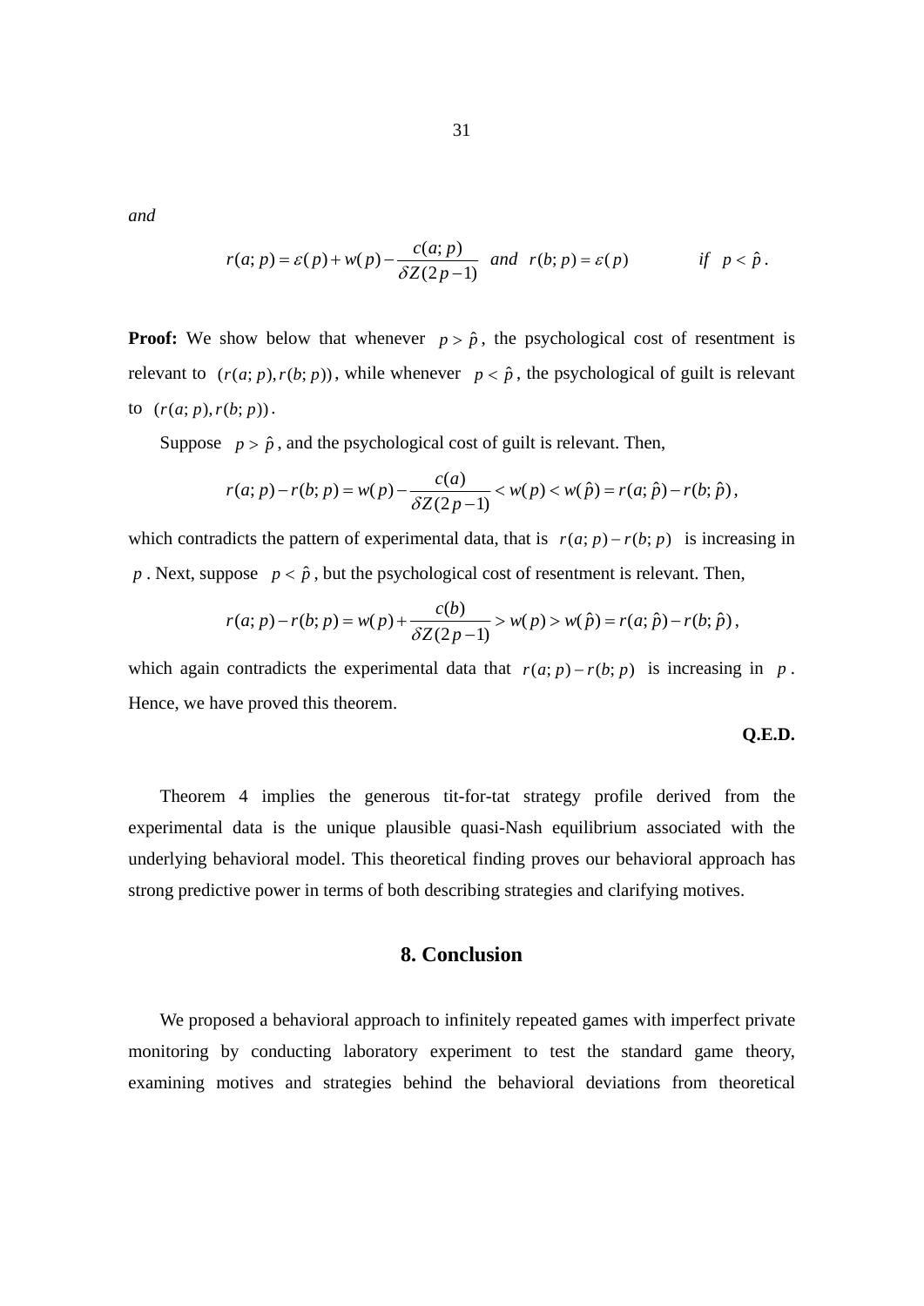*and*

$$r(a;p) = \varepsilon(p) + w(p) - \frac{c(a;p)}{\delta Z(2p-1)} \quad \textit{and} \quad r(b;p) = \varepsilon(p) \qquad \textit{if} \quad p < \hat{p}.$$

**Proof:** We show below that whenever $p > \hat{p}$, the psychological cost of resentment is relevant to $(r(a;p), r(b;p))$, while whenever $p < \hat{p}$, the psychological of guilt is relevant to $(r(a;p), r(b;p))$.

Suppose $p > \hat{p}$, and the psychological cost of guilt is relevant. Then,

$$r(a;p) - r(b;p) = w(p) - \frac{c(a)}{\delta Z(2p-1)} < w(p) < w(\hat{p}) = r(a;\hat{p}) - r(b;\hat{p}),$$

which contradicts the pattern of experimental data, that is $r(a;p) - r(b;p)$ is increasing in $p$. Next, suppose $p < \hat{p}$, but the psychological cost of resentment is relevant. Then,

$$r(a;p) - r(b;p) = w(p) + \frac{c(b)}{\delta Z(2p-1)} > w(p) > w(\hat{p}) = r(a;\hat{p}) - r(b;\hat{p}),$$

which again contradicts the experimental data that $r(a;p) - r(b;p)$ is increasing in $p$. Hence, we have proved this theorem.

**Q.E.D.**

Theorem 4 implies the generous tit-for-tat strategy profile derived from the experimental data is the unique plausible quasi-Nash equilibrium associated with the underlying behavioral model. This theoretical finding proves our behavioral approach has strong predictive power in terms of both describing strategies and clarifying motives.

## 8. Conclusion

We proposed a behavioral approach to infinitely repeated games with imperfect private monitoring by conducting laboratory experiment to test the standard game theory, examining motives and strategies behind the behavioral deviations from theoretical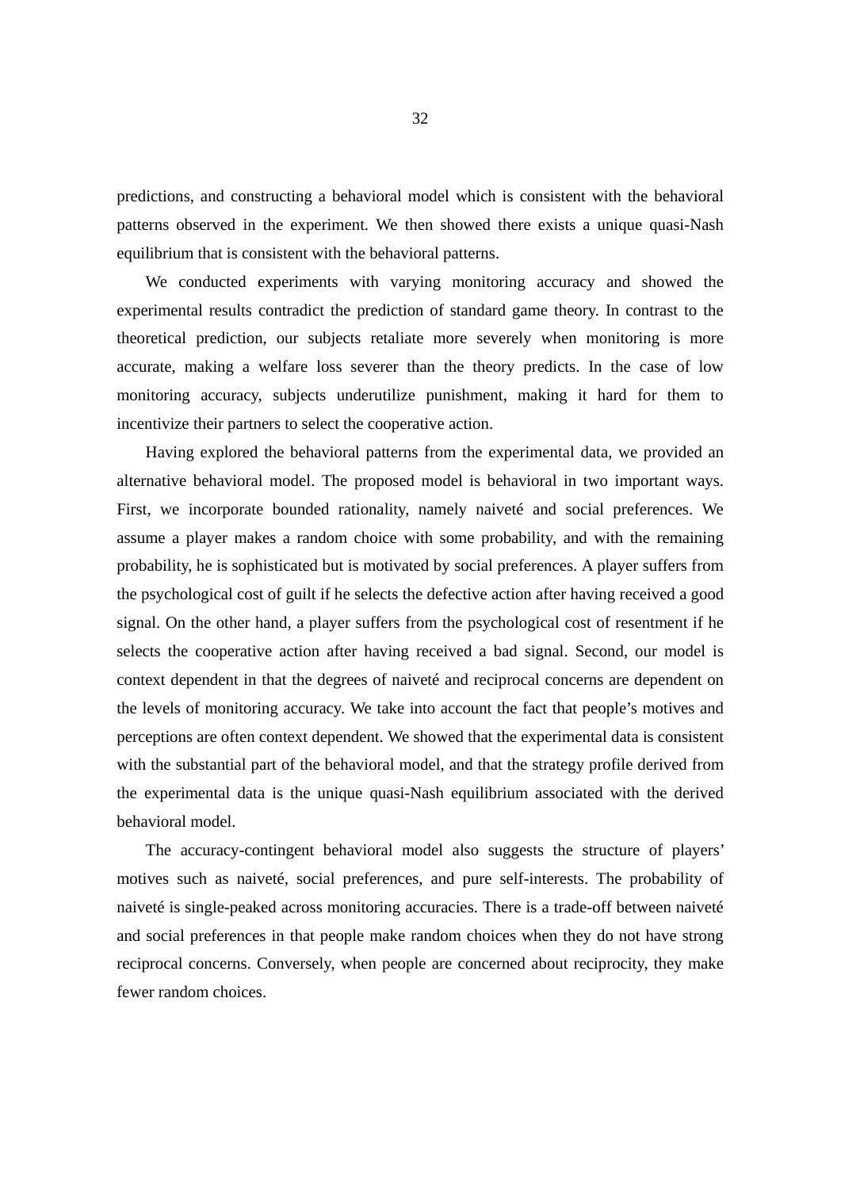predictions, and constructing a behavioral model which is consistent with the behavioral patterns observed in the experiment. We then showed there exists a unique quasi-Nash equilibrium that is consistent with the behavioral patterns.

We conducted experiments with varying monitoring accuracy and showed the experimental results contradict the prediction of standard game theory. In contrast to the theoretical prediction, our subjects retaliate more severely when monitoring is more accurate, making a welfare loss severer than the theory predicts. In the case of low monitoring accuracy, subjects underutilize punishment, making it hard for them to incentivize their partners to select the cooperative action.

Having explored the behavioral patterns from the experimental data, we provided an alternative behavioral model. The proposed model is behavioral in two important ways. First, we incorporate bounded rationality, namely naiveté and social preferences. We assume a player makes a random choice with some probability, and with the remaining probability, he is sophisticated but is motivated by social preferences. A player suffers from the psychological cost of guilt if he selects the defective action after having received a good signal. On the other hand, a player suffers from the psychological cost of resentment if he selects the cooperative action after having received a bad signal. Second, our model is context dependent in that the degrees of naiveté and reciprocal concerns are dependent on the levels of monitoring accuracy. We take into account the fact that people's motives and perceptions are often context dependent. We showed that the experimental data is consistent with the substantial part of the behavioral model, and that the strategy profile derived from the experimental data is the unique quasi-Nash equilibrium associated with the derived behavioral model.

The accuracy-contingent behavioral model also suggests the structure of players' motives such as naiveté, social preferences, and pure self-interests. The probability of naiveté is single-peaked across monitoring accuracies. There is a trade-off between naiveté and social preferences in that people make random choices when they do not have strong reciprocal concerns. Conversely, when people are concerned about reciprocity, they make fewer random choices.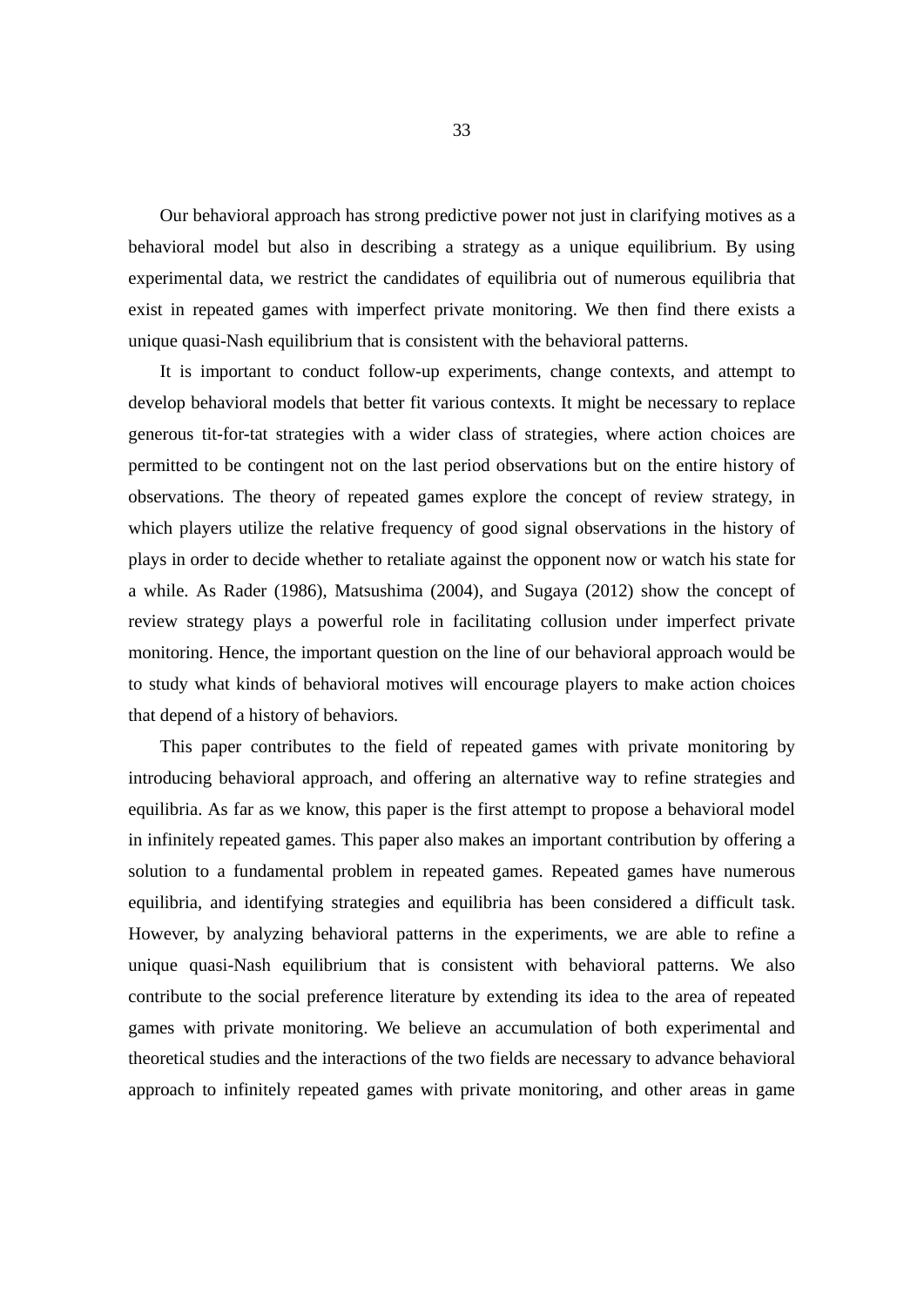Our behavioral approach has strong predictive power not just in clarifying motives as a behavioral model but also in describing a strategy as a unique equilibrium. By using experimental data, we restrict the candidates of equilibria out of numerous equilibria that exist in repeated games with imperfect private monitoring. We then find there exists a unique quasi-Nash equilibrium that is consistent with the behavioral patterns.

It is important to conduct follow-up experiments, change contexts, and attempt to develop behavioral models that better fit various contexts. It might be necessary to replace generous tit-for-tat strategies with a wider class of strategies, where action choices are permitted to be contingent not on the last period observations but on the entire history of observations. The theory of repeated games explore the concept of review strategy, in which players utilize the relative frequency of good signal observations in the history of plays in order to decide whether to retaliate against the opponent now or watch his state for a while. As Rader (1986), Matsushima (2004), and Sugaya (2012) show the concept of review strategy plays a powerful role in facilitating collusion under imperfect private monitoring. Hence, the important question on the line of our behavioral approach would be to study what kinds of behavioral motives will encourage players to make action choices that depend of a history of behaviors.

This paper contributes to the field of repeated games with private monitoring by introducing behavioral approach, and offering an alternative way to refine strategies and equilibria. As far as we know, this paper is the first attempt to propose a behavioral model in infinitely repeated games. This paper also makes an important contribution by offering a solution to a fundamental problem in repeated games. Repeated games have numerous equilibria, and identifying strategies and equilibria has been considered a difficult task. However, by analyzing behavioral patterns in the experiments, we are able to refine a unique quasi-Nash equilibrium that is consistent with behavioral patterns. We also contribute to the social preference literature by extending its idea to the area of repeated games with private monitoring. We believe an accumulation of both experimental and theoretical studies and the interactions of the two fields are necessary to advance behavioral approach to infinitely repeated games with private monitoring, and other areas in game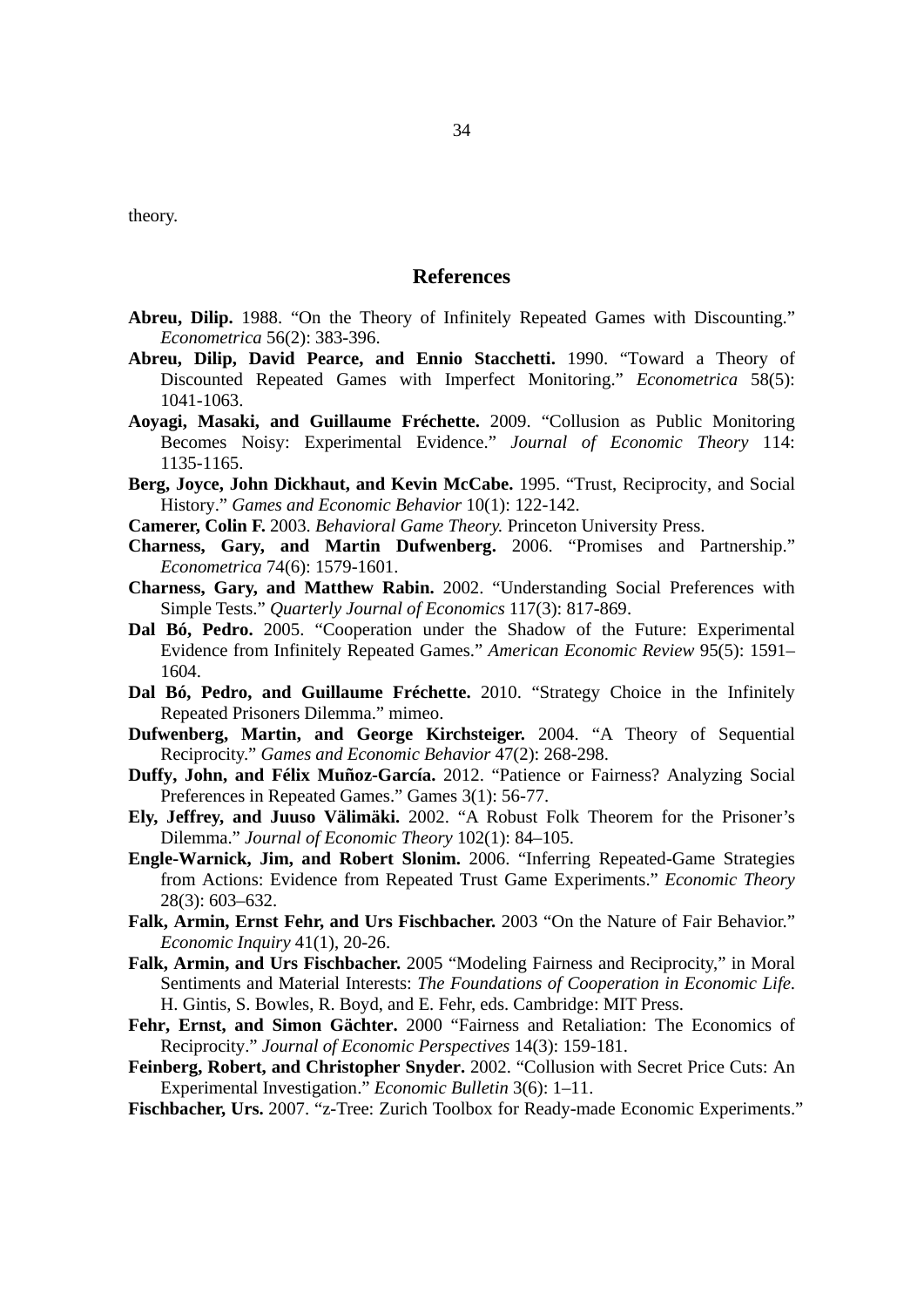theory.

## References

**Abreu, Dilip.** 1988. "On the Theory of Infinitely Repeated Games with Discounting." *Econometrica* 56(2): 383-396.

**Abreu, Dilip, David Pearce, and Ennio Stacchetti.** 1990. "Toward a Theory of Discounted Repeated Games with Imperfect Monitoring." *Econometrica* 58(5): 1041-1063.

**Aoyagi, Masaki, and Guillaume Fréchette.** 2009. "Collusion as Public Monitoring Becomes Noisy: Experimental Evidence." *Journal of Economic Theory* 114: 1135-1165.

**Berg, Joyce, John Dickhaut, and Kevin McCabe.** 1995. "Trust, Reciprocity, and Social History." *Games and Economic Behavior* 10(1): 122-142.

**Camerer, Colin F.** 2003. *Behavioral Game Theory.* Princeton University Press.

**Charness, Gary, and Martin Dufwenberg.** 2006. "Promises and Partnership." *Econometrica* 74(6): 1579-1601.

**Charness, Gary, and Matthew Rabin.** 2002. "Understanding Social Preferences with Simple Tests." *Quarterly Journal of Economics* 117(3): 817-869.

**Dal Bó, Pedro.** 2005. "Cooperation under the Shadow of the Future: Experimental Evidence from Infinitely Repeated Games." *American Economic Review* 95(5): 1591–1604.

**Dal Bó, Pedro, and Guillaume Fréchette.** 2010. "Strategy Choice in the Infinitely Repeated Prisoners Dilemma." mimeo.

**Dufwenberg, Martin, and George Kirchsteiger.** 2004. "A Theory of Sequential Reciprocity." *Games and Economic Behavior* 47(2): 268-298.

**Duffy, John, and Félix Muñoz-García.** 2012. "Patience or Fairness? Analyzing Social Preferences in Repeated Games." Games 3(1): 56-77.

**Ely, Jeffrey, and Juuso Välimäki.** 2002. "A Robust Folk Theorem for the Prisoner's Dilemma." *Journal of Economic Theory* 102(1): 84–105.

**Engle-Warnick, Jim, and Robert Slonim.** 2006. "Inferring Repeated-Game Strategies from Actions: Evidence from Repeated Trust Game Experiments." *Economic Theory* 28(3): 603–632.

**Falk, Armin, Ernst Fehr, and Urs Fischbacher.** 2003 "On the Nature of Fair Behavior." *Economic Inquiry* 41(1), 20-26.

**Falk, Armin, and Urs Fischbacher.** 2005 "Modeling Fairness and Reciprocity," in Moral Sentiments and Material Interests: *The Foundations of Cooperation in Economic Life*. H. Gintis, S. Bowles, R. Boyd, and E. Fehr, eds. Cambridge: MIT Press.

**Fehr, Ernst, and Simon Gächter.** 2000 "Fairness and Retaliation: The Economics of Reciprocity." *Journal of Economic Perspectives* 14(3): 159-181.

**Feinberg, Robert, and Christopher Snyder.** 2002. "Collusion with Secret Price Cuts: An Experimental Investigation." *Economic Bulletin* 3(6): 1–11.

**Fischbacher, Urs.** 2007. "z-Tree: Zurich Toolbox for Ready-made Economic Experiments."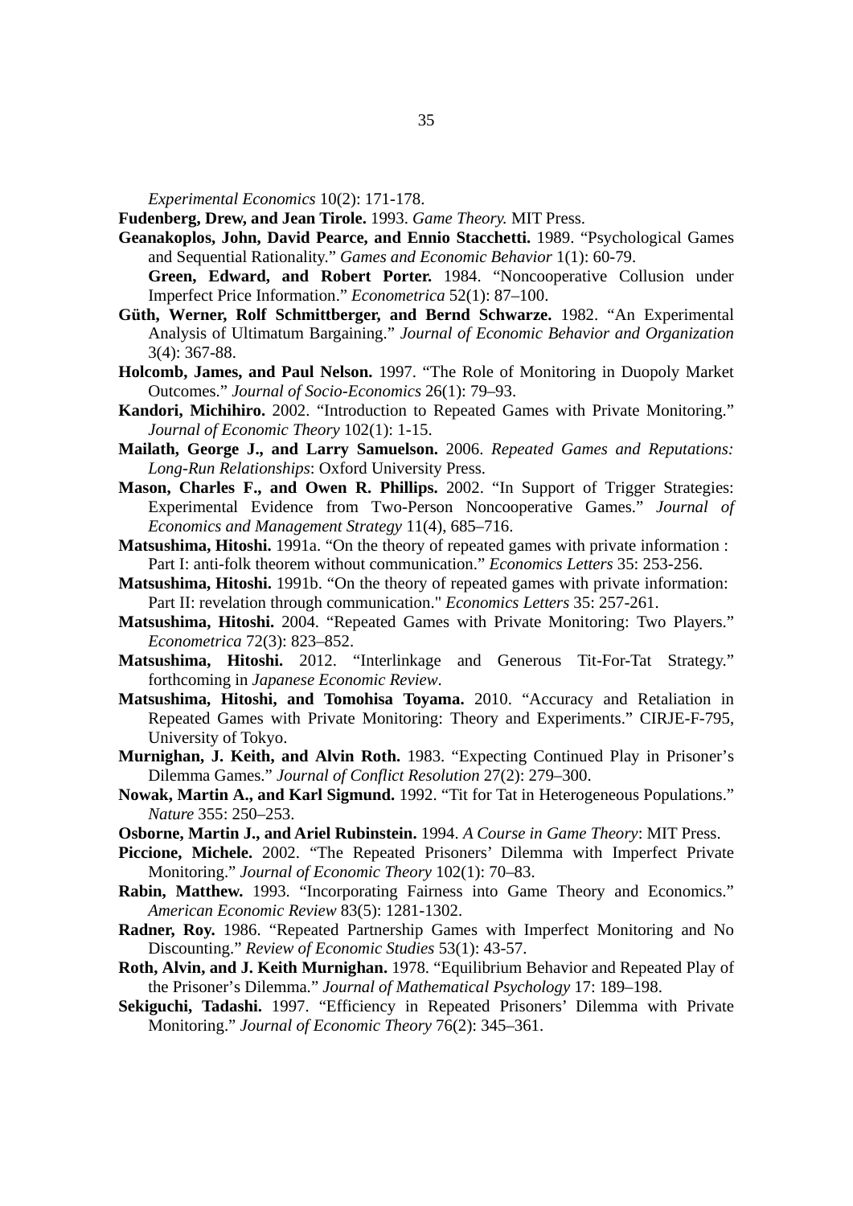*Experimental Economics* 10(2): 171-178.

**Fudenberg, Drew, and Jean Tirole.** 1993. *Game Theory.* MIT Press.

**Geanakoplos, John, David Pearce, and Ennio Stacchetti.** 1989. "Psychological Games and Sequential Rationality." *Games and Economic Behavior* 1(1): 60-79.

**Green, Edward, and Robert Porter.** 1984. "Noncooperative Collusion under Imperfect Price Information." *Econometrica* 52(1): 87–100.

**Güth, Werner, Rolf Schmittberger, and Bernd Schwarze.** 1982. "An Experimental Analysis of Ultimatum Bargaining." *Journal of Economic Behavior and Organization* 3(4): 367-88.

**Holcomb, James, and Paul Nelson.** 1997. "The Role of Monitoring in Duopoly Market Outcomes." *Journal of Socio-Economics* 26(1): 79–93.

**Kandori, Michihiro.** 2002. "Introduction to Repeated Games with Private Monitoring." *Journal of Economic Theory* 102(1): 1-15.

**Mailath, George J., and Larry Samuelson.** 2006. *Repeated Games and Reputations: Long-Run Relationships*: Oxford University Press.

**Mason, Charles F., and Owen R. Phillips.** 2002. "In Support of Trigger Strategies: Experimental Evidence from Two-Person Noncooperative Games." *Journal of Economics and Management Strategy* 11(4), 685–716.

**Matsushima, Hitoshi.** 1991a. "On the theory of repeated games with private information : Part I: anti-folk theorem without communication." *Economics Letters* 35: 253-256.

**Matsushima, Hitoshi.** 1991b. "On the theory of repeated games with private information: Part II: revelation through communication." *Economics Letters* 35: 257-261.

**Matsushima, Hitoshi.** 2004. "Repeated Games with Private Monitoring: Two Players." *Econometrica* 72(3): 823–852.

**Matsushima, Hitoshi.** 2012. "Interlinkage and Generous Tit-For-Tat Strategy." forthcoming in *Japanese Economic Review*.

**Matsushima, Hitoshi, and Tomohisa Toyama.** 2010. "Accuracy and Retaliation in Repeated Games with Private Monitoring: Theory and Experiments." CIRJE-F-795, University of Tokyo.

**Murnighan, J. Keith, and Alvin Roth.** 1983. "Expecting Continued Play in Prisoner's Dilemma Games." *Journal of Conflict Resolution* 27(2): 279–300.

**Nowak, Martin A., and Karl Sigmund.** 1992. "Tit for Tat in Heterogeneous Populations." *Nature* 355: 250–253.

**Osborne, Martin J., and Ariel Rubinstein.** 1994. *A Course in Game Theory*: MIT Press.

**Piccione, Michele.** 2002. "The Repeated Prisoners' Dilemma with Imperfect Private Monitoring." *Journal of Economic Theory* 102(1): 70–83.

**Rabin, Matthew.** 1993. "Incorporating Fairness into Game Theory and Economics." *American Economic Review* 83(5): 1281-1302.

**Radner, Roy.** 1986. "Repeated Partnership Games with Imperfect Monitoring and No Discounting." *Review of Economic Studies* 53(1): 43-57.

**Roth, Alvin, and J. Keith Murnighan.** 1978. "Equilibrium Behavior and Repeated Play of the Prisoner's Dilemma." *Journal of Mathematical Psychology* 17: 189–198.

**Sekiguchi, Tadashi.** 1997. "Efficiency in Repeated Prisoners' Dilemma with Private Monitoring." *Journal of Economic Theory* 76(2): 345–361.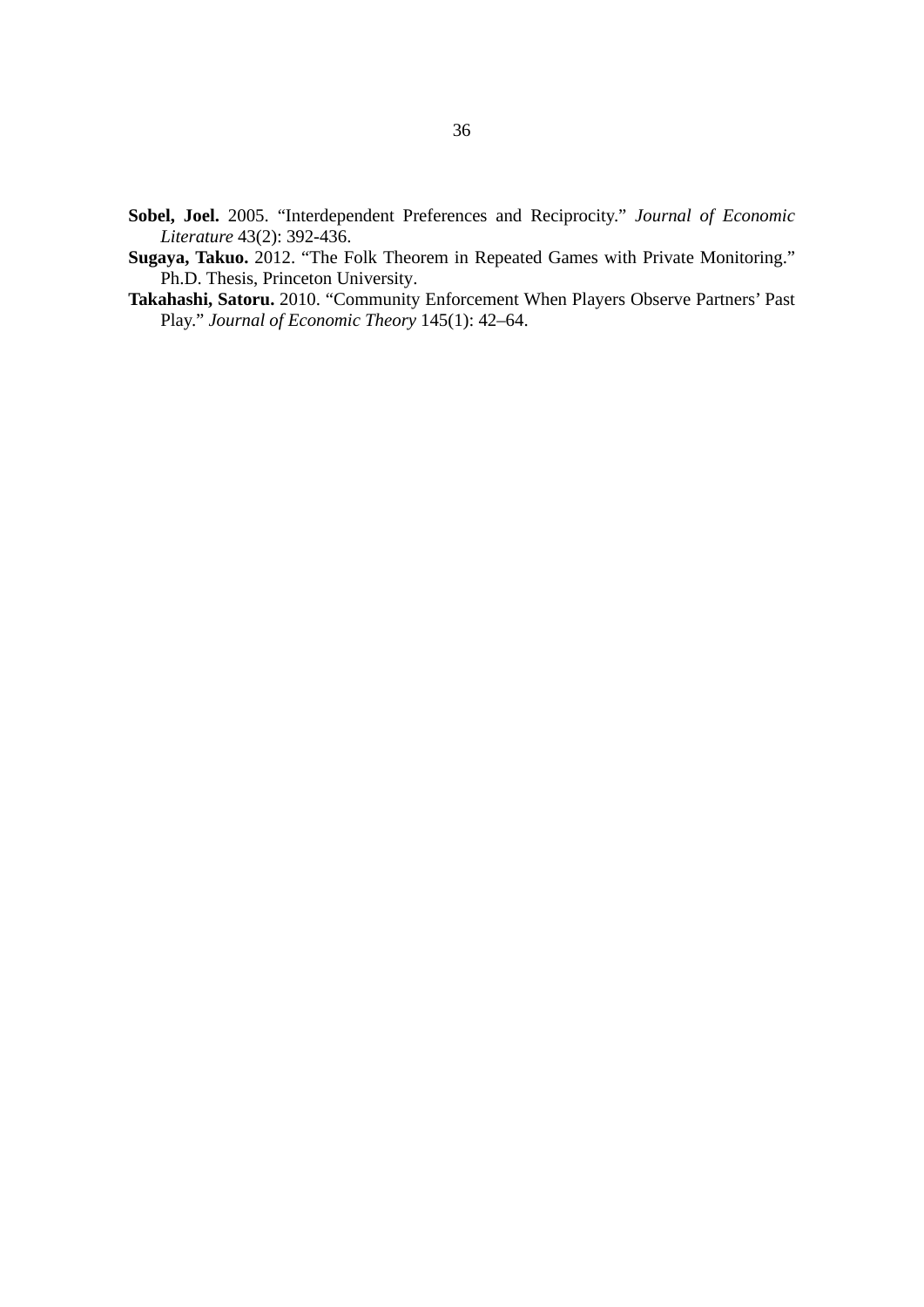**Sobel, Joel.** 2005. "Interdependent Preferences and Reciprocity." *Journal of Economic Literature* 43(2): 392-436.

**Sugaya, Takuo.** 2012. "The Folk Theorem in Repeated Games with Private Monitoring." Ph.D. Thesis, Princeton University.

**Takahashi, Satoru.** 2010. "Community Enforcement When Players Observe Partners' Past Play." *Journal of Economic Theory* 145(1): 42–64.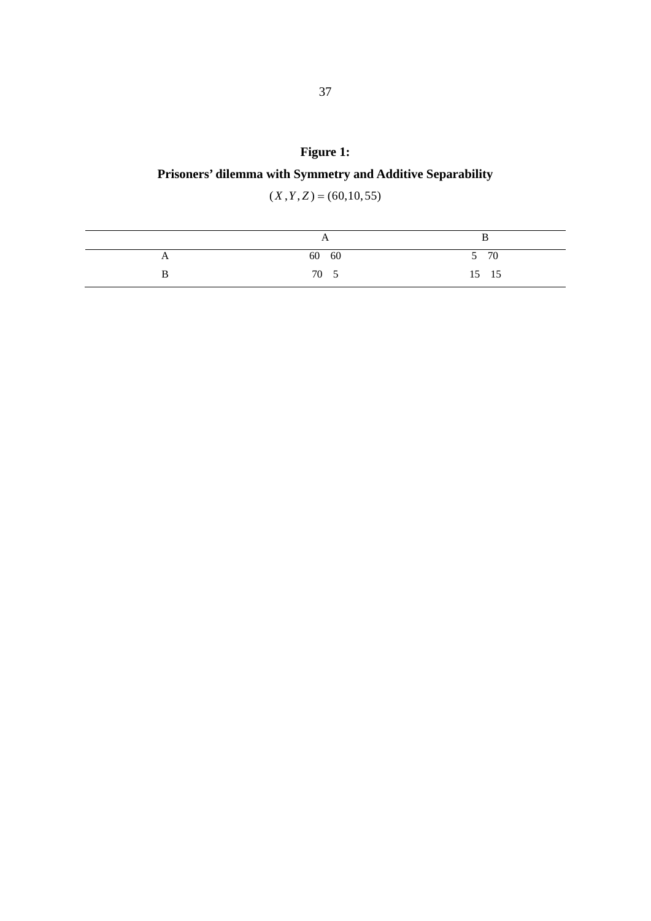**Figure 1:**

**Prisoners' dilemma with Symmetry and Additive Separability**

$(X, Y, Z) = (60, 10, 55)$

| | A | B |
|---|---|---|
| A | 60 60 | 5 70 |
| B | 70 5 | 15 15 |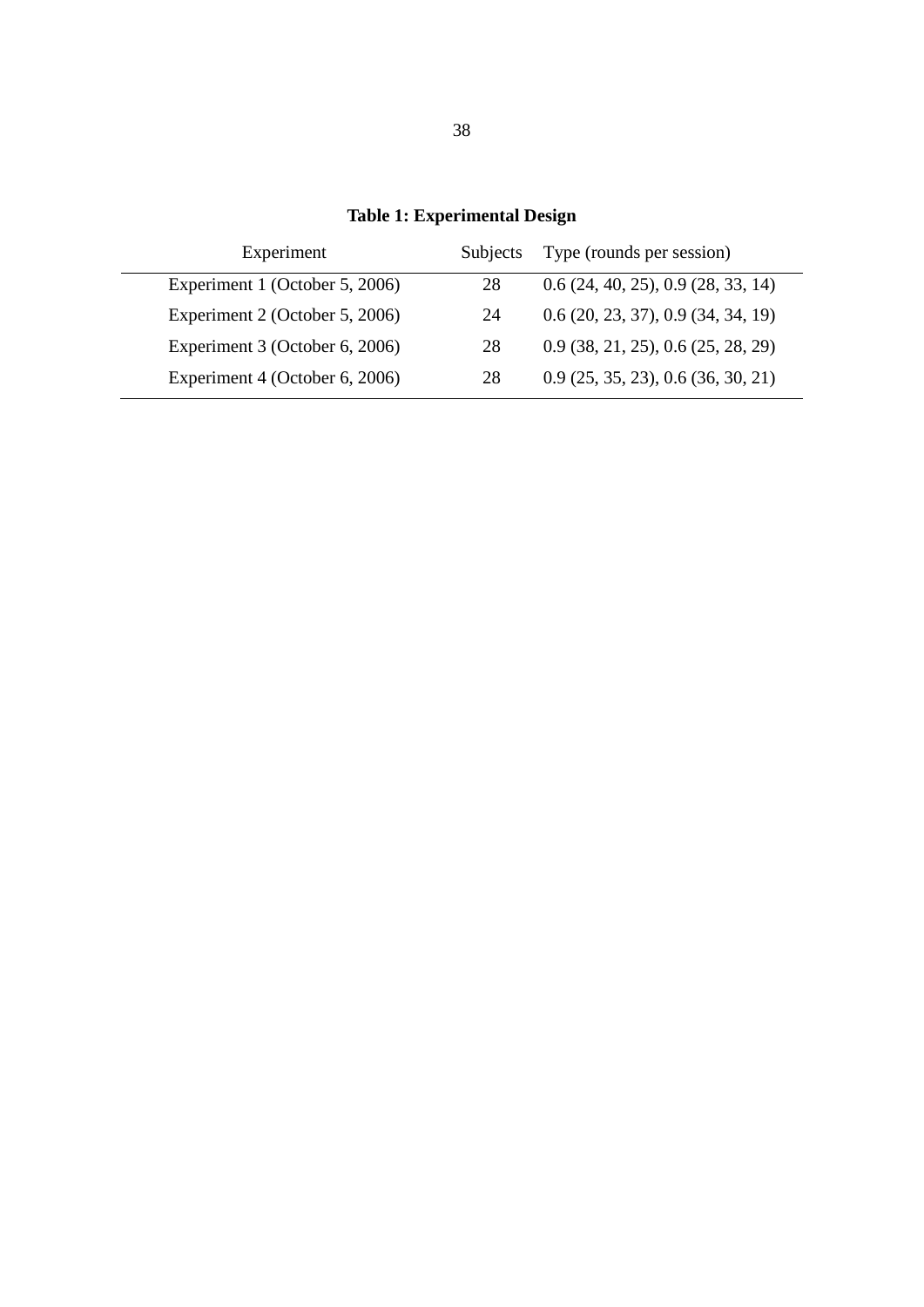**Table 1: Experimental Design**

| Experiment | Subjects | Type (rounds per session) |
|---|---|---|
| Experiment 1 (October 5, 2006) | 28 | 0.6 (24, 40, 25), 0.9 (28, 33, 14) |
| Experiment 2 (October 5, 2006) | 24 | 0.6 (20, 23, 37), 0.9 (34, 34, 19) |
| Experiment 3 (October 6, 2006) | 28 | 0.9 (38, 21, 25), 0.6 (25, 28, 29) |
| Experiment 4 (October 6, 2006) | 28 | 0.9 (25, 35, 23), 0.6 (36, 30, 21) |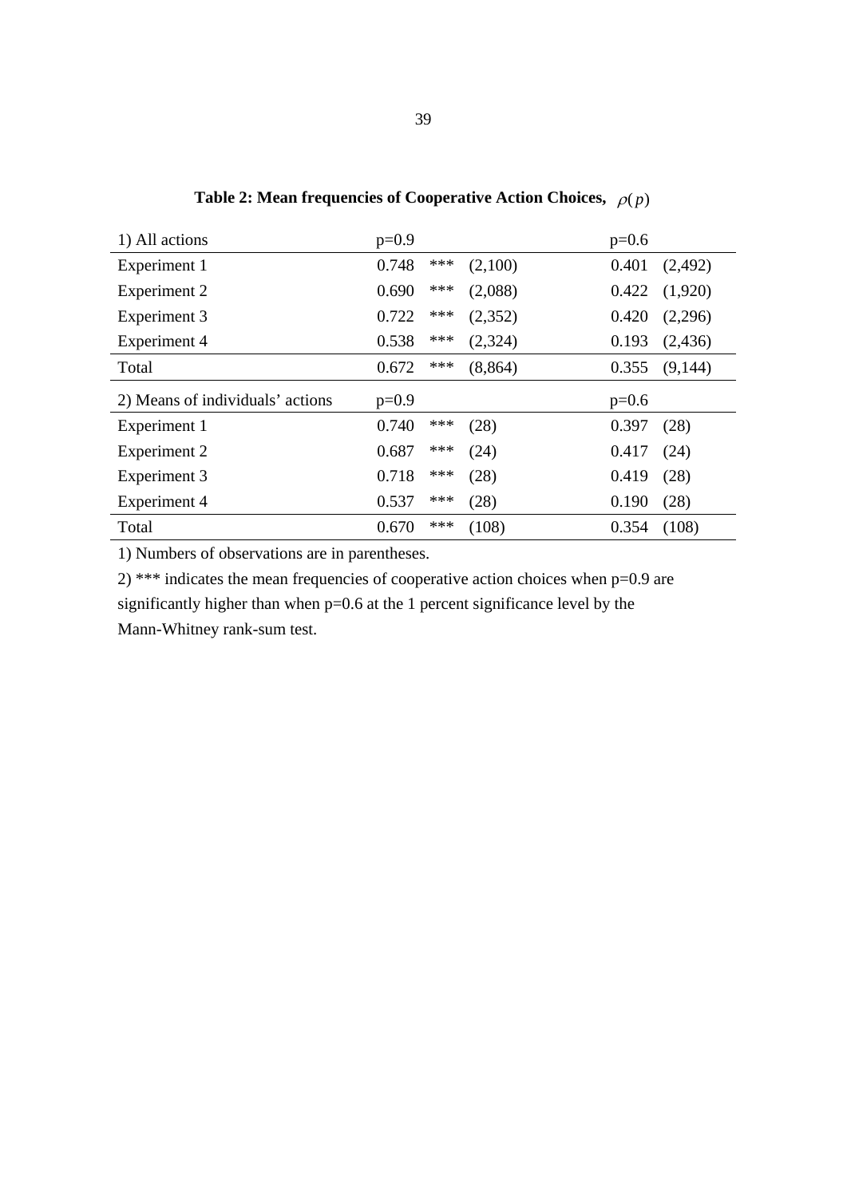**Table 2: Mean frequencies of Cooperative Action Choices, $\rho(p)$**

| 1) All actions | p=0.9 | | | p=0.6 | |
|---|---|---|---|---|---|
| Experiment 1 | 0.748 | *** | (2,100) | 0.401 | (2,492) |
| Experiment 2 | 0.690 | *** | (2,088) | 0.422 | (1,920) |
| Experiment 3 | 0.722 | *** | (2,352) | 0.420 | (2,296) |
| Experiment 4 | 0.538 | *** | (2,324) | 0.193 | (2,436) |
| Total | 0.672 | *** | (8,864) | 0.355 | (9,144) |
| **2) Means of individuals' actions** | **p=0.9** | | | **p=0.6** | |
| Experiment 1 | 0.740 | *** | (28) | 0.397 | (28) |
| Experiment 2 | 0.687 | *** | (24) | 0.417 | (24) |
| Experiment 3 | 0.718 | *** | (28) | 0.419 | (28) |
| Experiment 4 | 0.537 | *** | (28) | 0.190 | (28) |
| Total | 0.670 | *** | (108) | 0.354 | (108) |

1) Numbers of observations are in parentheses.

2) *** indicates the mean frequencies of cooperative action choices when p=0.9 are significantly higher than when p=0.6 at the 1 percent significance level by the Mann-Whitney rank-sum test.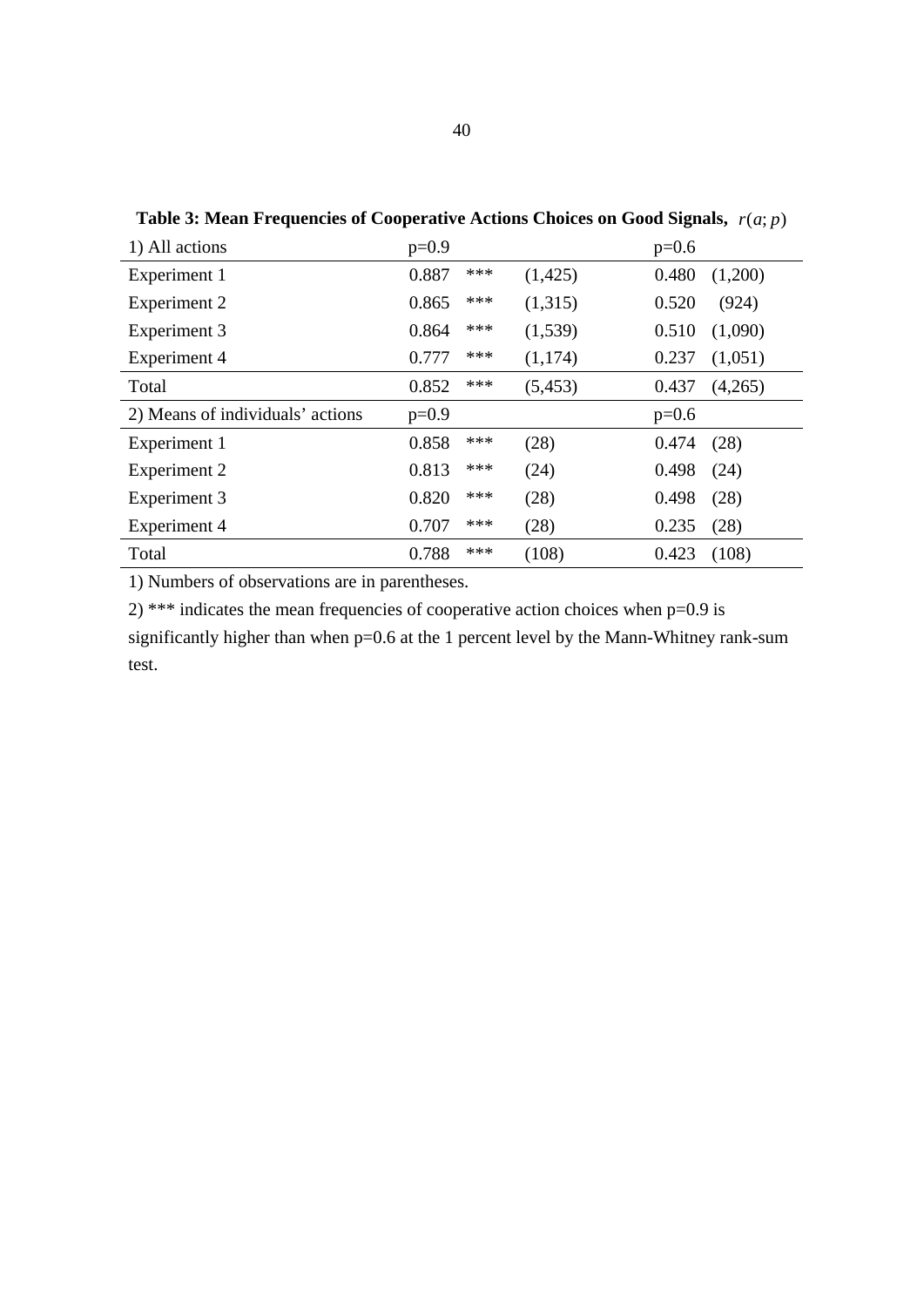**Table 3: Mean Frequencies of Cooperative Actions Choices on Good Signals,** $r(a;p)$

| 1) All actions | p=0.9 | | | p=0.6 | |
|---|---|---|---|---|---|
| Experiment 1 | 0.887 | *** | (1,425) | 0.480 | (1,200) |
| Experiment 2 | 0.865 | *** | (1,315) | 0.520 | (924) |
| Experiment 3 | 0.864 | *** | (1,539) | 0.510 | (1,090) |
| Experiment 4 | 0.777 | *** | (1,174) | 0.237 | (1,051) |
| Total | 0.852 | *** | (5,453) | 0.437 | (4,265) |
| **2) Means of individuals' actions** | **p=0.9** | | | **p=0.6** | |
| Experiment 1 | 0.858 | *** | (28) | 0.474 | (28) |
| Experiment 2 | 0.813 | *** | (24) | 0.498 | (24) |
| Experiment 3 | 0.820 | *** | (28) | 0.498 | (28) |
| Experiment 4 | 0.707 | *** | (28) | 0.235 | (28) |
| Total | 0.788 | *** | (108) | 0.423 | (108) |

1) Numbers of observations are in parentheses.

2) *** indicates the mean frequencies of cooperative action choices when p=0.9 is significantly higher than when p=0.6 at the 1 percent level by the Mann-Whitney rank-sum test.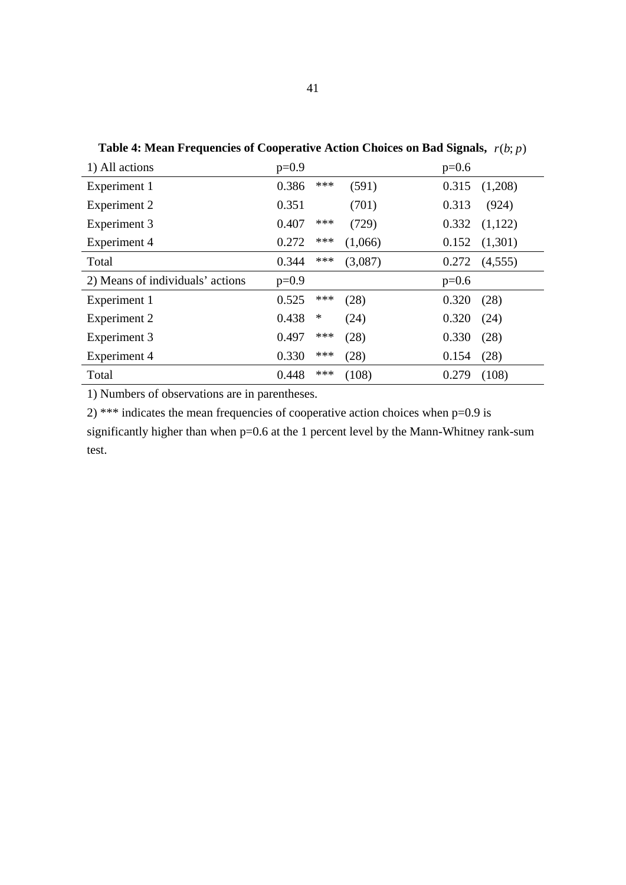**Table 4: Mean Frequencies of Cooperative Action Choices on Bad Signals, $r(b; p)$**

| 1) All actions | p=0.9 | | | p=0.6 | |
|---|---|---|---|---|---|
| Experiment 1 | 0.386 | *** | (591) | 0.315 | (1,208) |
| Experiment 2 | 0.351 | | (701) | 0.313 | (924) |
| Experiment 3 | 0.407 | *** | (729) | 0.332 | (1,122) |
| Experiment 4 | 0.272 | *** | (1,066) | 0.152 | (1,301) |
| Total | 0.344 | *** | (3,087) | 0.272 | (4,555) |
| **2) Means of individuals' actions** | **p=0.9** | | | **p=0.6** | |
| Experiment 1 | 0.525 | *** | (28) | 0.320 | (28) |
| Experiment 2 | 0.438 | * | (24) | 0.320 | (24) |
| Experiment 3 | 0.497 | *** | (28) | 0.330 | (28) |
| Experiment 4 | 0.330 | *** | (28) | 0.154 | (28) |
| Total | 0.448 | *** | (108) | 0.279 | (108) |

1) Numbers of observations are in parentheses.

2) *** indicates the mean frequencies of cooperative action choices when p=0.9 is significantly higher than when p=0.6 at the 1 percent level by the Mann-Whitney rank-sum test.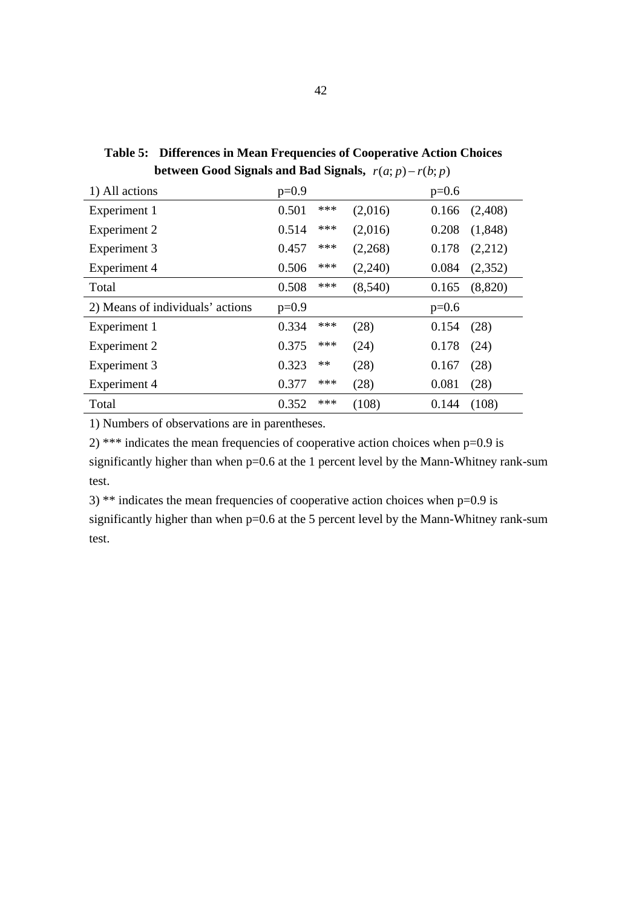**Table 5: Differences in Mean Frequencies of Cooperative Action Choices between Good Signals and Bad Signals, $r(a;p)-r(b;p)$**

| 1) All actions | p=0.9 | | | p=0.6 | |
|---|---|---|---|---|---|
| Experiment 1 | 0.501 | *** | (2,016) | 0.166 | (2,408) |
| Experiment 2 | 0.514 | *** | (2,016) | 0.208 | (1,848) |
| Experiment 3 | 0.457 | *** | (2,268) | 0.178 | (2,212) |
| Experiment 4 | 0.506 | *** | (2,240) | 0.084 | (2,352) |
| Total | 0.508 | *** | (8,540) | 0.165 | (8,820) |
| **2) Means of individuals' actions** | **p=0.9** | | | **p=0.6** | |
| Experiment 1 | 0.334 | *** | (28) | 0.154 | (28) |
| Experiment 2 | 0.375 | *** | (24) | 0.178 | (24) |
| Experiment 3 | 0.323 | ** | (28) | 0.167 | (28) |
| Experiment 4 | 0.377 | *** | (28) | 0.081 | (28) |
| Total | 0.352 | *** | (108) | 0.144 | (108) |

1) Numbers of observations are in parentheses.

2) *** indicates the mean frequencies of cooperative action choices when p=0.9 is significantly higher than when p=0.6 at the 1 percent level by the Mann-Whitney rank-sum test.

3) ** indicates the mean frequencies of cooperative action choices when p=0.9 is significantly higher than when p=0.6 at the 5 percent level by the Mann-Whitney rank-sum test.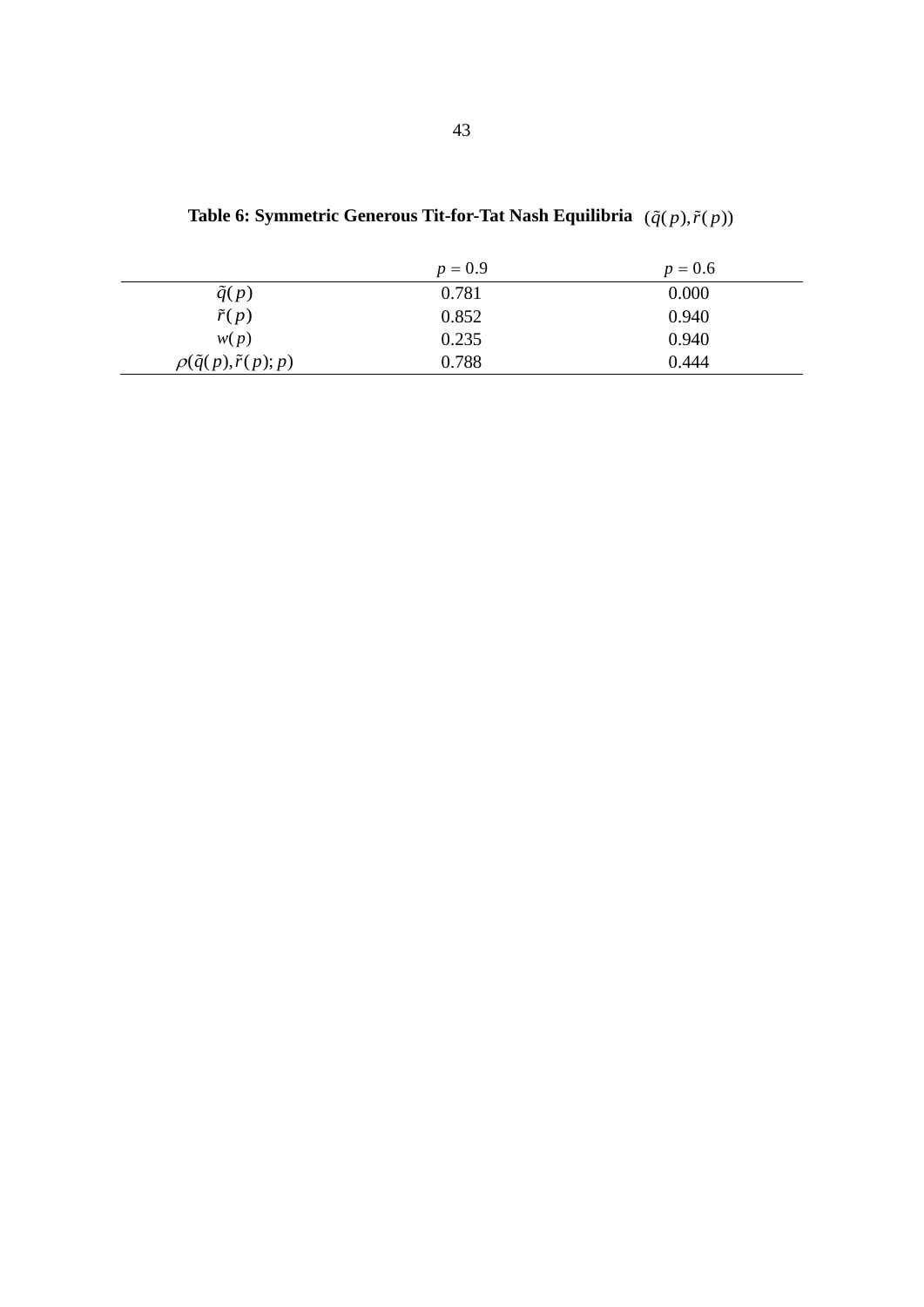**Table 6: Symmetric Generous Tit-for-Tat Nash Equilibria** $(\tilde{q}(p), \tilde{r}(p))$

| | $p = 0.9$ | $p = 0.6$ |
|---|---|---|
| $\tilde{q}(p)$ | 0.781 | 0.000 |
| $\tilde{r}(p)$ | 0.852 | 0.940 |
| $w(p)$ | 0.235 | 0.940 |
| $\rho(\tilde{q}(p), \tilde{r}(p); p)$ | 0.788 | 0.444 |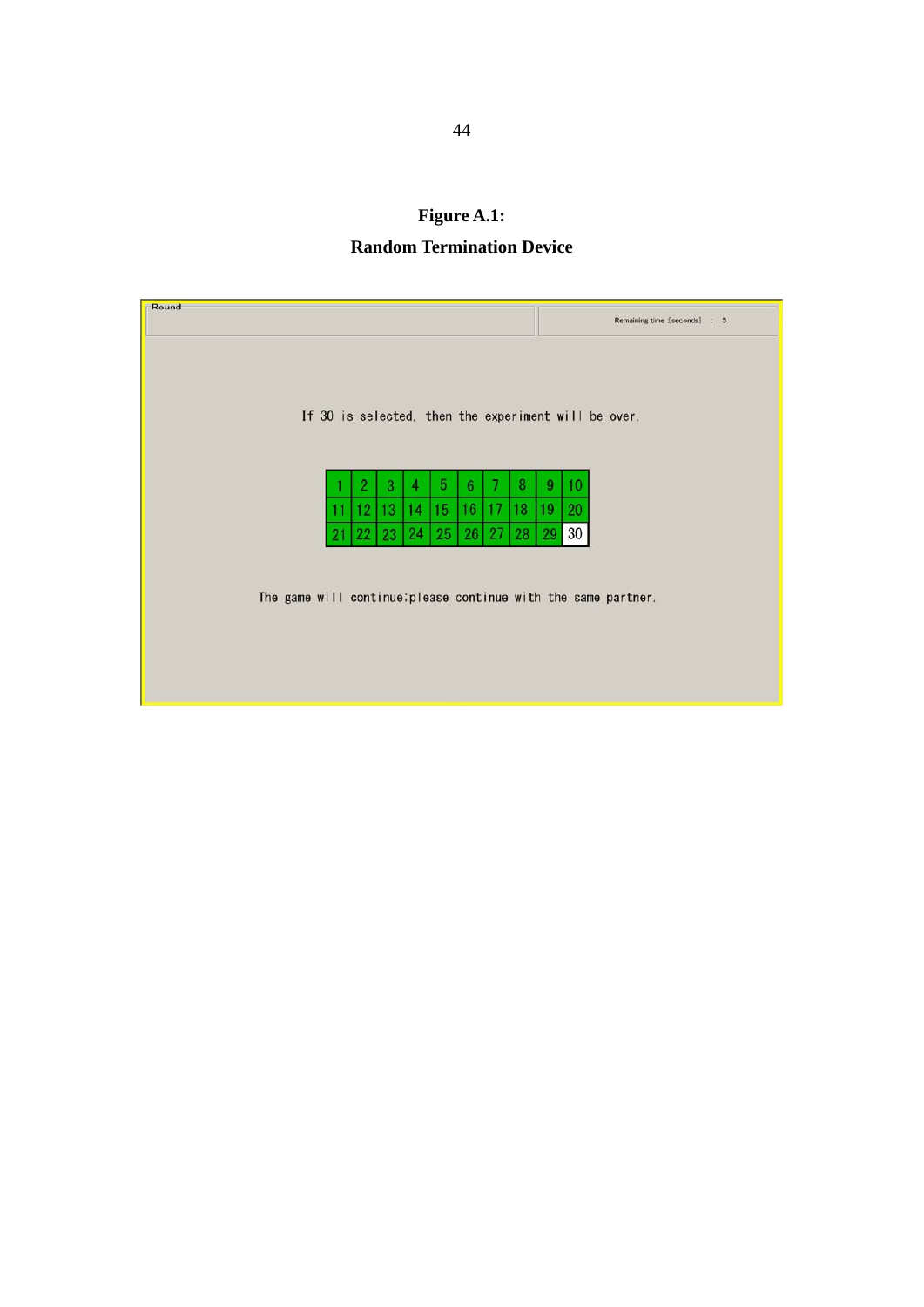**Figure A.1:**

**Random Termination Device**

Round

Remaining time [seconds] : 5

If 30 is selected, then the experiment will be over.

| 1 | 2 | 3 | 4 | 5 | 6 | 7 | 8 | 9 | 10 |
|---|---|---|---|---|---|---|---|---|---|
| 11 | 12 | 13 | 14 | 15 | 16 | 17 | 18 | 19 | 20 |
| 21 | 22 | 23 | 24 | 25 | 26 | 27 | 28 | 29 | 30 |

The game will continue;please continue with the same partner.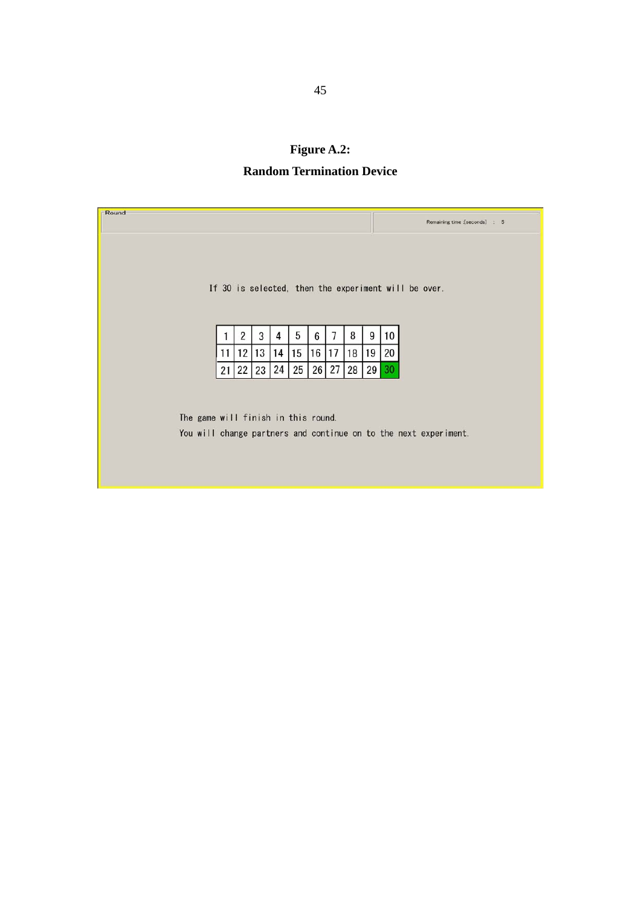**Figure A.2:**

**Random Termination Device**

Round

Remaining time [seconds] : 5

If 30 is selected, then the experiment will be over.

| 1 | 2 | 3 | 4 | 5 | 6 | 7 | 8 | 9 | 10 |
|---|---|---|---|---|---|---|---|---|---|
| 11 | 12 | 13 | 14 | 15 | 16 | 17 | 18 | 19 | 20 |
| 21 | 22 | 23 | 24 | 25 | 26 | 27 | 28 | 29 | 30 |

The game will finish in this round.

You will change partners and continue on to the next experiment.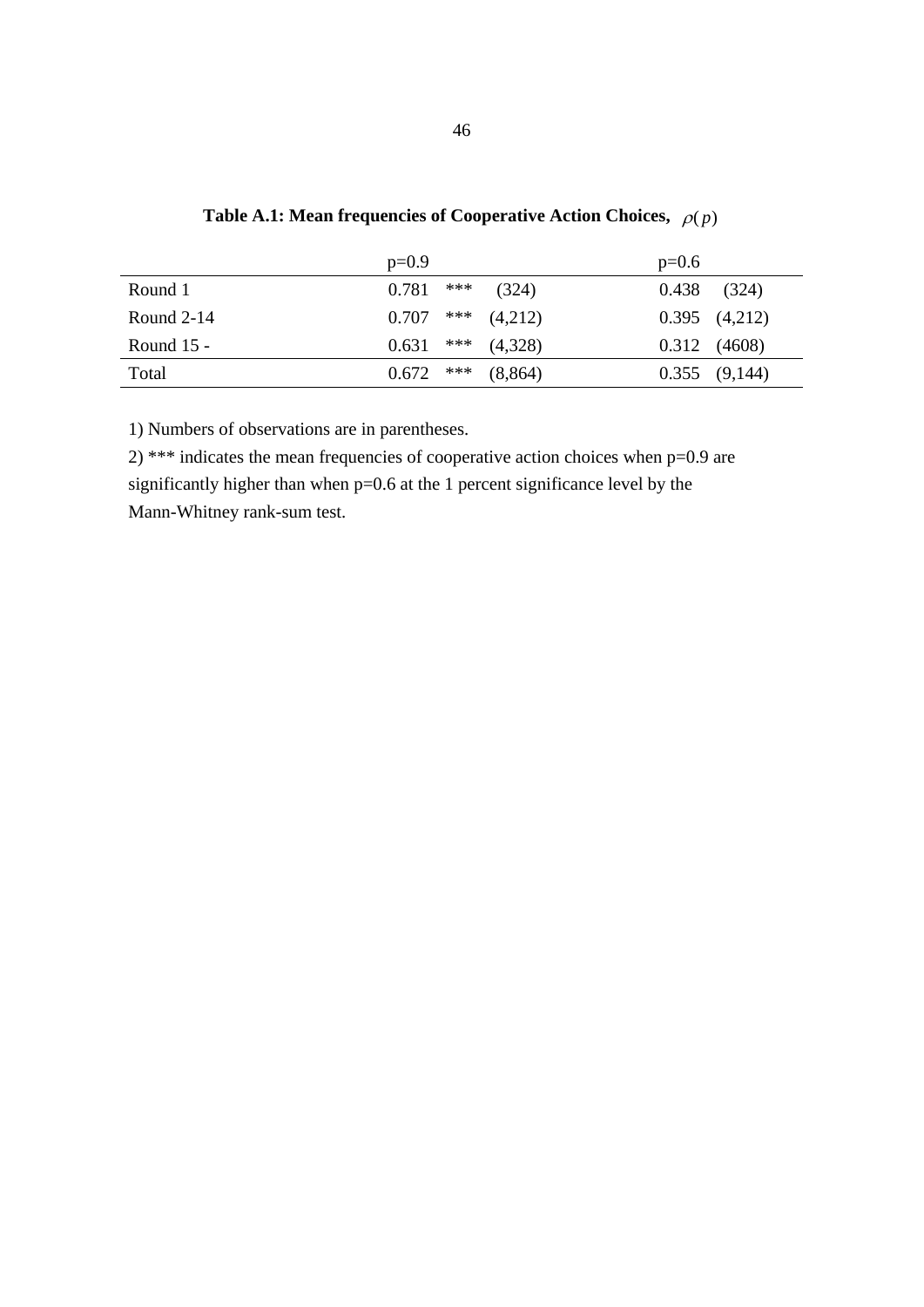**Table A.1: Mean frequencies of Cooperative Action Choices, $\rho(p)$**

| | p=0.9 | | | p=0.6 | |
|---|---|---|---|---|---|
| Round 1 | 0.781 | *** | (324) | 0.438 | (324) |
| Round 2-14 | 0.707 | *** | (4,212) | 0.395 | (4,212) |
| Round 15 - | 0.631 | *** | (4,328) | 0.312 | (4608) |
| Total | 0.672 | *** | (8,864) | 0.355 | (9,144) |

1) Numbers of observations are in parentheses.

2) *** indicates the mean frequencies of cooperative action choices when p=0.9 are significantly higher than when p=0.6 at the 1 percent significance level by the Mann-Whitney rank-sum test.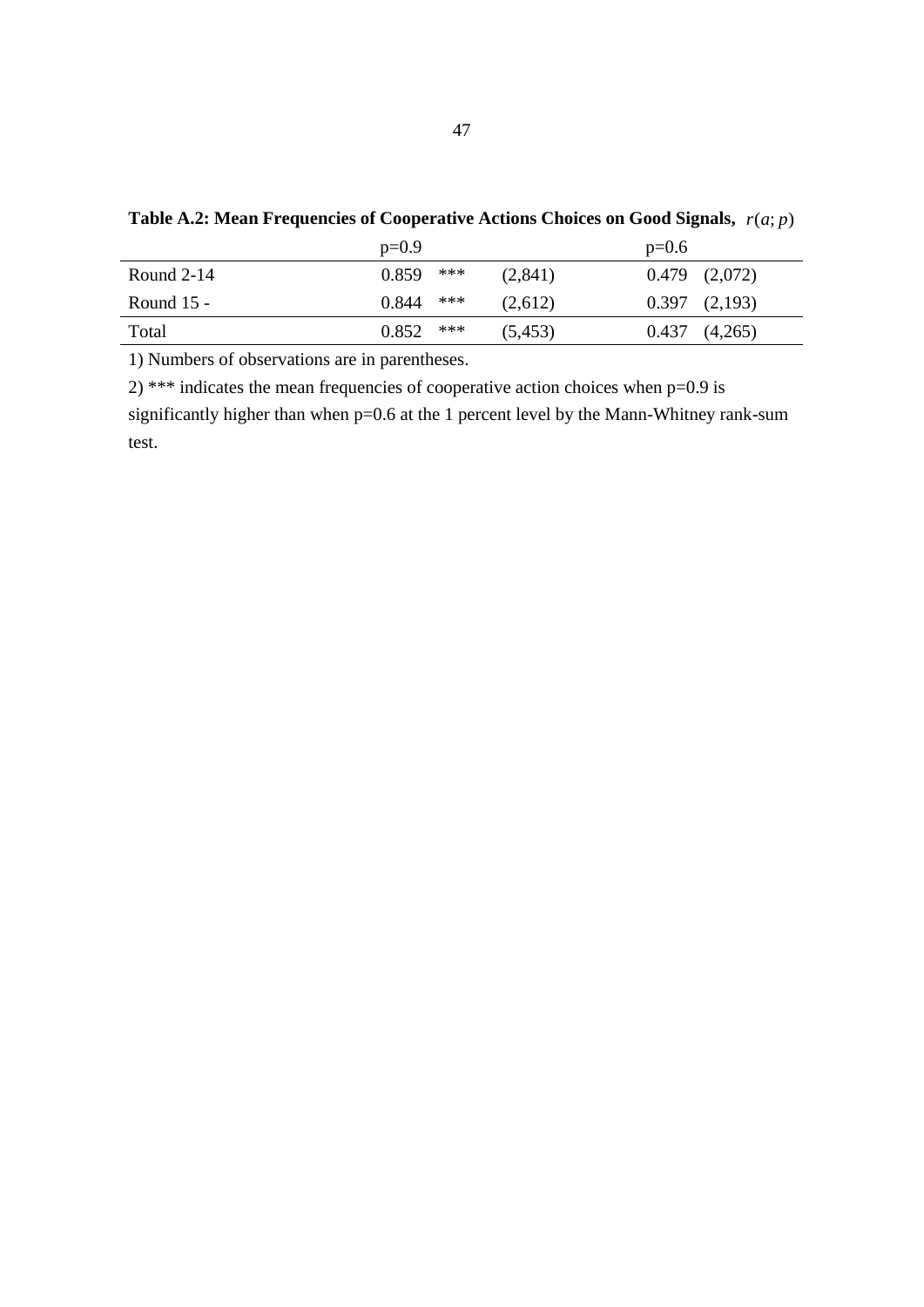**Table A.2: Mean Frequencies of Cooperative Actions Choices on Good Signals, $r(a;p)$**

| | p=0.9 | | | p=0.6 | |
|---|---|---|---|---|---|
| Round 2-14 | 0.859 | *** | (2,841) | 0.479 | (2,072) |
| Round 15 - | 0.844 | *** | (2,612) | 0.397 | (2,193) |
| Total | 0.852 | *** | (5,453) | 0.437 | (4,265) |

1) Numbers of observations are in parentheses.

2) *** indicates the mean frequencies of cooperative action choices when p=0.9 is significantly higher than when p=0.6 at the 1 percent level by the Mann-Whitney rank-sum test.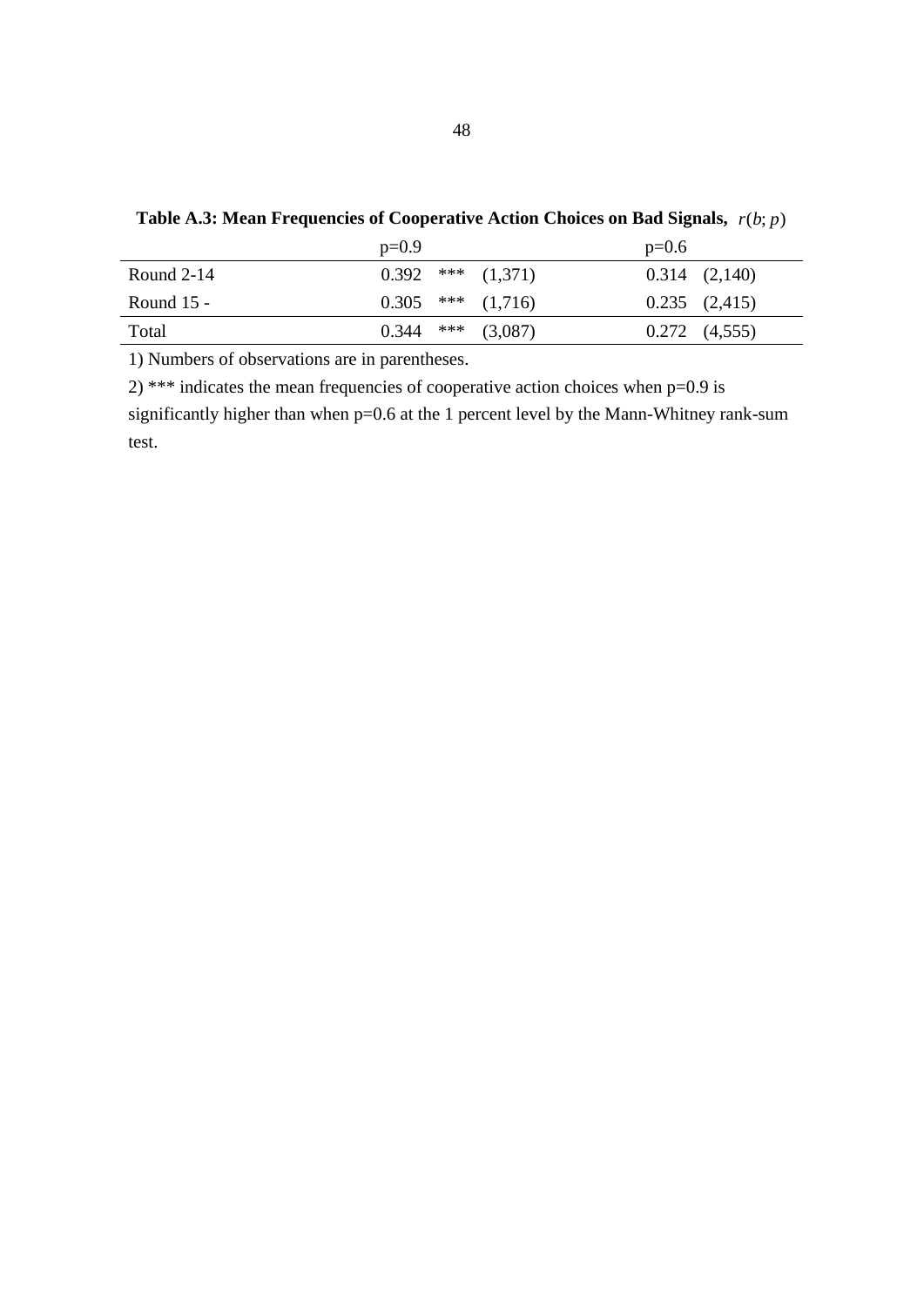**Table A.3: Mean Frequencies of Cooperative Action Choices on Bad Signals, $r(b; p)$**

| | p=0.9 | | | p=0.6 | |
|---|---|---|---|---|---|
| Round 2-14 | 0.392 | *** | (1,371) | 0.314 | (2,140) |
| Round 15 - | 0.305 | *** | (1,716) | 0.235 | (2,415) |
| Total | 0.344 | *** | (3,087) | 0.272 | (4,555) |

1) Numbers of observations are in parentheses.

2) *** indicates the mean frequencies of cooperative action choices when p=0.9 is significantly higher than when p=0.6 at the 1 percent level by the Mann-Whitney rank-sum test.